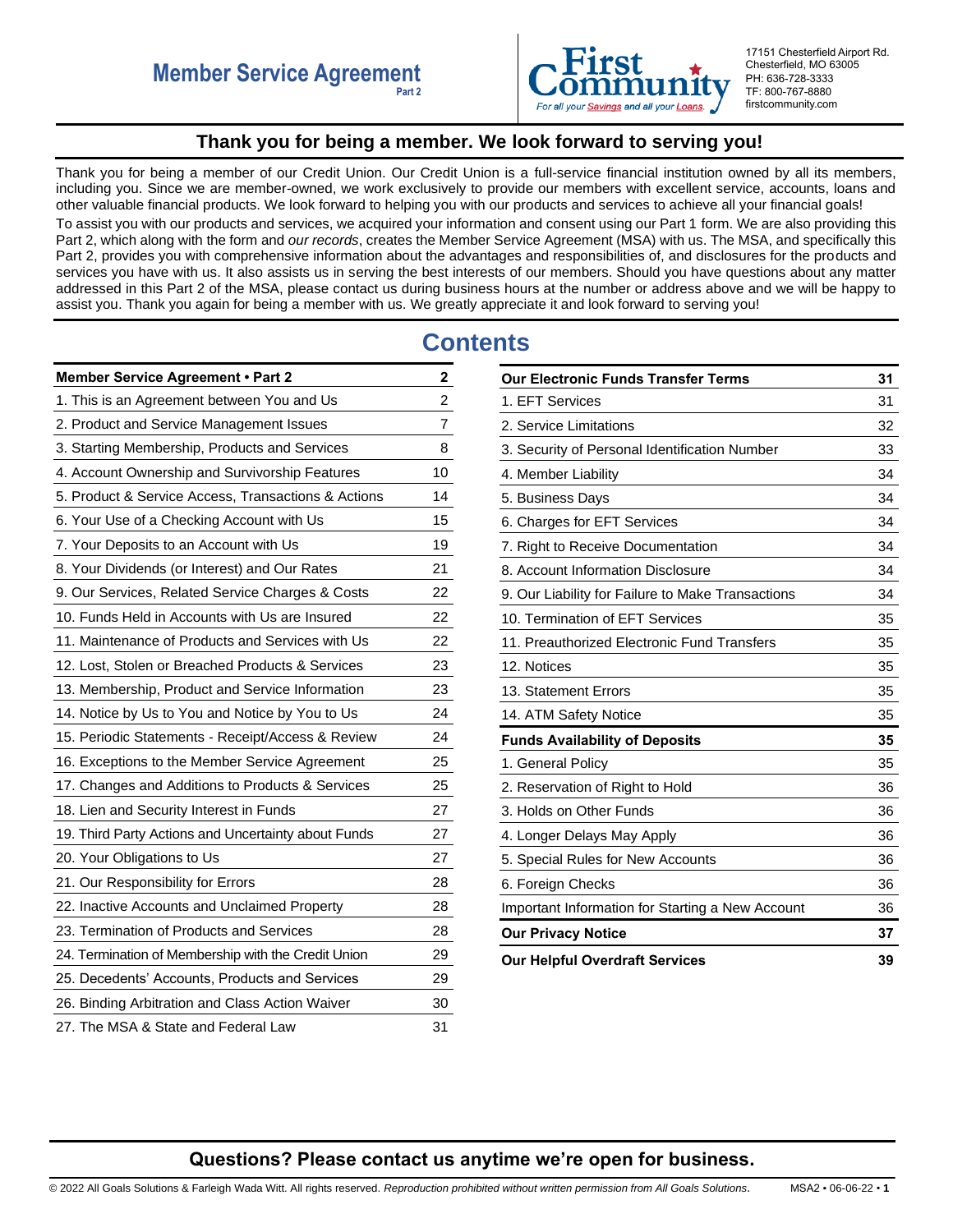# Member Service Agreement

**Part 2**

First Community — *For all your Savings and all your Loans.*

17151 Chesterfield Airport Rd.
Chesterfield, MO 63005
PH: 636-728-3333
TF: 800-767-8880
firstcommunity.com

## Thank you for being a member. We look forward to serving you!

Thank you for being a member of our Credit Union. Our Credit Union is a full-service financial institution owned by all its members, including you. Since we are member-owned, we work exclusively to provide our members with excellent service, accounts, loans and other valuable financial products. We look forward to helping you with our products and services to achieve all your financial goals!

To assist you with our products and services, we acquired your information and consent using our Part 1 form. We are also providing this Part 2, which along with the form and *our records*, creates the Member Service Agreement (MSA) with us. The MSA, and specifically this Part 2, provides you with comprehensive information about the advantages and responsibilities of, and disclosures for the products and services you have with us. It also assists us in serving the best interests of our members. Should you have questions about any matter addressed in this Part 2 of the MSA, please contact us during business hours at the number or address above and we will be happy to assist you. Thank you again for being a member with us. We greatly appreciate it and look forward to serving you!

## Contents

| **Member Service Agreement • Part 2** | **2** |
|---|---|
| 1. This is an Agreement between You and Us | 2 |
| 2. Product and Service Management Issues | 7 |
| 3. Starting Membership, Products and Services | 8 |
| 4. Account Ownership and Survivorship Features | 10 |
| 5. Product & Service Access, Transactions & Actions | 14 |
| 6. Your Use of a Checking Account with Us | 15 |
| 7. Your Deposits to an Account with Us | 19 |
| 8. Your Dividends (or Interest) and Our Rates | 21 |
| 9. Our Services, Related Service Charges & Costs | 22 |
| 10. Funds Held in Accounts with Us are Insured | 22 |
| 11. Maintenance of Products and Services with Us | 22 |
| 12. Lost, Stolen or Breached Products & Services | 23 |
| 13. Membership, Product and Service Information | 23 |
| 14. Notice by Us to You and Notice by You to Us | 24 |
| 15. Periodic Statements - Receipt/Access & Review | 24 |
| 16. Exceptions to the Member Service Agreement | 25 |
| 17. Changes and Additions to Products & Services | 25 |
| 18. Lien and Security Interest in Funds | 27 |
| 19. Third Party Actions and Uncertainty about Funds | 27 |
| 20. Your Obligations to Us | 27 |
| 21. Our Responsibility for Errors | 28 |
| 22. Inactive Accounts and Unclaimed Property | 28 |
| 23. Termination of Products and Services | 28 |
| 24. Termination of Membership with the Credit Union | 29 |
| 25. Decedents' Accounts, Products and Services | 29 |
| 26. Binding Arbitration and Class Action Waiver | 30 |
| 27. The MSA & State and Federal Law | 31 |

| **Our Electronic Funds Transfer Terms** | **31** |
|---|---|
| 1. EFT Services | 31 |
| 2. Service Limitations | 32 |
| 3. Security of Personal Identification Number | 33 |
| 4. Member Liability | 34 |
| 5. Business Days | 34 |
| 6. Charges for EFT Services | 34 |
| 7. Right to Receive Documentation | 34 |
| 8. Account Information Disclosure | 34 |
| 9. Our Liability for Failure to Make Transactions | 34 |
| 10. Termination of EFT Services | 35 |
| 11. Preauthorized Electronic Fund Transfers | 35 |
| 12. Notices | 35 |
| 13. Statement Errors | 35 |
| 14. ATM Safety Notice | 35 |
| **Funds Availability of Deposits** | **35** |
| 1. General Policy | 35 |
| 2. Reservation of Right to Hold | 36 |
| 3. Holds on Other Funds | 36 |
| 4. Longer Delays May Apply | 36 |
| 5. Special Rules for New Accounts | 36 |
| 6. Foreign Checks | 36 |
| Important Information for Starting a New Account | 36 |
| **Our Privacy Notice** | **37** |
| **Our Helpful Overdraft Services** | **39** |

**Questions? Please contact us anytime we're open for business.**

© 2022 All Goals Solutions & Farleigh Wada Witt. All rights reserved. *Reproduction prohibited without written permission from All Goals Solutions.* MSA2 • 06-06-22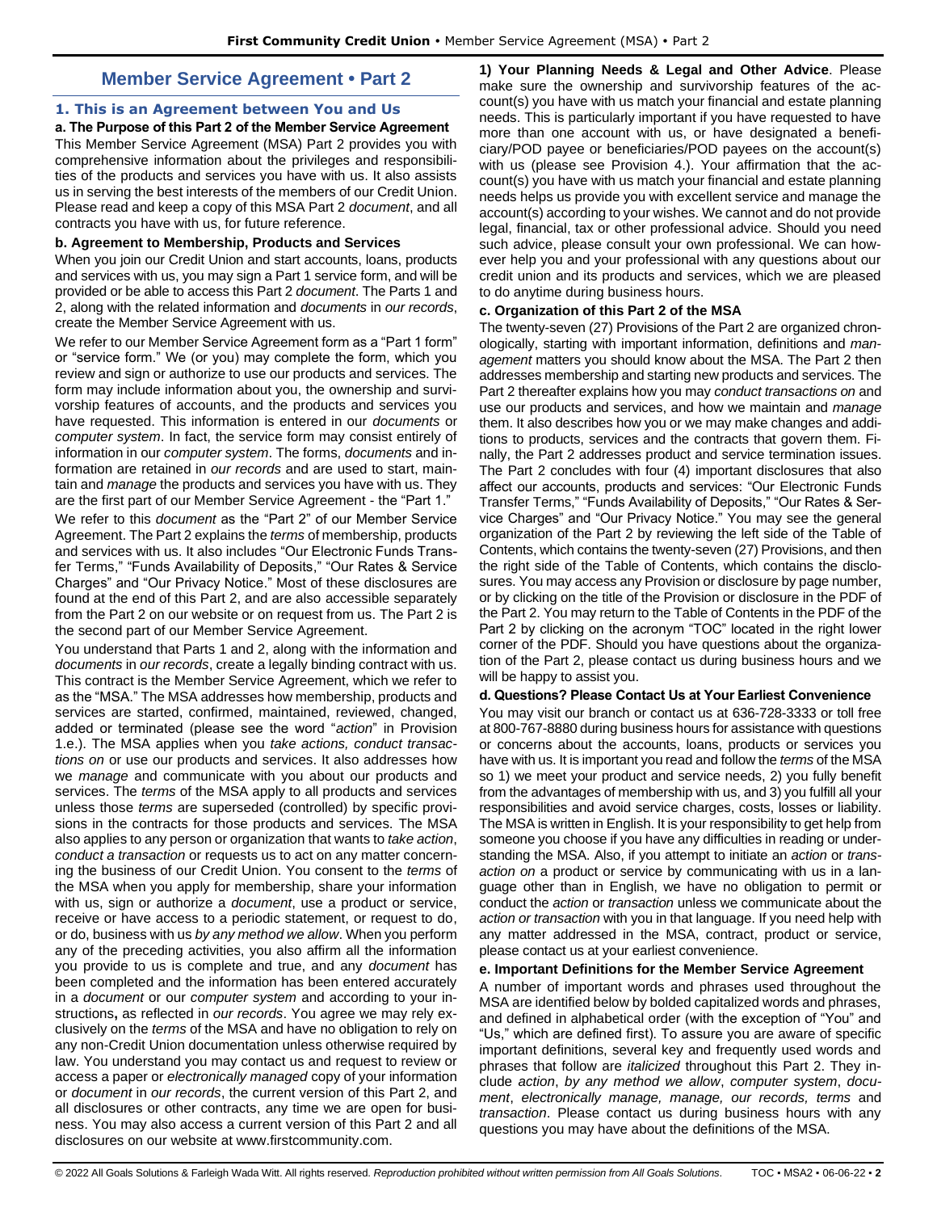# Member Service Agreement • Part 2

## 1. This is an Agreement between You and Us

**a. The Purpose of this Part 2 of the Member Service Agreement**

This Member Service Agreement (MSA) Part 2 provides you with comprehensive information about the privileges and responsibilities of the products and services you have with us. It also assists us in serving the best interests of the members of our Credit Union. Please read and keep a copy of this MSA Part 2 *document*, and all contracts you have with us, for future reference.

**b. Agreement to Membership, Products and Services**

When you join our Credit Union and start accounts, loans, products and services with us, you may sign a Part 1 service form, and will be provided or be able to access this Part 2 *document*. The Parts 1 and 2, along with the related information and *documents* in *our records*, create the Member Service Agreement with us.

We refer to our Member Service Agreement form as a "Part 1 form" or "service form." We (or you) may complete the form, which you review and sign or authorize to use our products and services. The form may include information about you, the ownership and survivorship features of accounts, and the products and services you have requested. This information is entered in our *documents* or *computer system*. In fact, the service form may consist entirely of information in our *computer system*. The forms, *documents* and information are retained in *our records* and are used to start, maintain and *manage* the products and services you have with us. They are the first part of our Member Service Agreement - the "Part 1."

We refer to this *document* as the "Part 2" of our Member Service Agreement. The Part 2 explains the *terms* of membership, products and services with us. It also includes "Our Electronic Funds Transfer Terms," "Funds Availability of Deposits," "Our Rates & Service Charges" and "Our Privacy Notice." Most of these disclosures are found at the end of this Part 2, and are also accessible separately from the Part 2 on our website or on request from us. The Part 2 is the second part of our Member Service Agreement.

You understand that Parts 1 and 2, along with the information and *documents* in *our records*, create a legally binding contract with us. This contract is the Member Service Agreement, which we refer to as the "MSA." The MSA addresses how membership, products and services are started, confirmed, maintained, reviewed, changed, added or terminated (please see the word "*action*" in Provision 1.e.). The MSA applies when you *take actions, conduct transactions on* or use our products and services. It also addresses how we *manage* and communicate with you about our products and services. The *terms* of the MSA apply to all products and services unless those *terms* are superseded (controlled) by specific provisions in the contracts for those products and services. The MSA also applies to any person or organization that wants to *take action*, *conduct a transaction* or requests us to act on any matter concerning the business of our Credit Union. You consent to the *terms* of the MSA when you apply for membership, share your information with us, sign or authorize a *document*, use a product or service, receive or have access to a periodic statement, or request to do, or do, business with us *by any method we allow*. When you perform any of the preceding activities, you also affirm all the information you provide to us is complete and true, and any *document* has been completed and the information has been entered accurately in a *document* or our *computer system* and according to your instructions**,** as reflected in *our records*. You agree we may rely exclusively on the *terms* of the MSA and have no obligation to rely on any non-Credit Union documentation unless otherwise required by law. You understand you may contact us and request to review or access a paper or *electronically managed* copy of your information or *document* in *our records*, the current version of this Part 2, and all disclosures or other contracts, any time we are open for business. You may also access a current version of this Part 2 and all disclosures on our website at www.firstcommunity.com.

**1) Your Planning Needs & Legal and Other Advice**. Please make sure the ownership and survivorship features of the account(s) you have with us match your financial and estate planning needs. This is particularly important if you have requested to have more than one account with us, or have designated a beneficiary/POD payee or beneficiaries/POD payees on the account(s) with us (please see Provision 4.). Your affirmation that the account(s) you have with us match your financial and estate planning needs helps us provide you with excellent service and manage the account(s) according to your wishes. We cannot and do not provide legal, financial, tax or other professional advice. Should you need such advice, please consult your own professional. We can however help you and your professional with any questions about our credit union and its products and services, which we are pleased to do anytime during business hours.

**c. Organization of this Part 2 of the MSA**

The twenty-seven (27) Provisions of the Part 2 are organized chronologically, starting with important information, definitions and *management* matters you should know about the MSA. The Part 2 then addresses membership and starting new products and services. The Part 2 thereafter explains how you may *conduct transactions on* and use our products and services, and how we maintain and *manage* them. It also describes how you or we may make changes and additions to products, services and the contracts that govern them. Finally, the Part 2 addresses product and service termination issues. The Part 2 concludes with four (4) important disclosures that also affect our accounts, products and services: "Our Electronic Funds Transfer Terms," "Funds Availability of Deposits," "Our Rates & Service Charges" and "Our Privacy Notice." You may see the general organization of the Part 2 by reviewing the left side of the Table of Contents, which contains the twenty-seven (27) Provisions, and then the right side of the Table of Contents, which contains the disclosures. You may access any Provision or disclosure by page number, or by clicking on the title of the Provision or disclosure in the PDF of the Part 2. You may return to the Table of Contents in the PDF of the Part 2 by clicking on the acronym "TOC" located in the right lower corner of the PDF. Should you have questions about the organization of the Part 2, please contact us during business hours and we will be happy to assist you.

**d. Questions? Please Contact Us at Your Earliest Convenience**

You may visit our branch or contact us at 636-728-3333 or toll free at 800-767-8880 during business hours for assistance with questions or concerns about the accounts, loans, products or services you have with us. It is important you read and follow the *terms* of the MSA so 1) we meet your product and service needs, 2) you fully benefit from the advantages of membership with us, and 3) you fulfill all your responsibilities and avoid service charges, costs, losses or liability. The MSA is written in English. It is your responsibility to get help from someone you choose if you have any difficulties in reading or understanding the MSA. Also, if you attempt to initiate an *action* or *transaction on* a product or service by communicating with us in a language other than in English, we have no obligation to permit or conduct the *action* or *transaction* unless we communicate about the *action or transaction* with you in that language. If you need help with any matter addressed in the MSA, contract, product or service, please contact us at your earliest convenience.

**e. Important Definitions for the Member Service Agreement**

A number of important words and phrases used throughout the MSA are identified below by bolded capitalized words and phrases, and defined in alphabetical order (with the exception of "You" and "Us," which are defined first). To assure you are aware of specific important definitions, several key and frequently used words and phrases that follow are *italicized* throughout this Part 2. They include *action*, *by any method we allow*, *computer system*, *document*, *electronically manage, manage, our records, terms* and *transaction*. Please contact us during business hours with any questions you may have about the definitions of the MSA.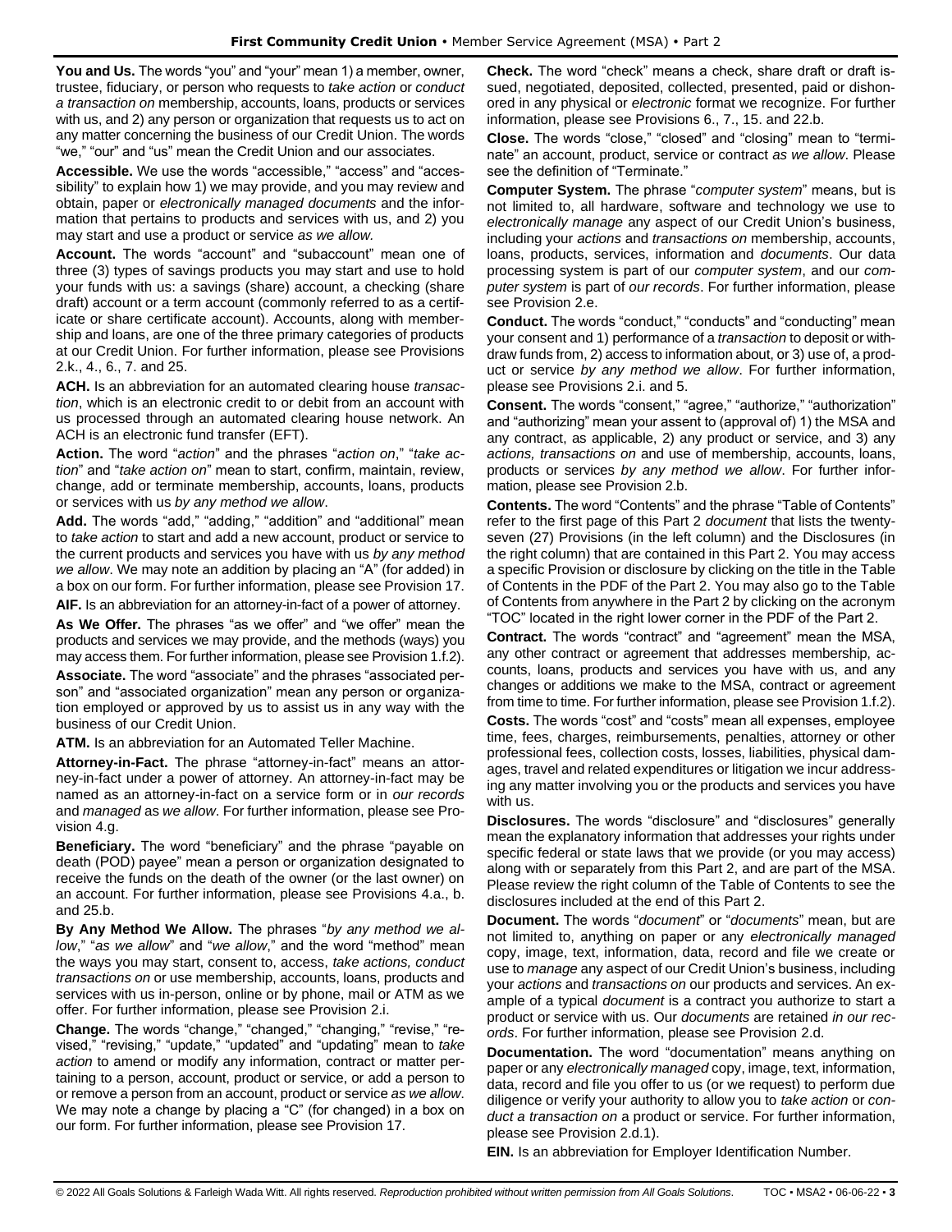**You and Us.** The words "you" and "your" mean 1) a member, owner, trustee, fiduciary, or person who requests to *take action* or *conduct a transaction on* membership, accounts, loans, products or services with us, and 2) any person or organization that requests us to act on any matter concerning the business of our Credit Union. The words "we," "our" and "us" mean the Credit Union and our associates.

**Accessible.** We use the words "accessible," "access" and "accessibility" to explain how 1) we may provide, and you may review and obtain, paper or *electronically managed documents* and the information that pertains to products and services with us, and 2) you may start and use a product or service *as we allow.*

**Account.** The words "account" and "subaccount" mean one of three (3) types of savings products you may start and use to hold your funds with us: a savings (share) account, a checking (share draft) account or a term account (commonly referred to as a certificate or share certificate account). Accounts, along with membership and loans, are one of the three primary categories of products at our Credit Union. For further information, please see Provisions 2.k., 4., 6., 7. and 25.

**ACH.** Is an abbreviation for an automated clearing house *transaction*, which is an electronic credit to or debit from an account with us processed through an automated clearing house network. An ACH is an electronic fund transfer (EFT).

**Action.** The word "*action*" and the phrases "*action on*," "*take action*" and "*take action on*" mean to start, confirm, maintain, review, change, add or terminate membership, accounts, loans, products or services with us *by any method we allow*.

**Add.** The words "add," "adding," "addition" and "additional" mean to *take action* to start and add a new account, product or service to the current products and services you have with us *by any method we allow*. We may note an addition by placing an "A" (for added) in a box on our form. For further information, please see Provision 17.

**AIF.** Is an abbreviation for an attorney-in-fact of a power of attorney.

**As We Offer.** The phrases "as we offer" and "we offer" mean the products and services we may provide, and the methods (ways) you may access them. For further information, please see Provision 1.f.2).

**Associate.** The word "associate" and the phrases "associated person" and "associated organization" mean any person or organization employed or approved by us to assist us in any way with the business of our Credit Union.

**ATM.** Is an abbreviation for an Automated Teller Machine.

**Attorney-in-Fact.** The phrase "attorney-in-fact" means an attorney-in-fact under a power of attorney. An attorney-in-fact may be named as an attorney-in-fact on a service form or in *our records* and *managed* as *we allow*. For further information, please see Provision 4.g.

**Beneficiary.** The word "beneficiary" and the phrase "payable on death (POD) payee" mean a person or organization designated to receive the funds on the death of the owner (or the last owner) on an account. For further information, please see Provisions 4.a., b. and 25.b.

**By Any Method We Allow.** The phrases "*by any method we allow*," "*as we allow*" and "*we allow*," and the word "method" mean the ways you may start, consent to, access, *take actions, conduct transactions on* or use membership, accounts, loans, products and services with us in-person, online or by phone, mail or ATM as we offer. For further information, please see Provision 2.i.

**Change.** The words "change," "changed," "changing," "revise," "revised," "revising," "update," "updated" and "updating" mean to *take action* to amend or modify any information, contract or matter pertaining to a person, account, product or service, or add a person to or remove a person from an account, product or service *as we allow*. We may note a change by placing a "C" (for changed) in a box on our form. For further information, please see Provision 17.

**Check.** The word "check" means a check, share draft or draft issued, negotiated, deposited, collected, presented, paid or dishonored in any physical or *electronic* format we recognize. For further information, please see Provisions 6., 7., 15. and 22.b.

**Close.** The words "close," "closed" and "closing" mean to "terminate" an account, product, service or contract *as we allow*. Please see the definition of "Terminate."

**Computer System.** The phrase "*computer system*" means, but is not limited to, all hardware, software and technology we use to *electronically manage* any aspect of our Credit Union's business, including your *actions* and *transactions on* membership, accounts, loans, products, services, information and *documents*. Our data processing system is part of our *computer system*, and our *computer system* is part of *our records*. For further information, please see Provision 2.e.

**Conduct.** The words "conduct," "conducts" and "conducting" mean your consent and 1) performance of a *transaction* to deposit or withdraw funds from, 2) access to information about, or 3) use of, a product or service *by any method we allow*. For further information, please see Provisions 2.i. and 5.

**Consent.** The words "consent," "agree," "authorize," "authorization" and "authorizing" mean your assent to (approval of) 1) the MSA and any contract, as applicable, 2) any product or service, and 3) any *actions, transactions on* and use of membership, accounts, loans, products or services *by any method we allow*. For further information, please see Provision 2.b.

**Contents.** The word "Contents" and the phrase "Table of Contents" refer to the first page of this Part 2 *document* that lists the twenty-seven (27) Provisions (in the left column) and the Disclosures (in the right column) that are contained in this Part 2. You may access a specific Provision or disclosure by clicking on the title in the Table of Contents in the PDF of the Part 2. You may also go to the Table of Contents from anywhere in the Part 2 by clicking on the acronym "TOC" located in the right lower corner in the PDF of the Part 2.

**Contract.** The words "contract" and "agreement" mean the MSA, any other contract or agreement that addresses membership, accounts, loans, products and services you have with us, and any changes or additions we make to the MSA, contract or agreement from time to time. For further information, please see Provision 1.f.2).

**Costs.** The words "cost" and "costs" mean all expenses, employee time, fees, charges, reimbursements, penalties, attorney or other professional fees, collection costs, losses, liabilities, physical damages, travel and related expenditures or litigation we incur addressing any matter involving you or the products and services you have with us.

**Disclosures.** The words "disclosure" and "disclosures" generally mean the explanatory information that addresses your rights under specific federal or state laws that we provide (or you may access) along with or separately from this Part 2, and are part of the MSA. Please review the right column of the Table of Contents to see the disclosures included at the end of this Part 2.

**Document.** The words "*document*" or "*documents*" mean, but are not limited to, anything on paper or any *electronically managed* copy, image, text, information, data, record and file we create or use to *manage* any aspect of our Credit Union's business, including your *actions* and *transactions on* our products and services. An example of a typical *document* is a contract you authorize to start a product or service with us. Our *documents* are retained *in our records*. For further information, please see Provision 2.d.

**Documentation.** The word "documentation" means anything on paper or any *electronically managed* copy, image, text, information, data, record and file you offer to us (or we request) to perform due diligence or verify your authority to allow you to *take action* or *conduct a transaction on* a product or service. For further information, please see Provision 2.d.1).

**EIN.** Is an abbreviation for Employer Identification Number.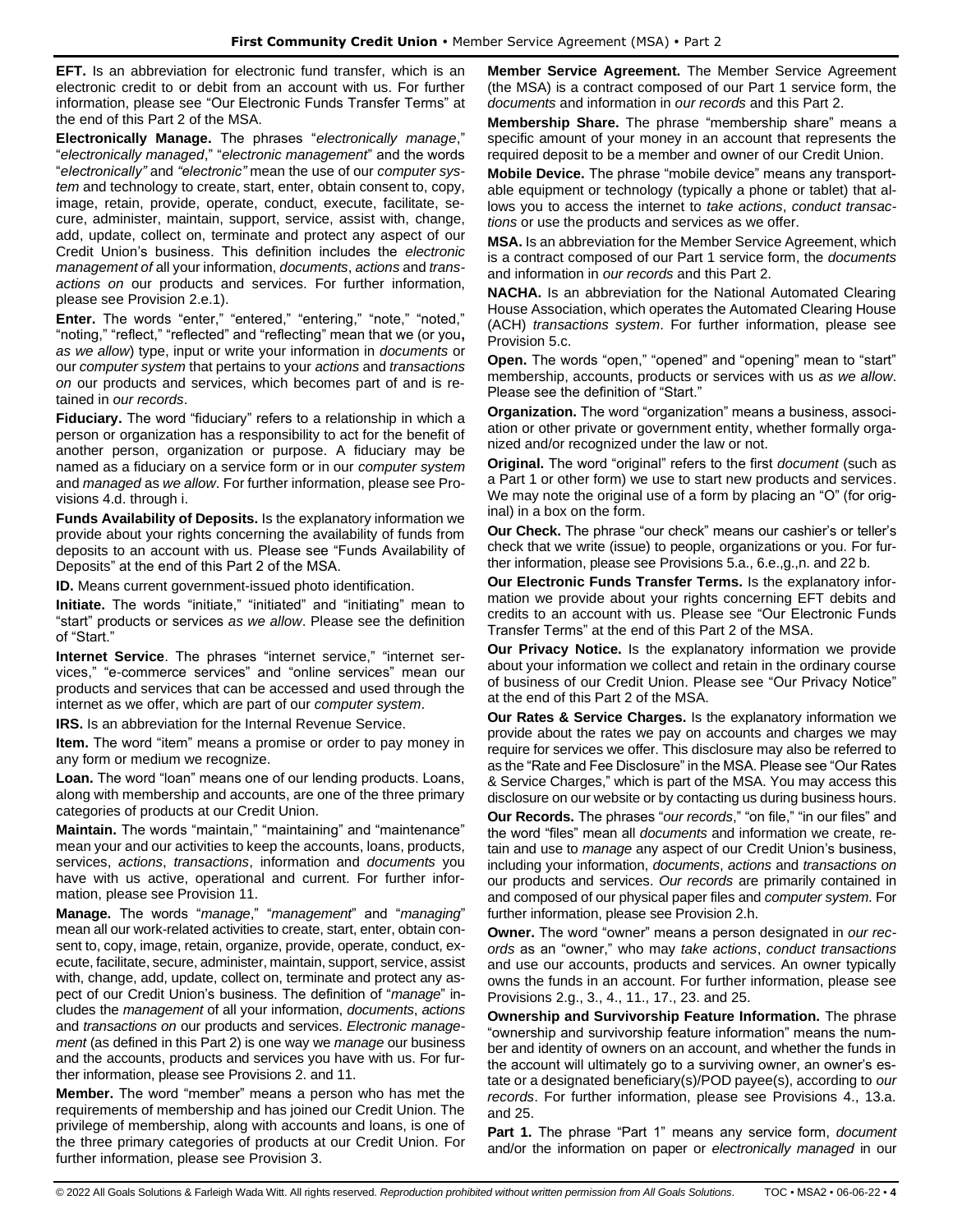**EFT.** Is an abbreviation for electronic fund transfer, which is an electronic credit to or debit from an account with us. For further information, please see "Our Electronic Funds Transfer Terms" at the end of this Part 2 of the MSA.

**Electronically Manage.** The phrases "*electronically manage*," "*electronically managed*," "*electronic management*" and the words "*electronically"* and *"electronic"* mean the use of our *computer system* and technology to create, start, enter, obtain consent to, copy, image, retain, provide, operate, conduct, execute, facilitate, secure, administer, maintain, support, service, assist with, change, add, update, collect on, terminate and protect any aspect of our Credit Union's business. This definition includes the *electronic management of* all your information, *documents*, *actions* and *transactions on* our products and services. For further information, please see Provision 2.e.1).

**Enter.** The words "enter," "entered," "entering," "note," "noted," "noting," "reflect," "reflected" and "reflecting" mean that we (or you**,** *as we allow*) type, input or write your information in *documents* or our *computer system* that pertains to your *actions* and *transactions on* our products and services, which becomes part of and is retained in *our records*.

**Fiduciary.** The word "fiduciary" refers to a relationship in which a person or organization has a responsibility to act for the benefit of another person, organization or purpose. A fiduciary may be named as a fiduciary on a service form or in our *computer system* and *managed* as *we allow*. For further information, please see Provisions 4.d. through i.

**Funds Availability of Deposits.** Is the explanatory information we provide about your rights concerning the availability of funds from deposits to an account with us. Please see "Funds Availability of Deposits" at the end of this Part 2 of the MSA.

**ID.** Means current government-issued photo identification.

**Initiate.** The words "initiate," "initiated" and "initiating" mean to "start" products or services *as we allow*. Please see the definition of "Start."

**Internet Service**. The phrases "internet service," "internet services," "e-commerce services" and "online services" mean our products and services that can be accessed and used through the internet as we offer, which are part of our *computer system*.

**IRS.** Is an abbreviation for the Internal Revenue Service.

**Item.** The word "item" means a promise or order to pay money in any form or medium we recognize.

**Loan.** The word "loan" means one of our lending products. Loans, along with membership and accounts, are one of the three primary categories of products at our Credit Union.

**Maintain.** The words "maintain," "maintaining" and "maintenance" mean your and our activities to keep the accounts, loans, products, services, *actions*, *transactions*, information and *documents* you have with us active, operational and current. For further information, please see Provision 11.

**Manage.** The words "*manage*," "*management*" and "*managing*" mean all our work-related activities to create, start, enter, obtain consent to, copy, image, retain, organize, provide, operate, conduct, execute, facilitate, secure, administer, maintain, support, service, assist with, change, add, update, collect on, terminate and protect any aspect of our Credit Union's business. The definition of "*manage*" includes the *management* of all your information, *documents*, *actions* and *transactions on* our products and services. *Electronic management* (as defined in this Part 2) is one way we *manage* our business and the accounts, products and services you have with us. For further information, please see Provisions 2. and 11.

**Member.** The word "member" means a person who has met the requirements of membership and has joined our Credit Union. The privilege of membership, along with accounts and loans, is one of the three primary categories of products at our Credit Union. For further information, please see Provision 3.

**Member Service Agreement.** The Member Service Agreement (the MSA) is a contract composed of our Part 1 service form, the *documents* and information in *our records* and this Part 2.

**Membership Share.** The phrase "membership share" means a specific amount of your money in an account that represents the required deposit to be a member and owner of our Credit Union.

**Mobile Device.** The phrase "mobile device" means any transportable equipment or technology (typically a phone or tablet) that allows you to access the internet to *take actions*, *conduct transactions* or use the products and services as we offer.

**MSA.** Is an abbreviation for the Member Service Agreement, which is a contract composed of our Part 1 service form, the *documents* and information in *our records* and this Part 2.

**NACHA.** Is an abbreviation for the National Automated Clearing House Association, which operates the Automated Clearing House (ACH) *transactions system*. For further information, please see Provision 5.c.

**Open.** The words "open," "opened" and "opening" mean to "start" membership, accounts, products or services with us *as we allow*. Please see the definition of "Start."

**Organization.** The word "organization" means a business, association or other private or government entity, whether formally organized and/or recognized under the law or not.

**Original.** The word "original" refers to the first *document* (such as a Part 1 or other form) we use to start new products and services. We may note the original use of a form by placing an "O" (for original) in a box on the form.

**Our Check.** The phrase "our check" means our cashier's or teller's check that we write (issue) to people, organizations or you. For further information, please see Provisions 5.a., 6.e.,g.,n. and 22 b.

**Our Electronic Funds Transfer Terms.** Is the explanatory information we provide about your rights concerning EFT debits and credits to an account with us. Please see "Our Electronic Funds Transfer Terms" at the end of this Part 2 of the MSA.

**Our Privacy Notice.** Is the explanatory information we provide about your information we collect and retain in the ordinary course of business of our Credit Union. Please see "Our Privacy Notice" at the end of this Part 2 of the MSA.

**Our Rates & Service Charges.** Is the explanatory information we provide about the rates we pay on accounts and charges we may require for services we offer. This disclosure may also be referred to as the "Rate and Fee Disclosure" in the MSA. Please see "Our Rates & Service Charges," which is part of the MSA. You may access this disclosure on our website or by contacting us during business hours.

**Our Records.** The phrases "*our records*," "on file," "in our files" and the word "files" mean all *documents* and information we create, retain and use to *manage* any aspect of our Credit Union's business, including your information, *documents*, *actions* and *transactions on* our products and services. *Our records* are primarily contained in and composed of our physical paper files and *computer system*. For further information, please see Provision 2.h.

**Owner.** The word "owner" means a person designated in *our records* as an "owner," who may *take actions*, *conduct transactions* and use our accounts, products and services. An owner typically owns the funds in an account. For further information, please see Provisions 2.g., 3., 4., 11., 17., 23. and 25.

**Ownership and Survivorship Feature Information.** The phrase "ownership and survivorship feature information" means the number and identity of owners on an account, and whether the funds in the account will ultimately go to a surviving owner, an owner's estate or a designated beneficiary(s)/POD payee(s), according to *our records*. For further information, please see Provisions 4., 13.a. and 25.

**Part 1.** The phrase "Part 1" means any service form, *document* and/or the information on paper or *electronically managed* in our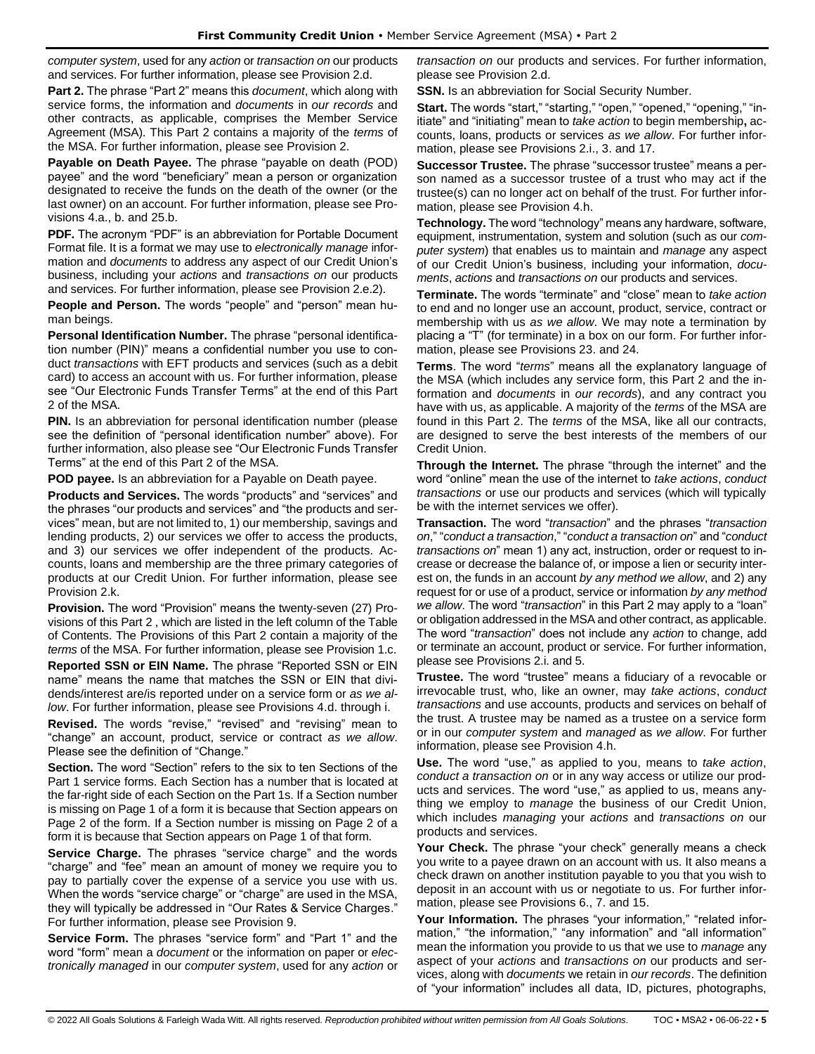*computer system*, used for any *action* or *transaction on* our products and services. For further information, please see Provision 2.d.

**Part 2.** The phrase "Part 2" means this *document*, which along with service forms, the information and *documents* in *our records* and other contracts, as applicable, comprises the Member Service Agreement (MSA). This Part 2 contains a majority of the *terms* of the MSA. For further information, please see Provision 2.

**Payable on Death Payee.** The phrase "payable on death (POD) payee" and the word "beneficiary" mean a person or organization designated to receive the funds on the death of the owner (or the last owner) on an account. For further information, please see Provisions 4.a., b. and 25.b.

**PDF.** The acronym "PDF" is an abbreviation for Portable Document Format file. It is a format we may use to *electronically manage* information and *documents* to address any aspect of our Credit Union's business, including your *actions* and *transactions on* our products and services. For further information, please see Provision 2.e.2).

**People and Person.** The words "people" and "person" mean human beings.

**Personal Identification Number.** The phrase "personal identification number (PIN)" means a confidential number you use to conduct *transactions* with EFT products and services (such as a debit card) to access an account with us. For further information, please see "Our Electronic Funds Transfer Terms" at the end of this Part 2 of the MSA.

**PIN.** Is an abbreviation for personal identification number (please see the definition of "personal identification number" above). For further information, also please see "Our Electronic Funds Transfer Terms" at the end of this Part 2 of the MSA.

**POD payee.** Is an abbreviation for a Payable on Death payee.

**Products and Services.** The words "products" and "services" and the phrases "our products and services" and "the products and services" mean, but are not limited to, 1) our membership, savings and lending products, 2) our services we offer to access the products, and 3) our services we offer independent of the products. Accounts, loans and membership are the three primary categories of products at our Credit Union. For further information, please see Provision 2.k.

**Provision.** The word "Provision" means the twenty-seven (27) Provisions of this Part 2 , which are listed in the left column of the Table of Contents. The Provisions of this Part 2 contain a majority of the *terms* of the MSA. For further information, please see Provision 1.c.

**Reported SSN or EIN Name.** The phrase "Reported SSN or EIN name" means the name that matches the SSN or EIN that dividends/interest are/is reported under on a service form or *as we allow*. For further information, please see Provisions 4.d. through i.

**Revised.** The words "revise," "revised" and "revising" mean to "change" an account, product, service or contract *as we allow*. Please see the definition of "Change."

**Section.** The word "Section" refers to the six to ten Sections of the Part 1 service forms. Each Section has a number that is located at the far-right side of each Section on the Part 1s. If a Section number is missing on Page 1 of a form it is because that Section appears on Page 2 of the form. If a Section number is missing on Page 2 of a form it is because that Section appears on Page 1 of that form.

**Service Charge.** The phrases "service charge" and the words "charge" and "fee" mean an amount of money we require you to pay to partially cover the expense of a service you use with us. When the words "service charge" or "charge" are used in the MSA, they will typically be addressed in "Our Rates & Service Charges." For further information, please see Provision 9.

**Service Form.** The phrases "service form" and "Part 1" and the word "form" mean a *document* or the information on paper or *electronically managed* in our *computer system*, used for any *action* or *transaction on* our products and services. For further information, please see Provision 2.d.

**SSN.** Is an abbreviation for Social Security Number.

**Start.** The words "start," "starting," "open," "opened," "opening," "initiate" and "initiating" mean to *take action* to begin membership**,** accounts, loans, products or services *as we allow*. For further information, please see Provisions 2.i., 3. and 17.

**Successor Trustee.** The phrase "successor trustee" means a person named as a successor trustee of a trust who may act if the trustee(s) can no longer act on behalf of the trust. For further information, please see Provision 4.h.

**Technology.** The word "technology" means any hardware, software, equipment, instrumentation, system and solution (such as our *computer system*) that enables us to maintain and *manage* any aspect of our Credit Union's business, including your information, *documents*, *actions* and *transactions on* our products and services.

**Terminate.** The words "terminate" and "close" mean to *take action* to end and no longer use an account, product, service, contract or membership with us *as we allow*. We may note a termination by placing a "T" (for terminate) in a box on our form. For further information, please see Provisions 23. and 24.

**Terms**. The word "*terms*" means all the explanatory language of the MSA (which includes any service form, this Part 2 and the information and *documents* in *our records*), and any contract you have with us, as applicable. A majority of the *terms* of the MSA are found in this Part 2. The *terms* of the MSA, like all our contracts, are designed to serve the best interests of the members of our Credit Union.

**Through the Internet.** The phrase "through the internet" and the word "online" mean the use of the internet to *take actions*, *conduct transactions* or use our products and services (which will typically be with the internet services we offer).

**Transaction.** The word "*transaction*" and the phrases "*transaction on*," "*conduct a transaction*," "*conduct a transaction on*" and "*conduct transactions on*" mean 1) any act, instruction, order or request to increase or decrease the balance of, or impose a lien or security interest on, the funds in an account *by any method we allow*, and 2) any request for or use of a product, service or information *by any method we allow*. The word "*transaction*" in this Part 2 may apply to a "loan" or obligation addressed in the MSA and other contract, as applicable. The word "*transaction*" does not include any *action* to change, add or terminate an account, product or service. For further information, please see Provisions 2.i. and 5.

**Trustee.** The word "trustee" means a fiduciary of a revocable or irrevocable trust, who, like an owner, may *take actions*, *conduct transactions* and use accounts, products and services on behalf of the trust. A trustee may be named as a trustee on a service form or in our *computer system* and *managed* as *we allow*. For further information, please see Provision 4.h.

**Use.** The word "use," as applied to you, means to *take action*, *conduct a transaction on* or in any way access or utilize our products and services. The word "use," as applied to us, means anything we employ to *manage* the business of our Credit Union, which includes *managing* your *actions* and *transactions on* our products and services.

**Your Check.** The phrase "your check" generally means a check you write to a payee drawn on an account with us. It also means a check drawn on another institution payable to you that you wish to deposit in an account with us or negotiate to us. For further information, please see Provisions 6., 7. and 15.

**Your Information.** The phrases "your information," "related information," "the information," "any information" and "all information" mean the information you provide to us that we use to *manage* any aspect of your *actions* and *transactions on* our products and services, along with *documents* we retain in *our records*. The definition of "your information" includes all data, ID, pictures, photographs,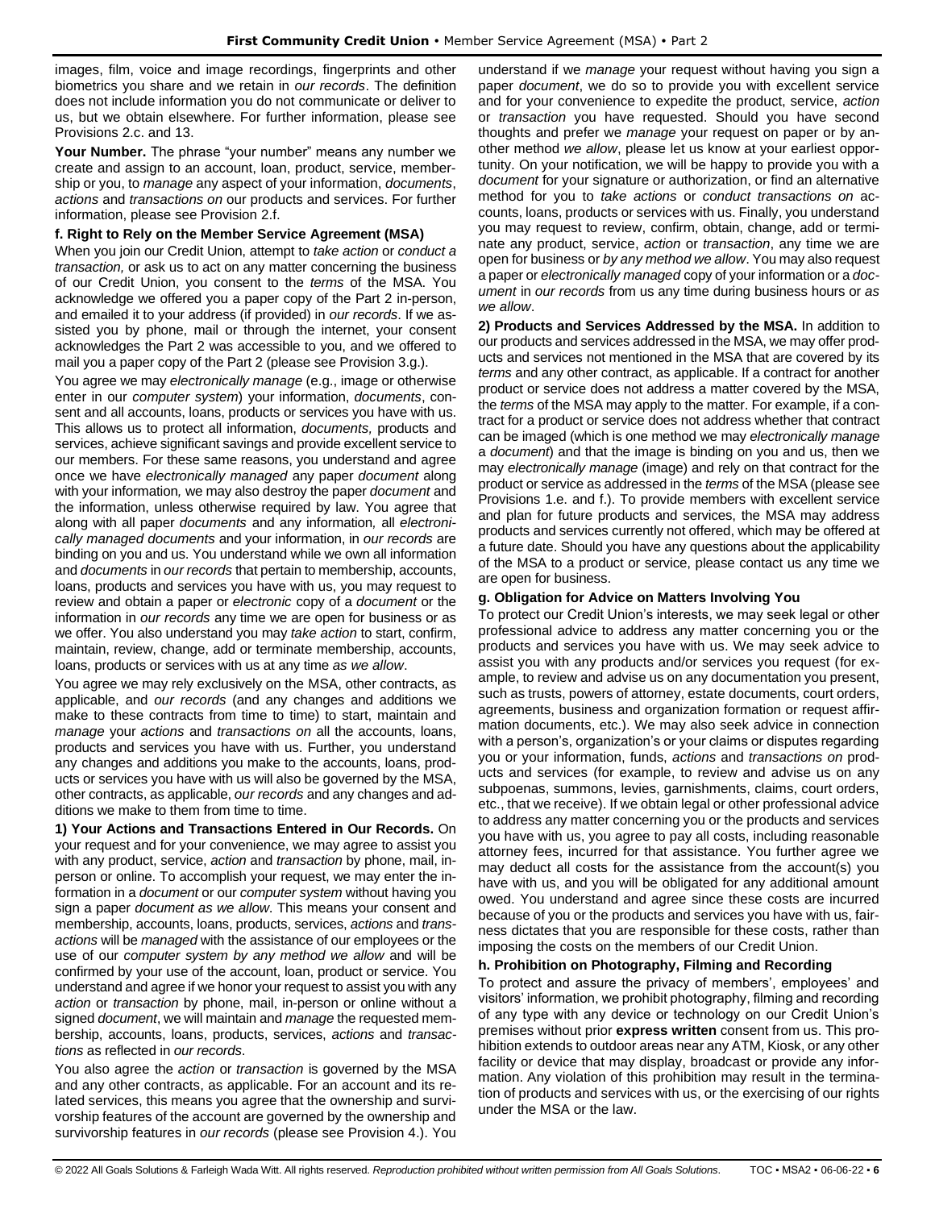images, film, voice and image recordings, fingerprints and other biometrics you share and we retain in *our records*. The definition does not include information you do not communicate or deliver to us, but we obtain elsewhere. For further information, please see Provisions 2.c. and 13.

**Your Number.** The phrase "your number" means any number we create and assign to an account, loan, product, service, membership or you, to *manage* any aspect of your information, *documents*, *actions* and *transactions on* our products and services. For further information, please see Provision 2.f.

**f. Right to Rely on the Member Service Agreement (MSA)**

When you join our Credit Union, attempt to *take action* or *conduct a transaction,* or ask us to act on any matter concerning the business of our Credit Union, you consent to the *terms* of the MSA. You acknowledge we offered you a paper copy of the Part 2 in-person, and emailed it to your address (if provided) in *our records*. If we assisted you by phone, mail or through the internet, your consent acknowledges the Part 2 was accessible to you, and we offered to mail you a paper copy of the Part 2 (please see Provision 3.g.).

You agree we may *electronically manage* (e.g., image or otherwise enter in our *computer system*) your information, *documents*, consent and all accounts, loans, products or services you have with us. This allows us to protect all information, *documents,* products and services, achieve significant savings and provide excellent service to our members. For these same reasons, you understand and agree once we have *electronically managed* any paper *document* along with your information*,* we may also destroy the paper *document* and the information, unless otherwise required by law. You agree that along with all paper *documents* and any information*,* all *electronically managed documents* and your information, in *our records* are binding on you and us. You understand while we own all information and *documents* in *our records* that pertain to membership, accounts, loans, products and services you have with us, you may request to review and obtain a paper or *electronic* copy of a *document* or the information in *our records* any time we are open for business or as we offer. You also understand you may *take action* to start, confirm, maintain, review, change, add or terminate membership, accounts, loans, products or services with us at any time *as we allow*.

You agree we may rely exclusively on the MSA, other contracts, as applicable, and *our records* (and any changes and additions we make to these contracts from time to time) to start, maintain and *manage* your *actions* and *transactions on* all the accounts, loans, products and services you have with us. Further, you understand any changes and additions you make to the accounts, loans, products or services you have with us will also be governed by the MSA, other contracts, as applicable, *our records* and any changes and additions we make to them from time to time.

**1) Your Actions and Transactions Entered in Our Records.** On your request and for your convenience, we may agree to assist you with any product, service, *action* and *transaction* by phone, mail, in-person or online. To accomplish your request, we may enter the information in a *document* or our *computer system* without having you sign a paper *document as we allow*. This means your consent and membership, accounts, loans, products, services, *actions* and *transactions* will be *managed* with the assistance of our employees or the use of our *computer system by any method we allow* and will be confirmed by your use of the account, loan, product or service. You understand and agree if we honor your request to assist you with any *action* or *transaction* by phone, mail, in-person or online without a signed *document*, we will maintain and *manage* the requested membership, accounts, loans, products, services, *actions* and *transactions* as reflected in *our records*.

You also agree the *action* or *transaction* is governed by the MSA and any other contracts, as applicable. For an account and its related services, this means you agree that the ownership and survivorship features of the account are governed by the ownership and survivorship features in *our records* (please see Provision 4.). You understand if we *manage* your request without having you sign a paper *document*, we do so to provide you with excellent service and for your convenience to expedite the product, service, *action* or *transaction* you have requested. Should you have second thoughts and prefer we *manage* your request on paper or by another method *we allow*, please let us know at your earliest opportunity. On your notification, we will be happy to provide you with a *document* for your signature or authorization, or find an alternative method for you to *take actions* or *conduct transactions on* accounts, loans, products or services with us. Finally, you understand you may request to review, confirm, obtain, change, add or terminate any product, service, *action* or *transaction*, any time we are open for business or *by any method we allow*. You may also request a paper or *electronically managed* copy of your information or a *document* in *our records* from us any time during business hours or *as we allow*.

**2) Products and Services Addressed by the MSA.** In addition to our products and services addressed in the MSA, we may offer products and services not mentioned in the MSA that are covered by its *terms* and any other contract, as applicable. If a contract for another product or service does not address a matter covered by the MSA, the *terms* of the MSA may apply to the matter. For example, if a contract for a product or service does not address whether that contract can be imaged (which is one method we may *electronically manage* a *document*) and that the image is binding on you and us, then we may *electronically manage* (image) and rely on that contract for the product or service as addressed in the *terms* of the MSA (please see Provisions 1.e. and f.). To provide members with excellent service and plan for future products and services, the MSA may address products and services currently not offered, which may be offered at a future date. Should you have any questions about the applicability of the MSA to a product or service, please contact us any time we are open for business.

**g. Obligation for Advice on Matters Involving You**

To protect our Credit Union's interests, we may seek legal or other professional advice to address any matter concerning you or the products and services you have with us. We may seek advice to assist you with any products and/or services you request (for example, to review and advise us on any documentation you present, such as trusts, powers of attorney, estate documents, court orders, agreements, business and organization formation or request affirmation documents, etc.). We may also seek advice in connection with a person's, organization's or your claims or disputes regarding you or your information, funds, *actions* and *transactions on* products and services (for example, to review and advise us on any subpoenas, summons, levies, garnishments, claims, court orders, etc., that we receive). If we obtain legal or other professional advice to address any matter concerning you or the products and services you have with us, you agree to pay all costs, including reasonable attorney fees, incurred for that assistance. You further agree we may deduct all costs for the assistance from the account(s) you have with us, and you will be obligated for any additional amount owed. You understand and agree since these costs are incurred because of you or the products and services you have with us, fairness dictates that you are responsible for these costs, rather than imposing the costs on the members of our Credit Union.

**h. Prohibition on Photography, Filming and Recording**

To protect and assure the privacy of members', employees' and visitors' information, we prohibit photography, filming and recording of any type with any device or technology on our Credit Union's premises without prior **express written** consent from us. This prohibition extends to outdoor areas near any ATM, Kiosk, or any other facility or device that may display, broadcast or provide any information. Any violation of this prohibition may result in the termination of products and services with us, or the exercising of our rights under the MSA or the law.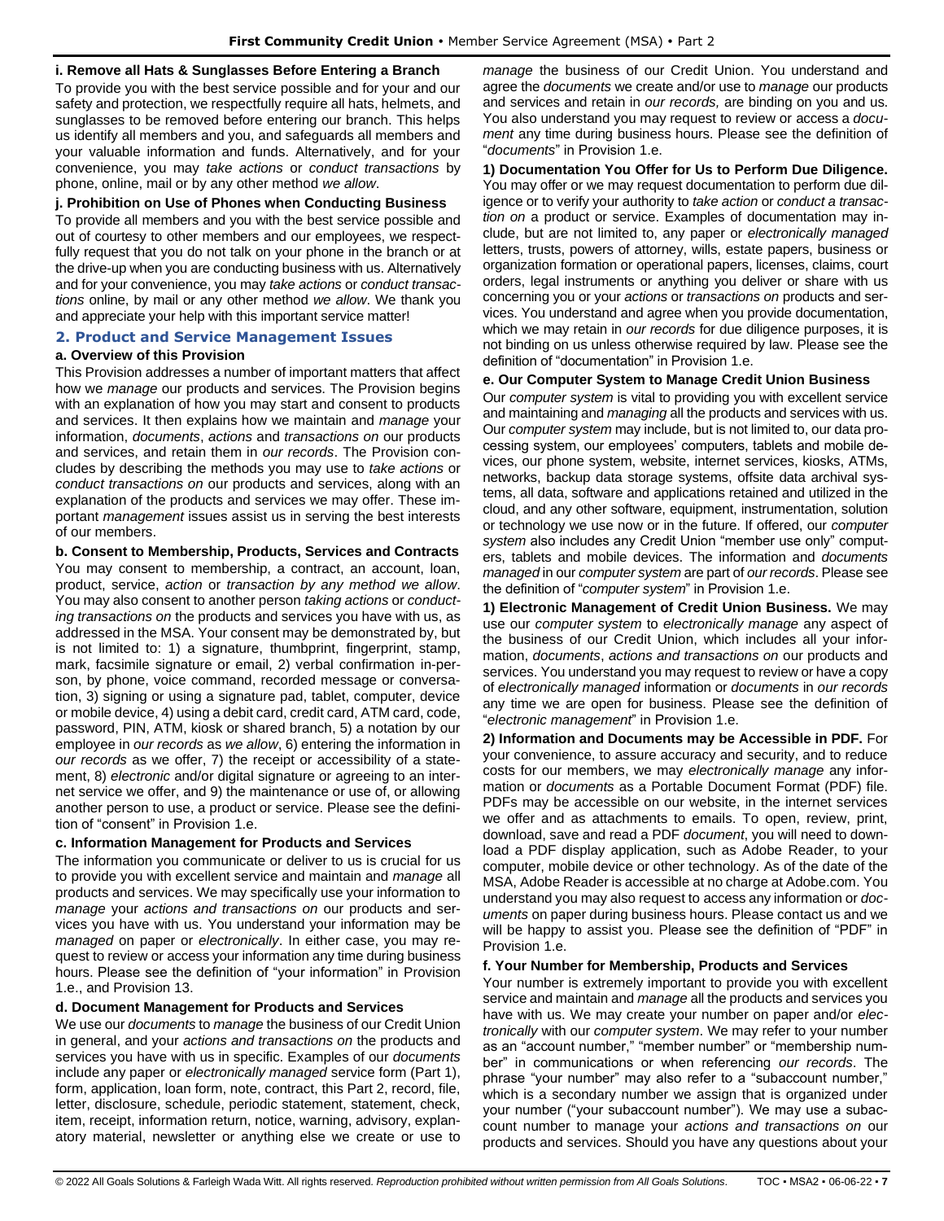**i. Remove all Hats & Sunglasses Before Entering a Branch**

To provide you with the best service possible and for your and our safety and protection, we respectfully require all hats, helmets, and sunglasses to be removed before entering our branch. This helps us identify all members and you, and safeguards all members and your valuable information and funds. Alternatively, and for your convenience, you may *take actions* or *conduct transactions* by phone, online, mail or by any other method *we allow*.

**j. Prohibition on Use of Phones when Conducting Business**

To provide all members and you with the best service possible and out of courtesy to other members and our employees, we respectfully request that you do not talk on your phone in the branch or at the drive-up when you are conducting business with us. Alternatively and for your convenience, you may *take actions* or *conduct transactions* online, by mail or any other method *we allow*. We thank you and appreciate your help with this important service matter!

## 2. Product and Service Management Issues

**a. Overview of this Provision**

This Provision addresses a number of important matters that affect how we *manage* our products and services. The Provision begins with an explanation of how you may start and consent to products and services. It then explains how we maintain and *manage* your information, *documents*, *actions* and *transactions on* our products and services, and retain them in *our records*. The Provision concludes by describing the methods you may use to *take actions* or *conduct transactions on* our products and services, along with an explanation of the products and services we may offer. These important *management* issues assist us in serving the best interests of our members.

**b. Consent to Membership, Products, Services and Contracts**

You may consent to membership, a contract, an account, loan, product, service, *action* or *transaction by any method we allow*. You may also consent to another person *taking actions* or *conducting transactions on* the products and services you have with us, as addressed in the MSA. Your consent may be demonstrated by, but is not limited to: 1) a signature, thumbprint, fingerprint, stamp, mark, facsimile signature or email, 2) verbal confirmation in-person, by phone, voice command, recorded message or conversation, 3) signing or using a signature pad, tablet, computer, device or mobile device, 4) using a debit card, credit card, ATM card, code, password, PIN, ATM, kiosk or shared branch, 5) a notation by our employee in *our records* as *we allow*, 6) entering the information in *our records* as we offer, 7) the receipt or accessibility of a statement, 8) *electronic* and/or digital signature or agreeing to an internet service we offer, and 9) the maintenance or use of, or allowing another person to use, a product or service. Please see the definition of "consent" in Provision 1.e.

**c. Information Management for Products and Services**

The information you communicate or deliver to us is crucial for us to provide you with excellent service and maintain and *manage* all products and services. We may specifically use your information to *manage* your *actions and transactions on* our products and services you have with us. You understand your information may be *managed* on paper or *electronically*. In either case, you may request to review or access your information any time during business hours. Please see the definition of "your information" in Provision 1.e., and Provision 13.

**d. Document Management for Products and Services**

We use our *documents* to *manage* the business of our Credit Union in general, and your *actions and transactions on* the products and services you have with us in specific. Examples of our *documents* include any paper or *electronically managed* service form (Part 1), form, application, loan form, note, contract, this Part 2, record, file, letter, disclosure, schedule, periodic statement, statement, check, item, receipt, information return, notice, warning, advisory, explanatory material, newsletter or anything else we create or use to *manage* the business of our Credit Union. You understand and agree the *documents* we create and/or use to *manage* our products and services and retain in *our records,* are binding on you and us. You also understand you may request to review or access a *document* any time during business hours. Please see the definition of "*documents*" in Provision 1.e.

**1) Documentation You Offer for Us to Perform Due Diligence.** You may offer or we may request documentation to perform due diligence or to verify your authority to *take action* or *conduct a transaction on* a product or service. Examples of documentation may include, but are not limited to, any paper or *electronically managed* letters, trusts, powers of attorney, wills, estate papers, business or organization formation or operational papers, licenses, claims, court orders, legal instruments or anything you deliver or share with us concerning you or your *actions* or *transactions on* products and services. You understand and agree when you provide documentation, which we may retain in *our records* for due diligence purposes, it is not binding on us unless otherwise required by law. Please see the definition of "documentation" in Provision 1.e.

**e. Our Computer System to Manage Credit Union Business**

Our *computer system* is vital to providing you with excellent service and maintaining and *managing* all the products and services with us. Our *computer system* may include, but is not limited to, our data processing system, our employees' computers, tablets and mobile devices, our phone system, website, internet services, kiosks, ATMs, networks, backup data storage systems, offsite data archival systems, all data, software and applications retained and utilized in the cloud, and any other software, equipment, instrumentation, solution or technology we use now or in the future. If offered, our *computer system* also includes any Credit Union "member use only" computers, tablets and mobile devices. The information and *documents managed* in our *computer system* are part of *our records*. Please see the definition of "*computer system*" in Provision 1.e.

**1) Electronic Management of Credit Union Business.** We may use our *computer system* to *electronically manage* any aspect of the business of our Credit Union, which includes all your information, *documents*, *actions and transactions on* our products and services. You understand you may request to review or have a copy of *electronically managed* information or *documents* in *our records* any time we are open for business. Please see the definition of "*electronic management*" in Provision 1.e.

**2) Information and Documents may be Accessible in PDF.** For your convenience, to assure accuracy and security, and to reduce costs for our members, we may *electronically manage* any information or *documents* as a Portable Document Format (PDF) file. PDFs may be accessible on our website, in the internet services we offer and as attachments to emails. To open, review, print, download, save and read a PDF *document*, you will need to download a PDF display application, such as Adobe Reader, to your computer, mobile device or other technology. As of the date of the MSA, Adobe Reader is accessible at no charge at Adobe.com. You understand you may also request to access any information or *documents* on paper during business hours. Please contact us and we will be happy to assist you. Please see the definition of "PDF" in Provision 1.e.

**f. Your Number for Membership, Products and Services**

Your number is extremely important to provide you with excellent service and maintain and *manage* all the products and services you have with us. We may create your number on paper and/or *electronically* with our *computer system*. We may refer to your number as an "account number," "member number" or "membership number" in communications or when referencing *our records*. The phrase "your number" may also refer to a "subaccount number," which is a secondary number we assign that is organized under your number ("your subaccount number"). We may use a subaccount number to manage your *actions and transactions on* our products and services. Should you have any questions about your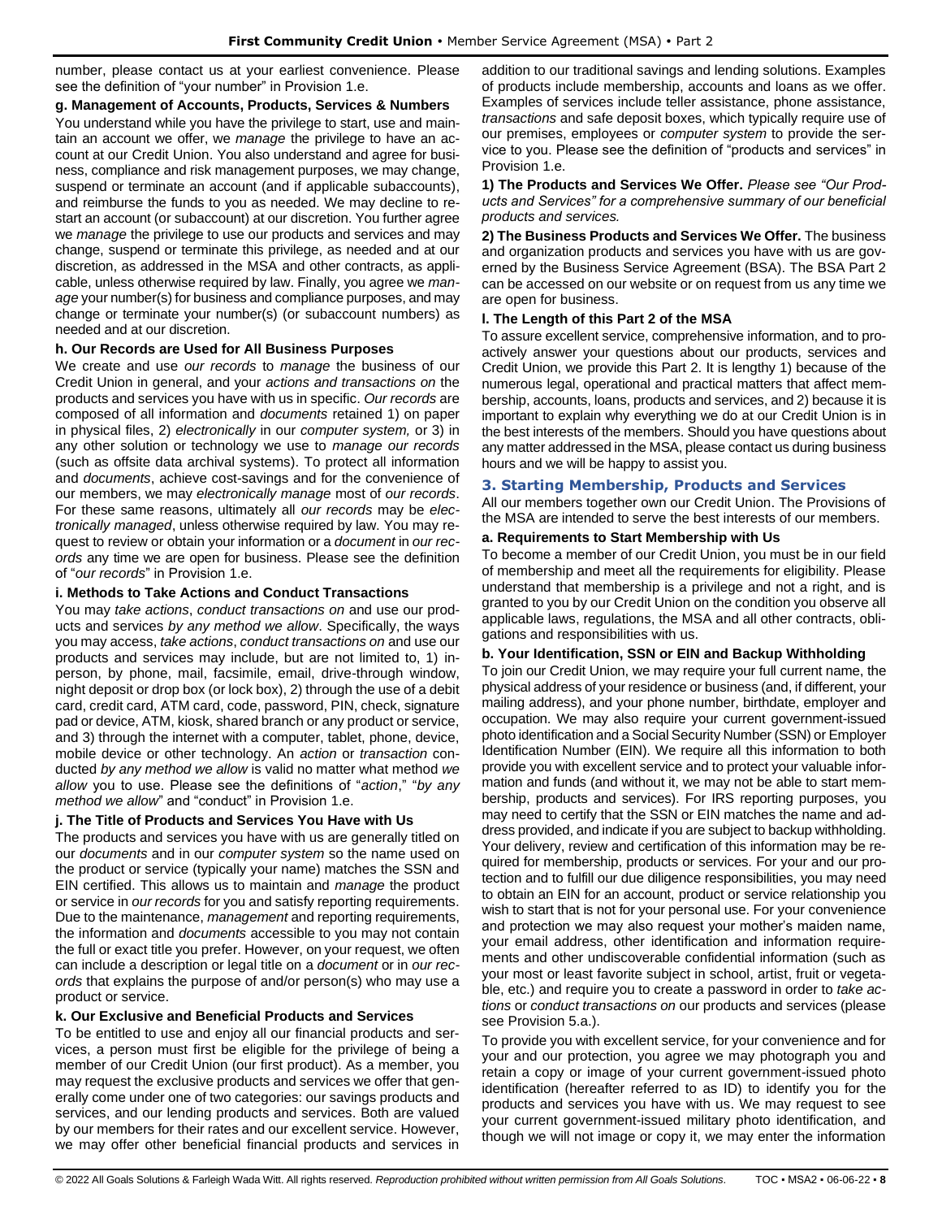number, please contact us at your earliest convenience. Please see the definition of "your number" in Provision 1.e.

**g. Management of Accounts, Products, Services & Numbers**

You understand while you have the privilege to start, use and maintain an account we offer, we *manage* the privilege to have an account at our Credit Union. You also understand and agree for business, compliance and risk management purposes, we may change, suspend or terminate an account (and if applicable subaccounts), and reimburse the funds to you as needed. We may decline to restart an account (or subaccount) at our discretion. You further agree we *manage* the privilege to use our products and services and may change, suspend or terminate this privilege, as needed and at our discretion, as addressed in the MSA and other contracts, as applicable, unless otherwise required by law. Finally, you agree we *manage* your number(s) for business and compliance purposes, and may change or terminate your number(s) (or subaccount numbers) as needed and at our discretion.

**h. Our Records are Used for All Business Purposes**

We create and use *our records* to *manage* the business of our Credit Union in general, and your *actions and transactions on* the products and services you have with us in specific. *Our records* are composed of all information and *documents* retained 1) on paper in physical files, 2) *electronically* in our *computer system,* or 3) in any other solution or technology we use to *manage our records* (such as offsite data archival systems). To protect all information and *documents*, achieve cost-savings and for the convenience of our members, we may *electronically manage* most of *our records*. For these same reasons, ultimately all *our records* may be *electronically managed*, unless otherwise required by law. You may request to review or obtain your information or a *document* in *our records* any time we are open for business. Please see the definition of "*our records*" in Provision 1.e.

**i. Methods to Take Actions and Conduct Transactions**

You may *take actions*, *conduct transactions on* and use our products and services *by any method we allow*. Specifically, the ways you may access, *take actions*, *conduct transactions on* and use our products and services may include, but are not limited to, 1) in-person, by phone, mail, facsimile, email, drive-through window, night deposit or drop box (or lock box), 2) through the use of a debit card, credit card, ATM card, code, password, PIN, check, signature pad or device, ATM, kiosk, shared branch or any product or service, and 3) through the internet with a computer, tablet, phone, device, mobile device or other technology. An *action* or *transaction* conducted *by any method we allow* is valid no matter what method *we allow* you to use. Please see the definitions of "*action*," "*by any method we allow*" and "conduct" in Provision 1.e.

**j. The Title of Products and Services You Have with Us**

The products and services you have with us are generally titled on our *documents* and in our *computer system* so the name used on the product or service (typically your name) matches the SSN and EIN certified. This allows us to maintain and *manage* the product or service in *our records* for you and satisfy reporting requirements. Due to the maintenance, *management* and reporting requirements, the information and *documents* accessible to you may not contain the full or exact title you prefer. However, on your request, we often can include a description or legal title on a *document* or in *our records* that explains the purpose of and/or person(s) who may use a product or service.

**k. Our Exclusive and Beneficial Products and Services**

To be entitled to use and enjoy all our financial products and services, a person must first be eligible for the privilege of being a member of our Credit Union (our first product). As a member, you may request the exclusive products and services we offer that generally come under one of two categories: our savings products and services, and our lending products and services. Both are valued by our members for their rates and our excellent service. However, we may offer other beneficial financial products and services in addition to our traditional savings and lending solutions. Examples of products include membership, accounts and loans as we offer. Examples of services include teller assistance, phone assistance, *transactions* and safe deposit boxes, which typically require use of our premises, employees or *computer system* to provide the service to you. Please see the definition of "products and services" in Provision 1.e.

**1) The Products and Services We Offer.** *Please see "Our Products and Services" for a comprehensive summary of our beneficial products and services.*

**2) The Business Products and Services We Offer.** The business and organization products and services you have with us are governed by the Business Service Agreement (BSA). The BSA Part 2 can be accessed on our website or on request from us any time we are open for business.

**l. The Length of this Part 2 of the MSA**

To assure excellent service, comprehensive information, and to proactively answer your questions about our products, services and Credit Union, we provide this Part 2. It is lengthy 1) because of the numerous legal, operational and practical matters that affect membership, accounts, loans, products and services, and 2) because it is important to explain why everything we do at our Credit Union is in the best interests of the members. Should you have questions about any matter addressed in the MSA, please contact us during business hours and we will be happy to assist you.

## 3. Starting Membership, Products and Services

All our members together own our Credit Union. The Provisions of the MSA are intended to serve the best interests of our members.

**a. Requirements to Start Membership with Us**

To become a member of our Credit Union, you must be in our field of membership and meet all the requirements for eligibility. Please understand that membership is a privilege and not a right, and is granted to you by our Credit Union on the condition you observe all applicable laws, regulations, the MSA and all other contracts, obligations and responsibilities with us.

**b. Your Identification, SSN or EIN and Backup Withholding**

To join our Credit Union, we may require your full current name, the physical address of your residence or business (and, if different, your mailing address), and your phone number, birthdate, employer and occupation. We may also require your current government-issued photo identification and a Social Security Number (SSN) or Employer Identification Number (EIN). We require all this information to both provide you with excellent service and to protect your valuable information and funds (and without it, we may not be able to start membership, products and services). For IRS reporting purposes, you may need to certify that the SSN or EIN matches the name and address provided, and indicate if you are subject to backup withholding. Your delivery, review and certification of this information may be required for membership, products or services. For your and our protection and to fulfill our due diligence responsibilities, you may need to obtain an EIN for an account, product or service relationship you wish to start that is not for your personal use. For your convenience and protection we may also request your mother's maiden name, your email address, other identification and information requirements and other undiscoverable confidential information (such as your most or least favorite subject in school, artist, fruit or vegetable, etc.) and require you to create a password in order to *take actions* or *conduct transactions on* our products and services (please see Provision 5.a.).

To provide you with excellent service, for your convenience and for your and our protection, you agree we may photograph you and retain a copy or image of your current government-issued photo identification (hereafter referred to as ID) to identify you for the products and services you have with us. We may request to see your current government-issued military photo identification, and though we will not image or copy it, we may enter the information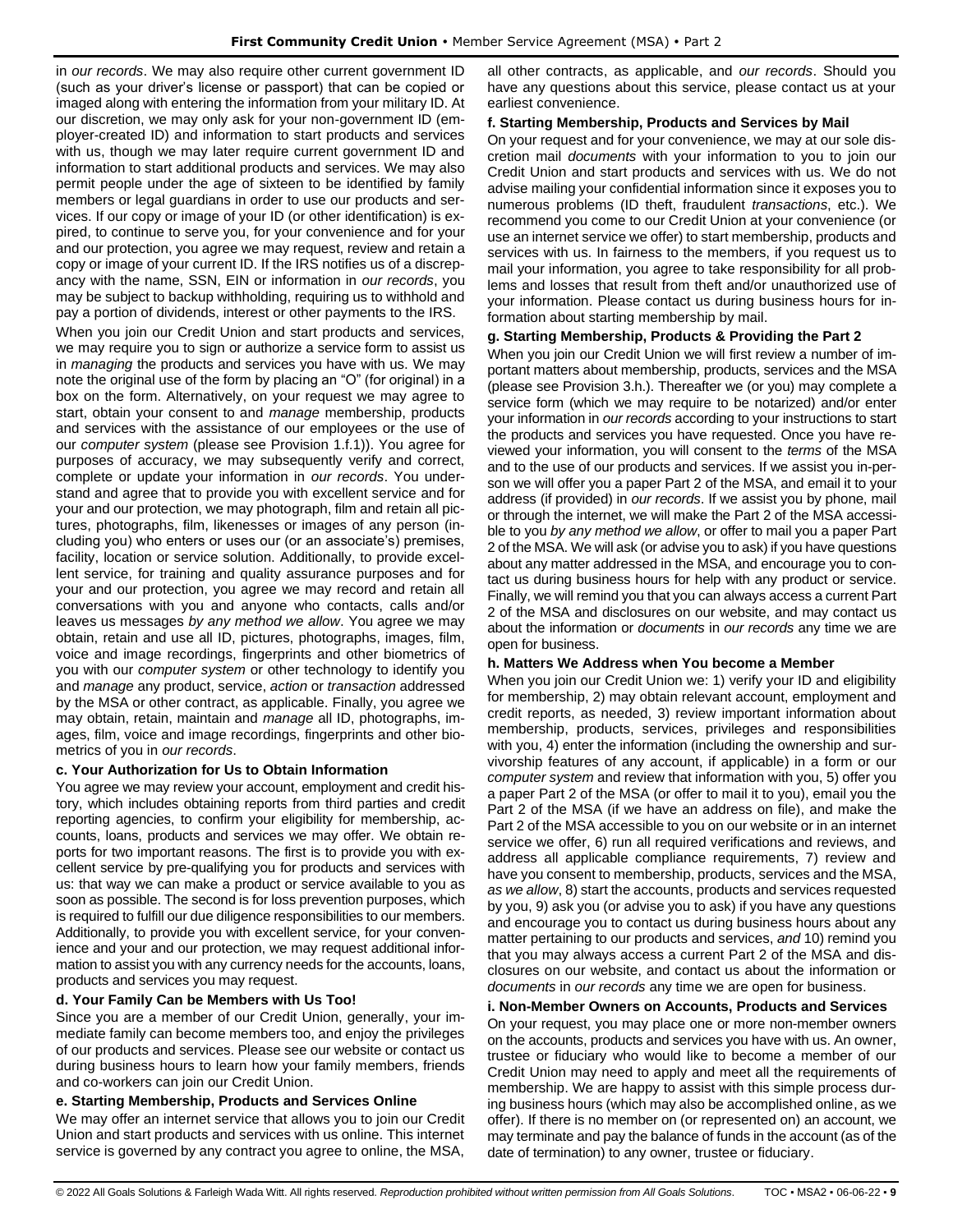in *our records*. We may also require other current government ID (such as your driver's license or passport) that can be copied or imaged along with entering the information from your military ID. At our discretion, we may only ask for your non-government ID (employer-created ID) and information to start products and services with us, though we may later require current government ID and information to start additional products and services. We may also permit people under the age of sixteen to be identified by family members or legal guardians in order to use our products and services. If our copy or image of your ID (or other identification) is expired, to continue to serve you, for your convenience and for your and our protection, you agree we may request, review and retain a copy or image of your current ID. If the IRS notifies us of a discrepancy with the name, SSN, EIN or information in *our records*, you may be subject to backup withholding, requiring us to withhold and pay a portion of dividends, interest or other payments to the IRS.

When you join our Credit Union and start products and services, we may require you to sign or authorize a service form to assist us in *managing* the products and services you have with us. We may note the original use of the form by placing an "O" (for original) in a box on the form. Alternatively, on your request we may agree to start, obtain your consent to and *manage* membership, products and services with the assistance of our employees or the use of our *computer system* (please see Provision 1.f.1)). You agree for purposes of accuracy, we may subsequently verify and correct, complete or update your information in *our records*. You understand and agree that to provide you with excellent service and for your and our protection, we may photograph, film and retain all pictures, photographs, film, likenesses or images of any person (including you) who enters or uses our (or an associate's) premises, facility, location or service solution. Additionally, to provide excellent service, for training and quality assurance purposes and for your and our protection, you agree we may record and retain all conversations with you and anyone who contacts, calls and/or leaves us messages *by any method we allow*. You agree we may obtain, retain and use all ID, pictures, photographs, images, film, voice and image recordings, fingerprints and other biometrics of you with our *computer system* or other technology to identify you and *manage* any product, service, *action* or *transaction* addressed by the MSA or other contract, as applicable. Finally, you agree we may obtain, retain, maintain and *manage* all ID, photographs, images, film, voice and image recordings, fingerprints and other biometrics of you in *our records*.

**c. Your Authorization for Us to Obtain Information**

You agree we may review your account, employment and credit history, which includes obtaining reports from third parties and credit reporting agencies, to confirm your eligibility for membership, accounts, loans, products and services we may offer. We obtain reports for two important reasons. The first is to provide you with excellent service by pre-qualifying you for products and services with us: that way we can make a product or service available to you as soon as possible. The second is for loss prevention purposes, which is required to fulfill our due diligence responsibilities to our members. Additionally, to provide you with excellent service, for your convenience and your and our protection, we may request additional information to assist you with any currency needs for the accounts, loans, products and services you may request.

**d. Your Family Can be Members with Us Too!**

Since you are a member of our Credit Union, generally, your immediate family can become members too, and enjoy the privileges of our products and services. Please see our website or contact us during business hours to learn how your family members, friends and co-workers can join our Credit Union.

**e. Starting Membership, Products and Services Online**

We may offer an internet service that allows you to join our Credit Union and start products and services with us online. This internet service is governed by any contract you agree to online, the MSA, all other contracts, as applicable, and *our records*. Should you have any questions about this service, please contact us at your earliest convenience.

**f. Starting Membership, Products and Services by Mail**

On your request and for your convenience, we may at our sole discretion mail *documents* with your information to you to join our Credit Union and start products and services with us. We do not advise mailing your confidential information since it exposes you to numerous problems (ID theft, fraudulent *transactions*, etc.). We recommend you come to our Credit Union at your convenience (or use an internet service we offer) to start membership, products and services with us. In fairness to the members, if you request us to mail your information, you agree to take responsibility for all problems and losses that result from theft and/or unauthorized use of your information. Please contact us during business hours for information about starting membership by mail.

**g. Starting Membership, Products & Providing the Part 2**

When you join our Credit Union we will first review a number of important matters about membership, products, services and the MSA (please see Provision 3.h.). Thereafter we (or you) may complete a service form (which we may require to be notarized) and/or enter your information in *our records* according to your instructions to start the products and services you have requested. Once you have reviewed your information, you will consent to the *terms* of the MSA and to the use of our products and services. If we assist you in-person we will offer you a paper Part 2 of the MSA, and email it to your address (if provided) in *our records*. If we assist you by phone, mail or through the internet, we will make the Part 2 of the MSA accessible to you *by any method we allow*, or offer to mail you a paper Part 2 of the MSA. We will ask (or advise you to ask) if you have questions about any matter addressed in the MSA, and encourage you to contact us during business hours for help with any product or service. Finally, we will remind you that you can always access a current Part 2 of the MSA and disclosures on our website, and may contact us about the information or *documents* in *our records* any time we are open for business.

**h. Matters We Address when You become a Member**

When you join our Credit Union we: 1) verify your ID and eligibility for membership, 2) may obtain relevant account, employment and credit reports, as needed, 3) review important information about membership, products, services, privileges and responsibilities with you, 4) enter the information (including the ownership and survivorship features of any account, if applicable) in a form or our *computer system* and review that information with you, 5) offer you a paper Part 2 of the MSA (or offer to mail it to you), email you the Part 2 of the MSA (if we have an address on file), and make the Part 2 of the MSA accessible to you on our website or in an internet service we offer, 6) run all required verifications and reviews, and address all applicable compliance requirements, 7) review and have you consent to membership, products, services and the MSA, *as we allow*, 8) start the accounts, products and services requested by you, 9) ask you (or advise you to ask) if you have any questions and encourage you to contact us during business hours about any matter pertaining to our products and services, *and* 10) remind you that you may always access a current Part 2 of the MSA and disclosures on our website, and contact us about the information or *documents* in *our records* any time we are open for business.

**i. Non-Member Owners on Accounts, Products and Services**

On your request, you may place one or more non-member owners on the accounts, products and services you have with us. An owner, trustee or fiduciary who would like to become a member of our Credit Union may need to apply and meet all the requirements of membership. We are happy to assist with this simple process during business hours (which may also be accomplished online, as we offer). If there is no member on (or represented on) an account, we may terminate and pay the balance of funds in the account (as of the date of termination) to any owner, trustee or fiduciary.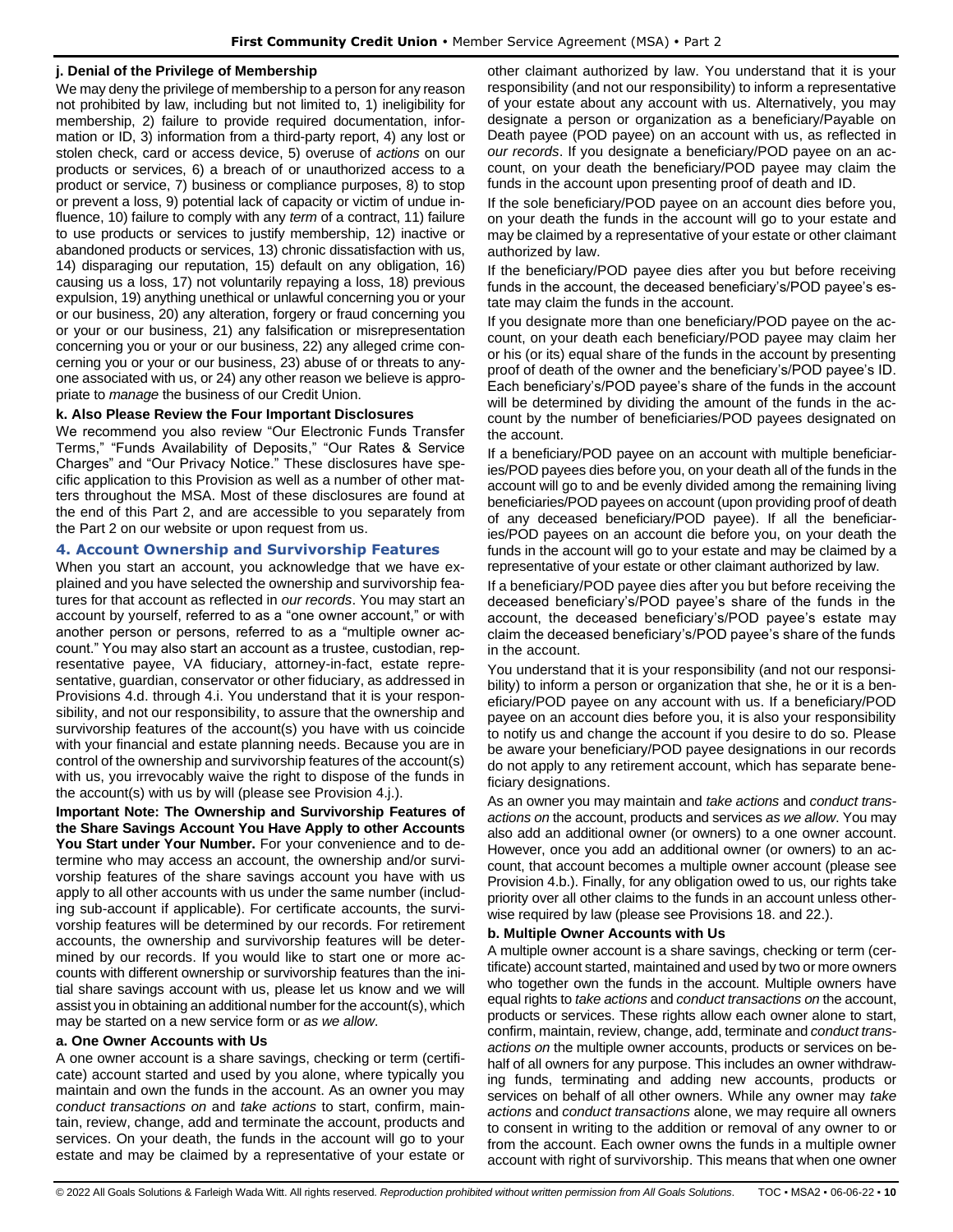#### j. Denial of the Privilege of Membership

We may deny the privilege of membership to a person for any reason not prohibited by law, including but not limited to, 1) ineligibility for membership, 2) failure to provide required documentation, information or ID, 3) information from a third-party report, 4) any lost or stolen check, card or access device, 5) overuse of *actions* on our products or services, 6) a breach of or unauthorized access to a product or service, 7) business or compliance purposes, 8) to stop or prevent a loss, 9) potential lack of capacity or victim of undue influence, 10) failure to comply with any *term* of a contract, 11) failure to use products or services to justify membership, 12) inactive or abandoned products or services, 13) chronic dissatisfaction with us, 14) disparaging our reputation, 15) default on any obligation, 16) causing us a loss, 17) not voluntarily repaying a loss, 18) previous expulsion, 19) anything unethical or unlawful concerning you or your or our business, 20) any alteration, forgery or fraud concerning you or your or our business, 21) any falsification or misrepresentation concerning you or your or our business, 22) any alleged crime concerning you or your or our business, 23) abuse of or threats to anyone associated with us, or 24) any other reason we believe is appropriate to *manage* the business of our Credit Union.

#### k. Also Please Review the Four Important Disclosures

We recommend you also review "Our Electronic Funds Transfer Terms," "Funds Availability of Deposits," "Our Rates & Service Charges" and "Our Privacy Notice." These disclosures have specific application to this Provision as well as a number of other matters throughout the MSA. Most of these disclosures are found at the end of this Part 2, and are accessible to you separately from the Part 2 on our website or upon request from us.

### 4. Account Ownership and Survivorship Features

When you start an account, you acknowledge that we have explained and you have selected the ownership and survivorship features for that account as reflected in *our records*. You may start an account by yourself, referred to as a "one owner account," or with another person or persons, referred to as a "multiple owner account." You may also start an account as a trustee, custodian, representative payee, VA fiduciary, attorney-in-fact, estate representative, guardian, conservator or other fiduciary, as addressed in Provisions 4.d. through 4.i. You understand that it is your responsibility, and not our responsibility, to assure that the ownership and survivorship features of the account(s) you have with us coincide with your financial and estate planning needs. Because you are in control of the ownership and survivorship features of the account(s) with us, you irrevocably waive the right to dispose of the funds in the account(s) with us by will (please see Provision 4.j.).

**Important Note: The Ownership and Survivorship Features of the Share Savings Account You Have Apply to other Accounts You Start under Your Number.** For your convenience and to determine who may access an account, the ownership and/or survivorship features of the share savings account you have with us apply to all other accounts with us under the same number (including sub-account if applicable). For certificate accounts, the survivorship features will be determined by our records. For retirement accounts, the ownership and survivorship features will be determined by our records. If you would like to start one or more accounts with different ownership or survivorship features than the initial share savings account with us, please let us know and we will assist you in obtaining an additional number for the account(s), which may be started on a new service form or *as we allow*.

#### a. One Owner Accounts with Us

A one owner account is a share savings, checking or term (certificate) account started and used by you alone, where typically you maintain and own the funds in the account. As an owner you may *conduct transactions on* and *take actions* to start, confirm, maintain, review, change, add and terminate the account, products and services. On your death, the funds in the account will go to your estate and may be claimed by a representative of your estate or other claimant authorized by law. You understand that it is your responsibility (and not our responsibility) to inform a representative of your estate about any account with us. Alternatively, you may designate a person or organization as a beneficiary/Payable on Death payee (POD payee) on an account with us, as reflected in *our records*. If you designate a beneficiary/POD payee on an account, on your death the beneficiary/POD payee may claim the funds in the account upon presenting proof of death and ID.

If the sole beneficiary/POD payee on an account dies before you, on your death the funds in the account will go to your estate and may be claimed by a representative of your estate or other claimant authorized by law.

If the beneficiary/POD payee dies after you but before receiving funds in the account, the deceased beneficiary's/POD payee's estate may claim the funds in the account.

If you designate more than one beneficiary/POD payee on the account, on your death each beneficiary/POD payee may claim her or his (or its) equal share of the funds in the account by presenting proof of death of the owner and the beneficiary's/POD payee's ID. Each beneficiary's/POD payee's share of the funds in the account will be determined by dividing the amount of the funds in the account by the number of beneficiaries/POD payees designated on the account.

If a beneficiary/POD payee on an account with multiple beneficiaries/POD payees dies before you, on your death all of the funds in the account will go to and be evenly divided among the remaining living beneficiaries/POD payees on account (upon providing proof of death of any deceased beneficiary/POD payee). If all the beneficiaries/POD payees on an account die before you, on your death the funds in the account will go to your estate and may be claimed by a representative of your estate or other claimant authorized by law.

If a beneficiary/POD payee dies after you but before receiving the deceased beneficiary's/POD payee's share of the funds in the account, the deceased beneficiary's/POD payee's estate may claim the deceased beneficiary's/POD payee's share of the funds in the account.

You understand that it is your responsibility (and not our responsibility) to inform a person or organization that she, he or it is a beneficiary/POD payee on any account with us. If a beneficiary/POD payee on an account dies before you, it is also your responsibility to notify us and change the account if you desire to do so. Please be aware your beneficiary/POD payee designations in our records do not apply to any retirement account, which has separate beneficiary designations.

As an owner you may maintain and *take actions* and *conduct transactions on* the account, products and services *as we allow*. You may also add an additional owner (or owners) to a one owner account. However, once you add an additional owner (or owners) to an account, that account becomes a multiple owner account (please see Provision 4.b.). Finally, for any obligation owed to us, our rights take priority over all other claims to the funds in an account unless otherwise required by law (please see Provisions 18. and 22.).

#### b. Multiple Owner Accounts with Us

A multiple owner account is a share savings, checking or term (certificate) account started, maintained and used by two or more owners who together own the funds in the account. Multiple owners have equal rights to *take actions* and *conduct transactions on* the account, products or services. These rights allow each owner alone to start, confirm, maintain, review, change, add, terminate and *conduct transactions on* the multiple owner accounts, products or services on behalf of all owners for any purpose. This includes an owner withdrawing funds, terminating and adding new accounts, products or services on behalf of all other owners. While any owner may *take actions* and *conduct transactions* alone, we may require all owners to consent in writing to the addition or removal of any owner to or from the account. Each owner owns the funds in a multiple owner account with right of survivorship. This means that when one owner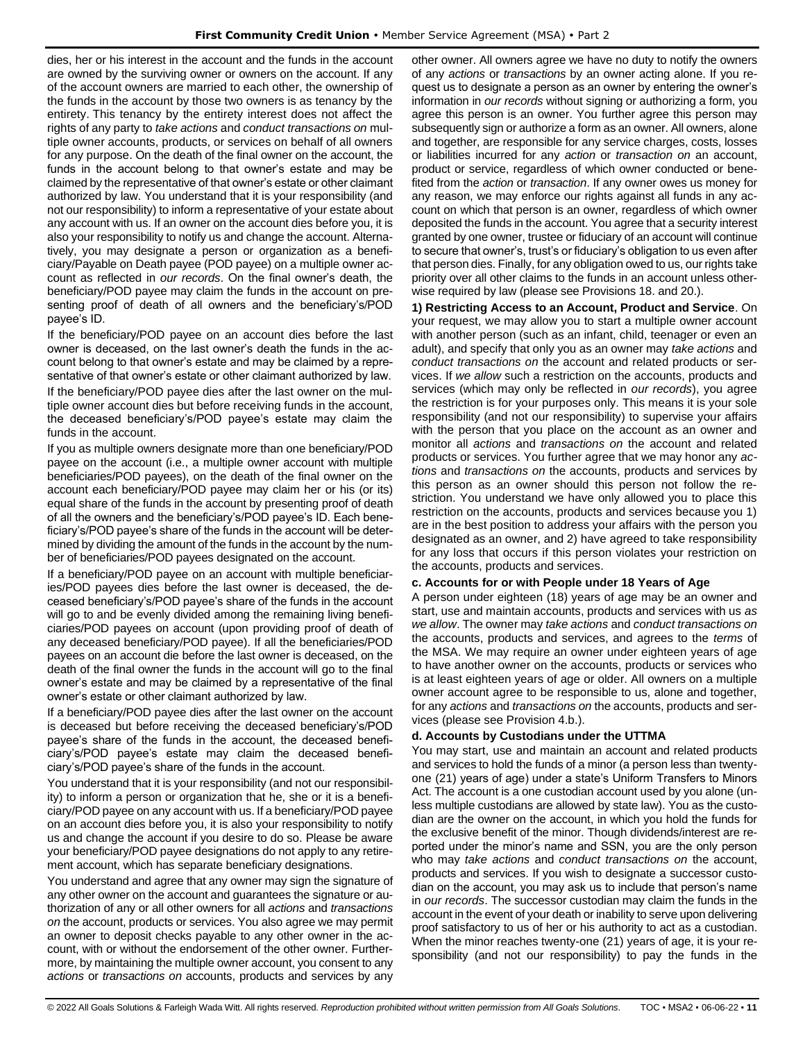dies, her or his interest in the account and the funds in the account are owned by the surviving owner or owners on the account. If any of the account owners are married to each other, the ownership of the funds in the account by those two owners is as tenancy by the entirety. This tenancy by the entirety interest does not affect the rights of any party to *take actions* and *conduct transactions on* multiple owner accounts, products, or services on behalf of all owners for any purpose. On the death of the final owner on the account, the funds in the account belong to that owner's estate and may be claimed by the representative of that owner's estate or other claimant authorized by law. You understand that it is your responsibility (and not our responsibility) to inform a representative of your estate about any account with us. If an owner on the account dies before you, it is also your responsibility to notify us and change the account. Alternatively, you may designate a person or organization as a beneficiary/Payable on Death payee (POD payee) on a multiple owner account as reflected in *our records*. On the final owner's death, the beneficiary/POD payee may claim the funds in the account on presenting proof of death of all owners and the beneficiary's/POD payee's ID.

If the beneficiary/POD payee on an account dies before the last owner is deceased, on the last owner's death the funds in the account belong to that owner's estate and may be claimed by a representative of that owner's estate or other claimant authorized by law.

If the beneficiary/POD payee dies after the last owner on the multiple owner account dies but before receiving funds in the account, the deceased beneficiary's/POD payee's estate may claim the funds in the account.

If you as multiple owners designate more than one beneficiary/POD payee on the account (i.e., a multiple owner account with multiple beneficiaries/POD payees), on the death of the final owner on the account each beneficiary/POD payee may claim her or his (or its) equal share of the funds in the account by presenting proof of death of all the owners and the beneficiary's/POD payee's ID. Each beneficiary's/POD payee's share of the funds in the account will be determined by dividing the amount of the funds in the account by the number of beneficiaries/POD payees designated on the account.

If a beneficiary/POD payee on an account with multiple beneficiaries/POD payees dies before the last owner is deceased, the deceased beneficiary's/POD payee's share of the funds in the account will go to and be evenly divided among the remaining living beneficiaries/POD payees on account (upon providing proof of death of any deceased beneficiary/POD payee). If all the beneficiaries/POD payees on an account die before the last owner is deceased, on the death of the final owner the funds in the account will go to the final owner's estate and may be claimed by a representative of the final owner's estate or other claimant authorized by law.

If a beneficiary/POD payee dies after the last owner on the account is deceased but before receiving the deceased beneficiary's/POD payee's share of the funds in the account, the deceased beneficiary's/POD payee's estate may claim the deceased beneficiary's/POD payee's share of the funds in the account.

You understand that it is your responsibility (and not our responsibility) to inform a person or organization that he, she or it is a beneficiary/POD payee on any account with us. If a beneficiary/POD payee on an account dies before you, it is also your responsibility to notify us and change the account if you desire to do so. Please be aware your beneficiary/POD payee designations do not apply to any retirement account, which has separate beneficiary designations.

You understand and agree that any owner may sign the signature of any other owner on the account and guarantees the signature or authorization of any or all other owners for all *actions* and *transactions on* the account, products or services. You also agree we may permit an owner to deposit checks payable to any other owner in the account, with or without the endorsement of the other owner. Furthermore, by maintaining the multiple owner account, you consent to any *actions* or *transactions on* accounts, products and services by any other owner. All owners agree we have no duty to notify the owners of any *actions* or *transactions* by an owner acting alone. If you request us to designate a person as an owner by entering the owner's information in *our records* without signing or authorizing a form, you agree this person is an owner. You further agree this person may subsequently sign or authorize a form as an owner. All owners, alone and together, are responsible for any service charges, costs, losses or liabilities incurred for any *action* or *transaction on* an account, product or service, regardless of which owner conducted or benefited from the *action* or *transaction*. If any owner owes us money for any reason, we may enforce our rights against all funds in any account on which that person is an owner, regardless of which owner deposited the funds in the account. You agree that a security interest granted by one owner, trustee or fiduciary of an account will continue to secure that owner's, trust's or fiduciary's obligation to us even after that person dies. Finally, for any obligation owed to us, our rights take priority over all other claims to the funds in an account unless otherwise required by law (please see Provisions 18. and 20.).

**1) Restricting Access to an Account, Product and Service**. On your request, we may allow you to start a multiple owner account with another person (such as an infant, child, teenager or even an adult), and specify that only you as an owner may *take actions* and *conduct transactions on* the account and related products or services. If *we allow* such a restriction on the accounts, products and services (which may only be reflected in *our records*), you agree the restriction is for your purposes only. This means it is your sole responsibility (and not our responsibility) to supervise your affairs with the person that you place on the account as an owner and monitor all *actions* and *transactions on* the account and related products or services. You further agree that we may honor any *actions* and *transactions on* the accounts, products and services by this person as an owner should this person not follow the restriction. You understand we have only allowed you to place this restriction on the accounts, products and services because you 1) are in the best position to address your affairs with the person you designated as an owner, and 2) have agreed to take responsibility for any loss that occurs if this person violates your restriction on the accounts, products and services.

### c. Accounts for or with People under 18 Years of Age

A person under eighteen (18) years of age may be an owner and start, use and maintain accounts, products and services with us *as we allow*. The owner may *take actions* and *conduct transactions on* the accounts, products and services, and agrees to the *terms* of the MSA. We may require an owner under eighteen years of age to have another owner on the accounts, products or services who is at least eighteen years of age or older. All owners on a multiple owner account agree to be responsible to us, alone and together, for any *actions* and *transactions on* the accounts, products and services (please see Provision 4.b.).

### d. Accounts by Custodians under the UTTMA

You may start, use and maintain an account and related products and services to hold the funds of a minor (a person less than twenty-one (21) years of age) under a state's Uniform Transfers to Minors Act. The account is a one custodian account used by you alone (unless multiple custodians are allowed by state law). You as the custodian are the owner on the account, in which you hold the funds for the exclusive benefit of the minor. Though dividends/interest are reported under the minor's name and SSN, you are the only person who may *take actions* and *conduct transactions on* the account, products and services. If you wish to designate a successor custodian on the account, you may ask us to include that person's name in *our records*. The successor custodian may claim the funds in the account in the event of your death or inability to serve upon delivering proof satisfactory to us of her or his authority to act as a custodian. When the minor reaches twenty-one (21) years of age, it is your responsibility (and not our responsibility) to pay the funds in the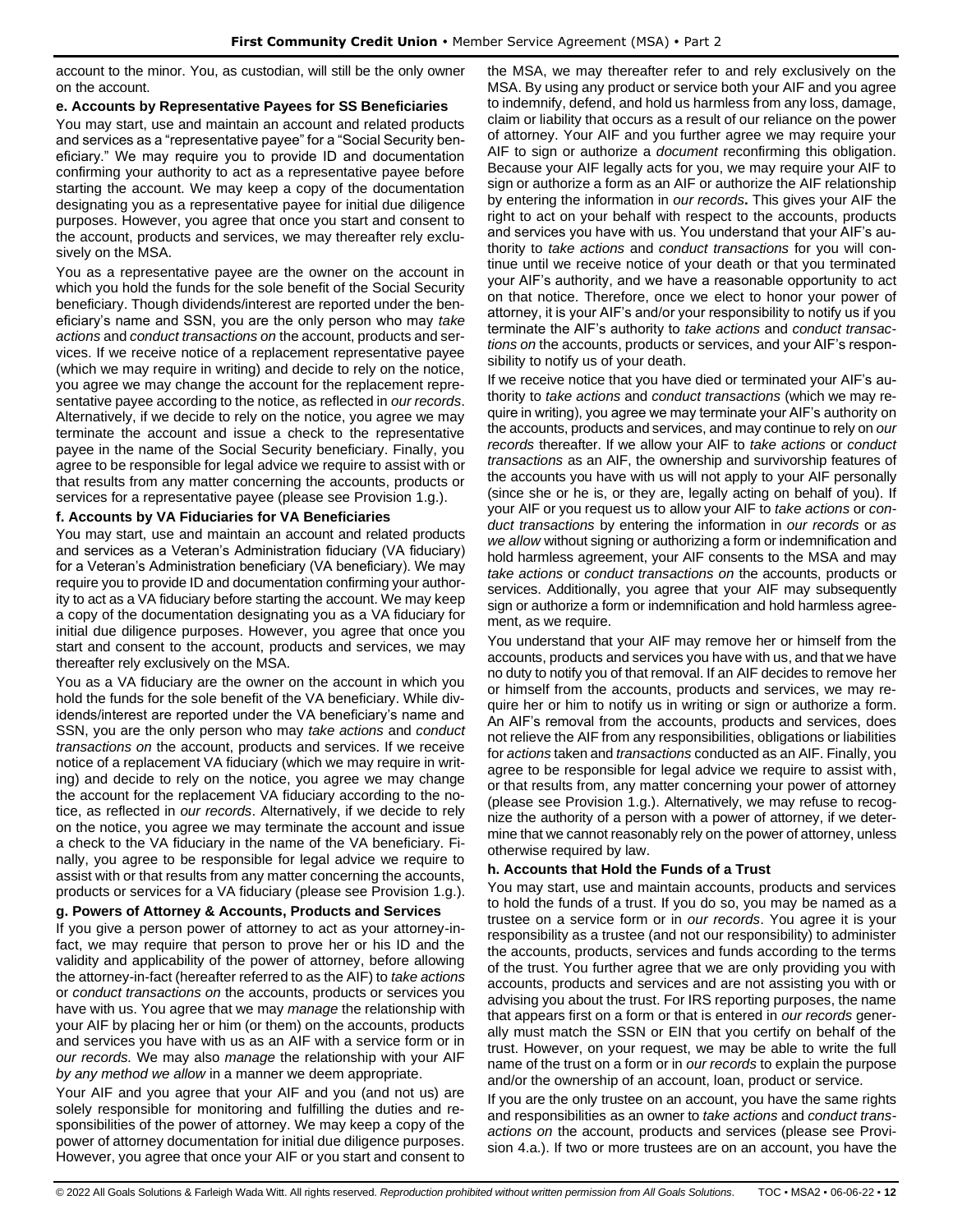account to the minor. You, as custodian, will still be the only owner on the account.

**e. Accounts by Representative Payees for SS Beneficiaries**

You may start, use and maintain an account and related products and services as a "representative payee" for a "Social Security beneficiary." We may require you to provide ID and documentation confirming your authority to act as a representative payee before starting the account. We may keep a copy of the documentation designating you as a representative payee for initial due diligence purposes. However, you agree that once you start and consent to the account, products and services, we may thereafter rely exclusively on the MSA.

You as a representative payee are the owner on the account in which you hold the funds for the sole benefit of the Social Security beneficiary. Though dividends/interest are reported under the beneficiary's name and SSN, you are the only person who may *take actions* and *conduct transactions on* the account, products and services. If we receive notice of a replacement representative payee (which we may require in writing) and decide to rely on the notice, you agree we may change the account for the replacement representative payee according to the notice, as reflected in *our records*. Alternatively, if we decide to rely on the notice, you agree we may terminate the account and issue a check to the representative payee in the name of the Social Security beneficiary. Finally, you agree to be responsible for legal advice we require to assist with or that results from any matter concerning the accounts, products or services for a representative payee (please see Provision 1.g.).

**f. Accounts by VA Fiduciaries for VA Beneficiaries**

You may start, use and maintain an account and related products and services as a Veteran's Administration fiduciary (VA fiduciary) for a Veteran's Administration beneficiary (VA beneficiary). We may require you to provide ID and documentation confirming your authority to act as a VA fiduciary before starting the account. We may keep a copy of the documentation designating you as a VA fiduciary for initial due diligence purposes. However, you agree that once you start and consent to the account, products and services, we may thereafter rely exclusively on the MSA.

You as a VA fiduciary are the owner on the account in which you hold the funds for the sole benefit of the VA beneficiary. While dividends/interest are reported under the VA beneficiary's name and SSN, you are the only person who may *take actions* and *conduct transactions on* the account, products and services. If we receive notice of a replacement VA fiduciary (which we may require in writing) and decide to rely on the notice, you agree we may change the account for the replacement VA fiduciary according to the notice, as reflected in *our records*. Alternatively, if we decide to rely on the notice, you agree we may terminate the account and issue a check to the VA fiduciary in the name of the VA beneficiary. Finally, you agree to be responsible for legal advice we require to assist with or that results from any matter concerning the accounts, products or services for a VA fiduciary (please see Provision 1.g.).

**g. Powers of Attorney & Accounts, Products and Services**

If you give a person power of attorney to act as your attorney-in-fact, we may require that person to prove her or his ID and the validity and applicability of the power of attorney, before allowing the attorney-in-fact (hereafter referred to as the AIF) to *take actions* or *conduct transactions on* the accounts, products or services you have with us. You agree that we may *manage* the relationship with your AIF by placing her or him (or them) on the accounts, products and services you have with us as an AIF with a service form or in *our records.* We may also *manage* the relationship with your AIF *by any method we allow* in a manner we deem appropriate.

Your AIF and you agree that your AIF and you (and not us) are solely responsible for monitoring and fulfilling the duties and responsibilities of the power of attorney. We may keep a copy of the power of attorney documentation for initial due diligence purposes. However, you agree that once your AIF or you start and consent to the MSA, we may thereafter refer to and rely exclusively on the MSA. By using any product or service both your AIF and you agree to indemnify, defend, and hold us harmless from any loss, damage, claim or liability that occurs as a result of our reliance on the power of attorney. Your AIF and you further agree we may require your AIF to sign or authorize a *document* reconfirming this obligation. Because your AIF legally acts for you, we may require your AIF to sign or authorize a form as an AIF or authorize the AIF relationship by entering the information in *our records***.** This gives your AIF the right to act on your behalf with respect to the accounts, products and services you have with us. You understand that your AIF's authority to *take actions* and *conduct transactions* for you will continue until we receive notice of your death or that you terminated your AIF's authority, and we have a reasonable opportunity to act on that notice. Therefore, once we elect to honor your power of attorney, it is your AIF's and/or your responsibility to notify us if you terminate the AIF's authority to *take actions* and *conduct transactions on* the accounts, products or services, and your AIF's responsibility to notify us of your death.

If we receive notice that you have died or terminated your AIF's authority to *take actions* and *conduct transactions* (which we may require in writing), you agree we may terminate your AIF's authority on the accounts, products and services, and may continue to rely on *our records* thereafter. If we allow your AIF to *take actions* or *conduct transactions* as an AIF, the ownership and survivorship features of the accounts you have with us will not apply to your AIF personally (since she or he is, or they are, legally acting on behalf of you). If your AIF or you request us to allow your AIF to *take actions* or *conduct transactions* by entering the information in *our records* or *as we allow* without signing or authorizing a form or indemnification and hold harmless agreement, your AIF consents to the MSA and may *take actions* or *conduct transactions on* the accounts, products or services. Additionally, you agree that your AIF may subsequently sign or authorize a form or indemnification and hold harmless agreement, as we require.

You understand that your AIF may remove her or himself from the accounts, products and services you have with us, and that we have no duty to notify you of that removal. If an AIF decides to remove her or himself from the accounts, products and services, we may require her or him to notify us in writing or sign or authorize a form. An AIF's removal from the accounts, products and services, does not relieve the AIF from any responsibilities, obligations or liabilities for *actions* taken and *transactions* conducted as an AIF. Finally, you agree to be responsible for legal advice we require to assist with, or that results from, any matter concerning your power of attorney (please see Provision 1.g.). Alternatively, we may refuse to recognize the authority of a person with a power of attorney, if we determine that we cannot reasonably rely on the power of attorney, unless otherwise required by law.

**h. Accounts that Hold the Funds of a Trust**

You may start, use and maintain accounts, products and services to hold the funds of a trust. If you do so, you may be named as a trustee on a service form or in *our records*. You agree it is your responsibility as a trustee (and not our responsibility) to administer the accounts, products, services and funds according to the terms of the trust. You further agree that we are only providing you with accounts, products and services and are not assisting you with or advising you about the trust. For IRS reporting purposes, the name that appears first on a form or that is entered in *our records* generally must match the SSN or EIN that you certify on behalf of the trust. However, on your request, we may be able to write the full name of the trust on a form or in *our records* to explain the purpose and/or the ownership of an account, loan, product or service.

If you are the only trustee on an account, you have the same rights and responsibilities as an owner to *take actions* and *conduct transactions on* the account, products and services (please see Provision 4.a.). If two or more trustees are on an account, you have the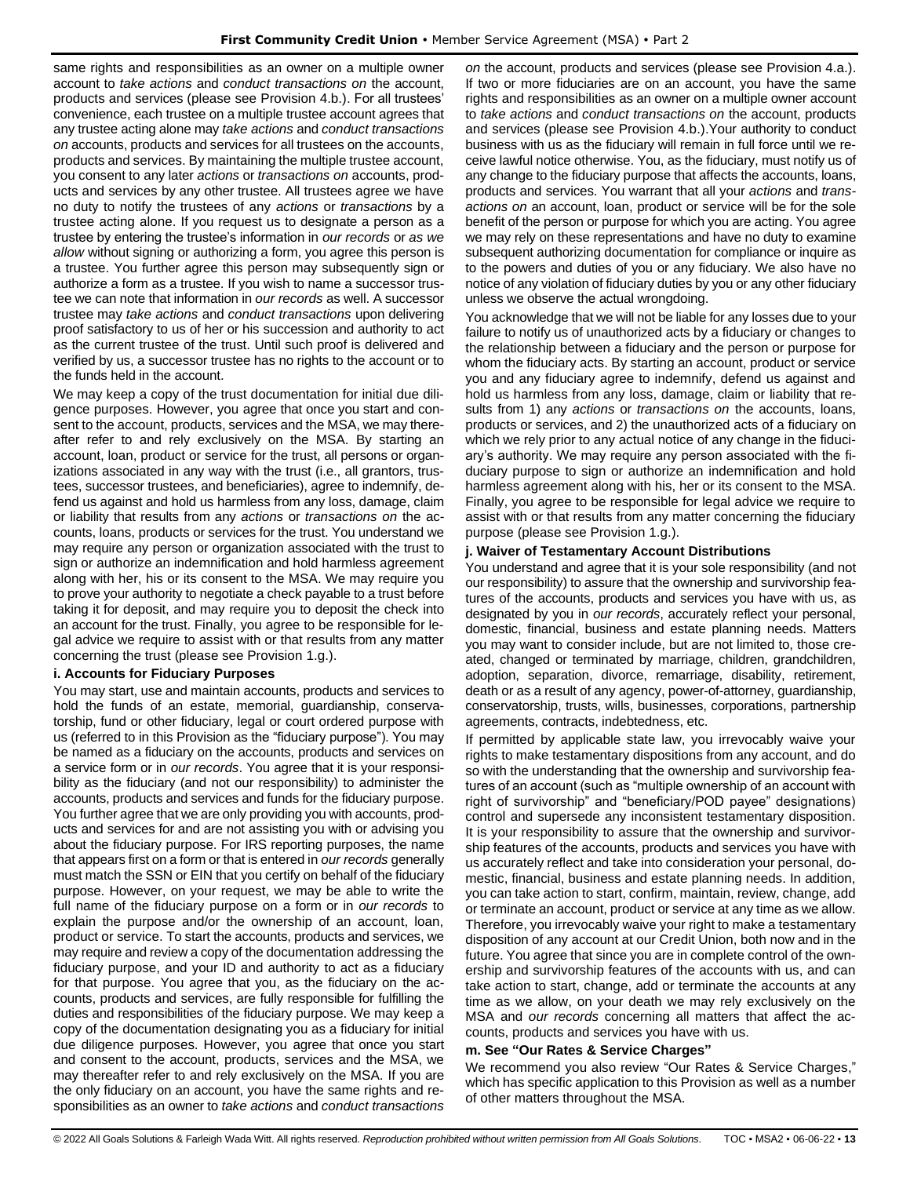same rights and responsibilities as an owner on a multiple owner account to *take actions* and *conduct transactions on* the account, products and services (please see Provision 4.b.). For all trustees' convenience, each trustee on a multiple trustee account agrees that any trustee acting alone may *take actions* and *conduct transactions on* accounts, products and services for all trustees on the accounts, products and services. By maintaining the multiple trustee account, you consent to any later *actions* or *transactions on* accounts, products and services by any other trustee. All trustees agree we have no duty to notify the trustees of any *actions* or *transactions* by a trustee acting alone. If you request us to designate a person as a trustee by entering the trustee's information in *our records* or *as we allow* without signing or authorizing a form, you agree this person is a trustee. You further agree this person may subsequently sign or authorize a form as a trustee. If you wish to name a successor trustee we can note that information in *our records* as well. A successor trustee may *take actions* and *conduct transactions* upon delivering proof satisfactory to us of her or his succession and authority to act as the current trustee of the trust. Until such proof is delivered and verified by us, a successor trustee has no rights to the account or to the funds held in the account.

We may keep a copy of the trust documentation for initial due diligence purposes. However, you agree that once you start and consent to the account, products, services and the MSA, we may thereafter refer to and rely exclusively on the MSA. By starting an account, loan, product or service for the trust, all persons or organizations associated in any way with the trust (i.e., all grantors, trustees, successor trustees, and beneficiaries), agree to indemnify, defend us against and hold us harmless from any loss, damage, claim or liability that results from any *actions* or *transactions on* the accounts, loans, products or services for the trust. You understand we may require any person or organization associated with the trust to sign or authorize an indemnification and hold harmless agreement along with her, his or its consent to the MSA. We may require you to prove your authority to negotiate a check payable to a trust before taking it for deposit, and may require you to deposit the check into an account for the trust. Finally, you agree to be responsible for legal advice we require to assist with or that results from any matter concerning the trust (please see Provision 1.g.).

**i. Accounts for Fiduciary Purposes**

You may start, use and maintain accounts, products and services to hold the funds of an estate, memorial, guardianship, conservatorship, fund or other fiduciary, legal or court ordered purpose with us (referred to in this Provision as the "fiduciary purpose"). You may be named as a fiduciary on the accounts, products and services on a service form or in *our records*. You agree that it is your responsibility as the fiduciary (and not our responsibility) to administer the accounts, products and services and funds for the fiduciary purpose. You further agree that we are only providing you with accounts, products and services for and are not assisting you with or advising you about the fiduciary purpose. For IRS reporting purposes, the name that appears first on a form or that is entered in *our records* generally must match the SSN or EIN that you certify on behalf of the fiduciary purpose. However, on your request, we may be able to write the full name of the fiduciary purpose on a form or in *our records* to explain the purpose and/or the ownership of an account, loan, product or service. To start the accounts, products and services, we may require and review a copy of the documentation addressing the fiduciary purpose, and your ID and authority to act as a fiduciary for that purpose. You agree that you, as the fiduciary on the accounts, products and services, are fully responsible for fulfilling the duties and responsibilities of the fiduciary purpose. We may keep a copy of the documentation designating you as a fiduciary for initial due diligence purposes. However, you agree that once you start and consent to the account, products, services and the MSA, we may thereafter refer to and rely exclusively on the MSA. If you are the only fiduciary on an account, you have the same rights and responsibilities as an owner to *take actions* and *conduct transactions on* the account, products and services (please see Provision 4.a.). If two or more fiduciaries are on an account, you have the same rights and responsibilities as an owner on a multiple owner account to *take actions* and *conduct transactions on* the account, products and services (please see Provision 4.b.).Your authority to conduct business with us as the fiduciary will remain in full force until we receive lawful notice otherwise. You, as the fiduciary, must notify us of any change to the fiduciary purpose that affects the accounts, loans, products and services. You warrant that all your *actions* and *transactions on* an account, loan, product or service will be for the sole benefit of the person or purpose for which you are acting. You agree we may rely on these representations and have no duty to examine subsequent authorizing documentation for compliance or inquire as to the powers and duties of you or any fiduciary. We also have no notice of any violation of fiduciary duties by you or any other fiduciary unless we observe the actual wrongdoing.

You acknowledge that we will not be liable for any losses due to your failure to notify us of unauthorized acts by a fiduciary or changes to the relationship between a fiduciary and the person or purpose for whom the fiduciary acts. By starting an account, product or service you and any fiduciary agree to indemnify, defend us against and hold us harmless from any loss, damage, claim or liability that results from 1) any *actions* or *transactions on* the accounts, loans, products or services, and 2) the unauthorized acts of a fiduciary on which we rely prior to any actual notice of any change in the fiduciary's authority. We may require any person associated with the fiduciary purpose to sign or authorize an indemnification and hold harmless agreement along with his, her or its consent to the MSA. Finally, you agree to be responsible for legal advice we require to assist with or that results from any matter concerning the fiduciary purpose (please see Provision 1.g.).

**j. Waiver of Testamentary Account Distributions**

You understand and agree that it is your sole responsibility (and not our responsibility) to assure that the ownership and survivorship features of the accounts, products and services you have with us, as designated by you in *our records*, accurately reflect your personal, domestic, financial, business and estate planning needs. Matters you may want to consider include, but are not limited to, those created, changed or terminated by marriage, children, grandchildren, adoption, separation, divorce, remarriage, disability, retirement, death or as a result of any agency, power-of-attorney, guardianship, conservatorship, trusts, wills, businesses, corporations, partnership agreements, contracts, indebtedness, etc.

If permitted by applicable state law, you irrevocably waive your rights to make testamentary dispositions from any account, and do so with the understanding that the ownership and survivorship features of an account (such as "multiple ownership of an account with right of survivorship" and "beneficiary/POD payee" designations) control and supersede any inconsistent testamentary disposition. It is your responsibility to assure that the ownership and survivorship features of the accounts, products and services you have with us accurately reflect and take into consideration your personal, domestic, financial, business and estate planning needs. In addition, you can take action to start, confirm, maintain, review, change, add or terminate an account, product or service at any time as we allow. Therefore, you irrevocably waive your right to make a testamentary disposition of any account at our Credit Union, both now and in the future. You agree that since you are in complete control of the ownership and survivorship features of the accounts with us, and can take action to start, change, add or terminate the accounts at any time as we allow, on your death we may rely exclusively on the MSA and *our records* concerning all matters that affect the accounts, products and services you have with us.

**m. See "Our Rates & Service Charges"**

We recommend you also review "Our Rates & Service Charges," which has specific application to this Provision as well as a number of other matters throughout the MSA.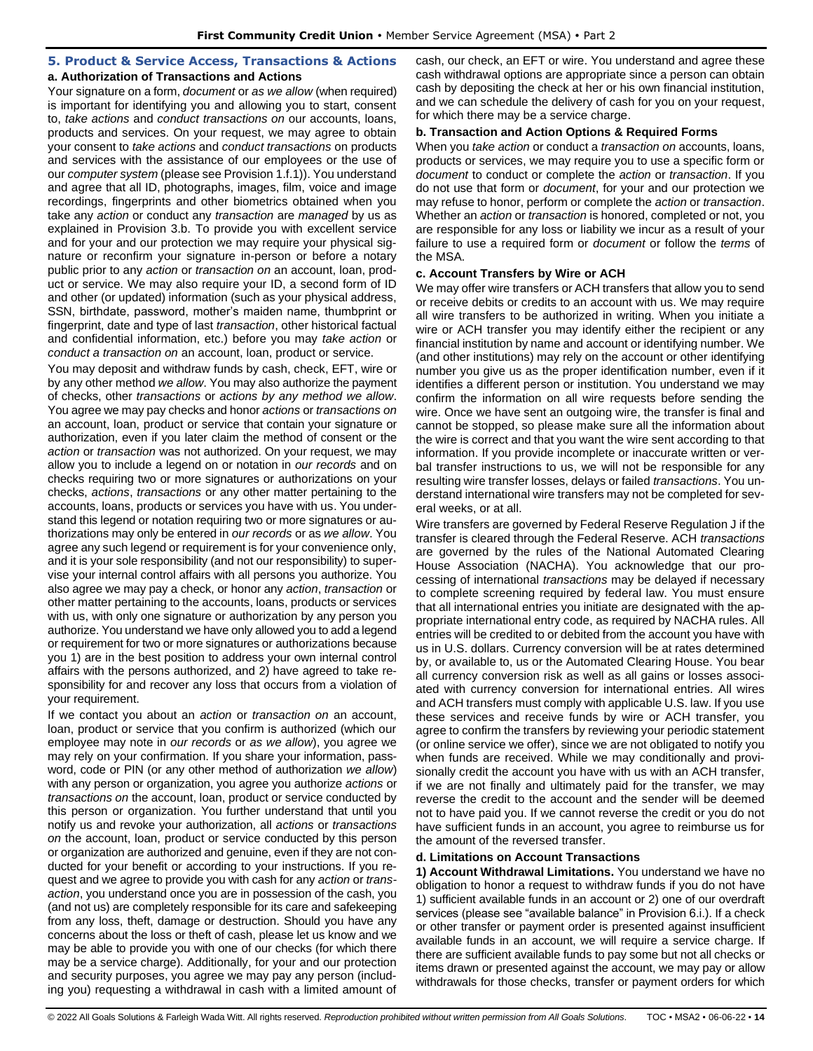## 5. Product & Service Access, Transactions & Actions

### a. Authorization of Transactions and Actions

Your signature on a form, *document* or *as we allow* (when required) is important for identifying you and allowing you to start, consent to, *take actions* and *conduct transactions on* our accounts, loans, products and services. On your request, we may agree to obtain your consent to *take actions* and *conduct transactions* on products and services with the assistance of our employees or the use of our *computer system* (please see Provision 1.f.1)). You understand and agree that all ID, photographs, images, film, voice and image recordings, fingerprints and other biometrics obtained when you take any *action* or conduct any *transaction* are *managed* by us as explained in Provision 3.b. To provide you with excellent service and for your and our protection we may require your physical signature or reconfirm your signature in-person or before a notary public prior to any *action* or *transaction on* an account, loan, product or service. We may also require your ID, a second form of ID and other (or updated) information (such as your physical address, SSN, birthdate, password, mother's maiden name, thumbprint or fingerprint, date and type of last *transaction*, other historical factual and confidential information, etc.) before you may *take action* or *conduct a transaction on* an account, loan, product or service.

You may deposit and withdraw funds by cash, check, EFT, wire or by any other method *we allow*. You may also authorize the payment of checks, other *transactions* or *actions by any method we allow*. You agree we may pay checks and honor *actions* or *transactions on* an account, loan, product or service that contain your signature or authorization, even if you later claim the method of consent or the *action* or *transaction* was not authorized. On your request, we may allow you to include a legend on or notation in *our records* and on checks requiring two or more signatures or authorizations on your checks, *actions*, *transactions* or any other matter pertaining to the accounts, loans, products or services you have with us. You understand this legend or notation requiring two or more signatures or authorizations may only be entered in *our records* or as *we allow*. You agree any such legend or requirement is for your convenience only, and it is your sole responsibility (and not our responsibility) to supervise your internal control affairs with all persons you authorize. You also agree we may pay a check, or honor any *action*, *transaction* or other matter pertaining to the accounts, loans, products or services with us, with only one signature or authorization by any person you authorize. You understand we have only allowed you to add a legend or requirement for two or more signatures or authorizations because you 1) are in the best position to address your own internal control affairs with the persons authorized, and 2) have agreed to take responsibility for and recover any loss that occurs from a violation of your requirement.

If we contact you about an *action* or *transaction on* an account, loan, product or service that you confirm is authorized (which our employee may note in *our records* or *as we allow*), you agree we may rely on your confirmation. If you share your information, password, code or PIN (or any other method of authorization *we allow*) with any person or organization, you agree you authorize *actions* or *transactions on* the account, loan, product or service conducted by this person or organization. You further understand that until you notify us and revoke your authorization, all *actions* or *transactions on* the account, loan, product or service conducted by this person or organization are authorized and genuine, even if they are not conducted for your benefit or according to your instructions. If you request and we agree to provide you with cash for any *action* or *transaction*, you understand once you are in possession of the cash, you (and not us) are completely responsible for its care and safekeeping from any loss, theft, damage or destruction. Should you have any concerns about the loss or theft of cash, please let us know and we may be able to provide you with one of our checks (for which there may be a service charge). Additionally, for your and our protection and security purposes, you agree we may pay any person (including you) requesting a withdrawal in cash with a limited amount of cash, our check, an EFT or wire. You understand and agree these cash withdrawal options are appropriate since a person can obtain cash by depositing the check at her or his own financial institution, and we can schedule the delivery of cash for you on your request, for which there may be a service charge.

### b. Transaction and Action Options & Required Forms

When you *take action* or conduct a *transaction on* accounts, loans, products or services, we may require you to use a specific form or *document* to conduct or complete the *action* or *transaction*. If you do not use that form or *document*, for your and our protection we may refuse to honor, perform or complete the *action* or *transaction*. Whether an *action* or *transaction* is honored, completed or not, you are responsible for any loss or liability we incur as a result of your failure to use a required form or *document* or follow the *terms* of the MSA.

### c. Account Transfers by Wire or ACH

We may offer wire transfers or ACH transfers that allow you to send or receive debits or credits to an account with us. We may require all wire transfers to be authorized in writing. When you initiate a wire or ACH transfer you may identify either the recipient or any financial institution by name and account or identifying number. We (and other institutions) may rely on the account or other identifying number you give us as the proper identification number, even if it identifies a different person or institution. You understand we may confirm the information on all wire requests before sending the wire. Once we have sent an outgoing wire, the transfer is final and cannot be stopped, so please make sure all the information about the wire is correct and that you want the wire sent according to that information. If you provide incomplete or inaccurate written or verbal transfer instructions to us, we will not be responsible for any resulting wire transfer losses, delays or failed *transactions*. You understand international wire transfers may not be completed for several weeks, or at all.

Wire transfers are governed by Federal Reserve Regulation J if the transfer is cleared through the Federal Reserve. ACH *transactions* are governed by the rules of the National Automated Clearing House Association (NACHA). You acknowledge that our processing of international *transactions* may be delayed if necessary to complete screening required by federal law. You must ensure that all international entries you initiate are designated with the appropriate international entry code, as required by NACHA rules. All entries will be credited to or debited from the account you have with us in U.S. dollars. Currency conversion will be at rates determined by, or available to, us or the Automated Clearing House. You bear all currency conversion risk as well as all gains or losses associated with currency conversion for international entries. All wires and ACH transfers must comply with applicable U.S. law. If you use these services and receive funds by wire or ACH transfer, you agree to confirm the transfers by reviewing your periodic statement (or online service we offer), since we are not obligated to notify you when funds are received. While we may conditionally and provisionally credit the account you have with us with an ACH transfer, if we are not finally and ultimately paid for the transfer, we may reverse the credit to the account and the sender will be deemed not to have paid you. If we cannot reverse the credit or you do not have sufficient funds in an account, you agree to reimburse us for the amount of the reversed transfer.

### d. Limitations on Account Transactions

**1) Account Withdrawal Limitations.** You understand we have no obligation to honor a request to withdraw funds if you do not have 1) sufficient available funds in an account or 2) one of our overdraft services (please see "available balance" in Provision 6.i.). If a check or other transfer or payment order is presented against insufficient available funds in an account, we will require a service charge. If there are sufficient available funds to pay some but not all checks or items drawn or presented against the account, we may pay or allow withdrawals for those checks, transfer or payment orders for which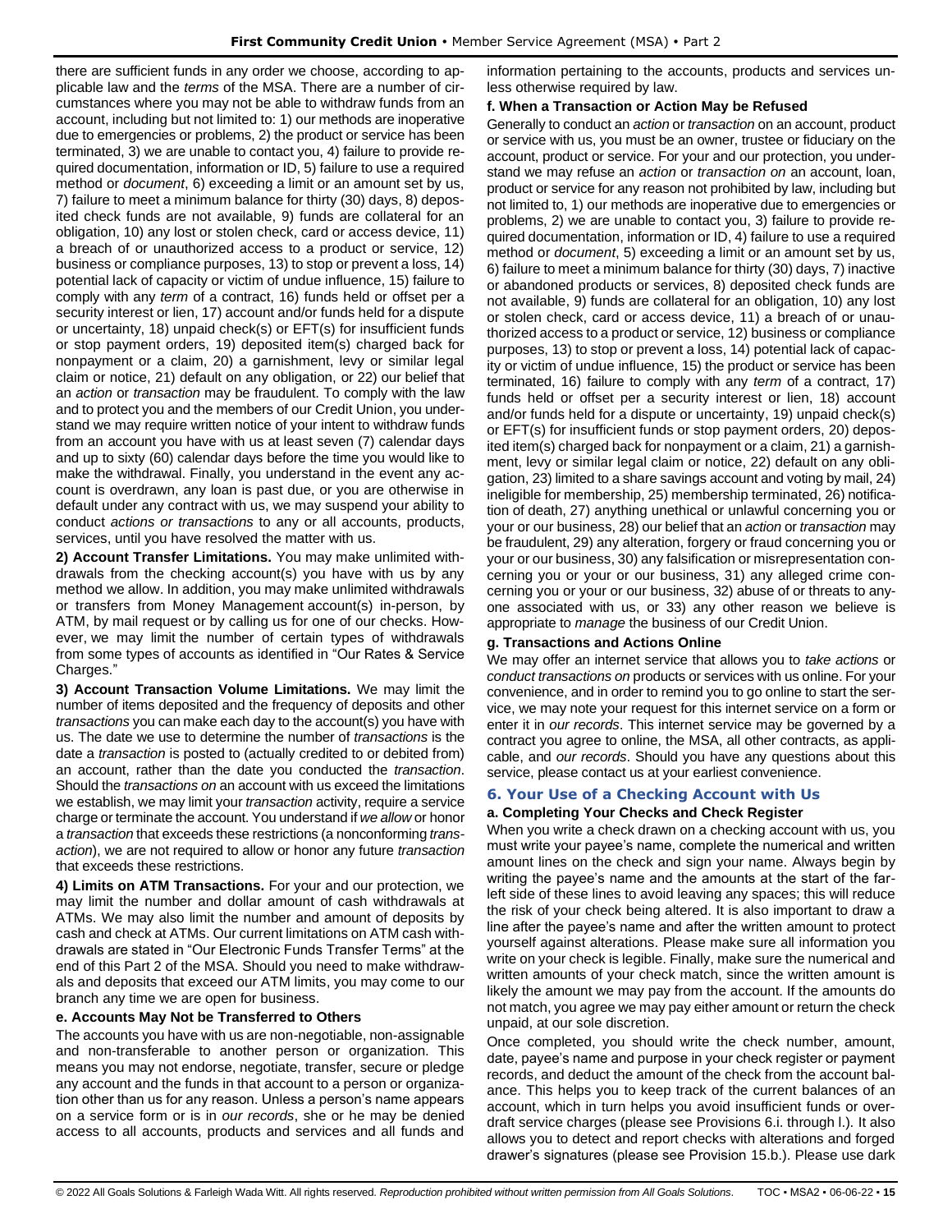there are sufficient funds in any order we choose, according to applicable law and the *terms* of the MSA. There are a number of circumstances where you may not be able to withdraw funds from an account, including but not limited to: 1) our methods are inoperative due to emergencies or problems, 2) the product or service has been terminated, 3) we are unable to contact you, 4) failure to provide required documentation, information or ID, 5) failure to use a required method or *document*, 6) exceeding a limit or an amount set by us, 7) failure to meet a minimum balance for thirty (30) days, 8) deposited check funds are not available, 9) funds are collateral for an obligation, 10) any lost or stolen check, card or access device, 11) a breach of or unauthorized access to a product or service, 12) business or compliance purposes, 13) to stop or prevent a loss, 14) potential lack of capacity or victim of undue influence, 15) failure to comply with any *term* of a contract, 16) funds held or offset per a security interest or lien, 17) account and/or funds held for a dispute or uncertainty, 18) unpaid check(s) or EFT(s) for insufficient funds or stop payment orders, 19) deposited item(s) charged back for nonpayment or a claim, 20) a garnishment, levy or similar legal claim or notice, 21) default on any obligation, or 22) our belief that an *action* or *transaction* may be fraudulent. To comply with the law and to protect you and the members of our Credit Union, you understand we may require written notice of your intent to withdraw funds from an account you have with us at least seven (7) calendar days and up to sixty (60) calendar days before the time you would like to make the withdrawal. Finally, you understand in the event any account is overdrawn, any loan is past due, or you are otherwise in default under any contract with us, we may suspend your ability to conduct *actions or transactions* to any or all accounts, products, services, until you have resolved the matter with us.

**2) Account Transfer Limitations.** You may make unlimited withdrawals from the checking account(s) you have with us by any method we allow. In addition, you may make unlimited withdrawals or transfers from Money Management account(s) in-person, by ATM, by mail request or by calling us for one of our checks. However, we may limit the number of certain types of withdrawals from some types of accounts as identified in "Our Rates & Service Charges."

**3) Account Transaction Volume Limitations.** We may limit the number of items deposited and the frequency of deposits and other *transactions* you can make each day to the account(s) you have with us. The date we use to determine the number of *transactions* is the date a *transaction* is posted to (actually credited to or debited from) an account, rather than the date you conducted the *transaction*. Should the *transactions on* an account with us exceed the limitations we establish, we may limit your *transaction* activity, require a service charge or terminate the account. You understand if *we allow* or honor a *transaction* that exceeds these restrictions (a nonconforming *transaction*), we are not required to allow or honor any future *transaction* that exceeds these restrictions.

**4) Limits on ATM Transactions.** For your and our protection, we may limit the number and dollar amount of cash withdrawals at ATMs. We may also limit the number and amount of deposits by cash and check at ATMs. Our current limitations on ATM cash withdrawals are stated in "Our Electronic Funds Transfer Terms" at the end of this Part 2 of the MSA. Should you need to make withdrawals and deposits that exceed our ATM limits, you may come to our branch any time we are open for business.

### e. Accounts May Not be Transferred to Others

The accounts you have with us are non-negotiable, non-assignable and non-transferable to another person or organization. This means you may not endorse, negotiate, transfer, secure or pledge any account and the funds in that account to a person or organization other than us for any reason. Unless a person's name appears on a service form or is in *our records*, she or he may be denied access to all accounts, products and services and all funds and information pertaining to the accounts, products and services unless otherwise required by law.

### f. When a Transaction or Action May be Refused

Generally to conduct an *action* or *transaction* on an account, product or service with us, you must be an owner, trustee or fiduciary on the account, product or service. For your and our protection, you understand we may refuse an *action* or *transaction on* an account, loan, product or service for any reason not prohibited by law, including but not limited to, 1) our methods are inoperative due to emergencies or problems, 2) we are unable to contact you, 3) failure to provide required documentation, information or ID, 4) failure to use a required method or *document*, 5) exceeding a limit or an amount set by us, 6) failure to meet a minimum balance for thirty (30) days, 7) inactive or abandoned products or services, 8) deposited check funds are not available, 9) funds are collateral for an obligation, 10) any lost or stolen check, card or access device, 11) a breach of or unauthorized access to a product or service, 12) business or compliance purposes, 13) to stop or prevent a loss, 14) potential lack of capacity or victim of undue influence, 15) the product or service has been terminated, 16) failure to comply with any *term* of a contract, 17) funds held or offset per a security interest or lien, 18) account and/or funds held for a dispute or uncertainty, 19) unpaid check(s) or EFT(s) for insufficient funds or stop payment orders, 20) deposited item(s) charged back for nonpayment or a claim, 21) a garnishment, levy or similar legal claim or notice, 22) default on any obligation, 23) limited to a share savings account and voting by mail, 24) ineligible for membership, 25) membership terminated, 26) notification of death, 27) anything unethical or unlawful concerning you or your or our business, 28) our belief that an *action* or *transaction* may be fraudulent, 29) any alteration, forgery or fraud concerning you or your or our business, 30) any falsification or misrepresentation concerning you or your or our business, 31) any alleged crime concerning you or your or our business, 32) abuse of or threats to anyone associated with us, or 33) any other reason we believe is appropriate to *manage* the business of our Credit Union.

### g. Transactions and Actions Online

We may offer an internet service that allows you to *take actions* or *conduct transactions on* products or services with us online. For your convenience, and in order to remind you to go online to start the service, we may note your request for this internet service on a form or enter it in *our records*. This internet service may be governed by a contract you agree to online, the MSA, all other contracts, as applicable, and *our records*. Should you have any questions about this service, please contact us at your earliest convenience.

## 6. Your Use of a Checking Account with Us

### a. Completing Your Checks and Check Register

When you write a check drawn on a checking account with us, you must write your payee's name, complete the numerical and written amount lines on the check and sign your name. Always begin by writing the payee's name and the amounts at the start of the far-left side of these lines to avoid leaving any spaces; this will reduce the risk of your check being altered. It is also important to draw a line after the payee's name and after the written amount to protect yourself against alterations. Please make sure all information you write on your check is legible. Finally, make sure the numerical and written amounts of your check match, since the written amount is likely the amount we may pay from the account. If the amounts do not match, you agree we may pay either amount or return the check unpaid, at our sole discretion.

Once completed, you should write the check number, amount, date, payee's name and purpose in your check register or payment records, and deduct the amount of the check from the account balance. This helps you to keep track of the current balances of an account, which in turn helps you avoid insufficient funds or overdraft service charges (please see Provisions 6.i. through l.). It also allows you to detect and report checks with alterations and forged drawer's signatures (please see Provision 15.b.). Please use dark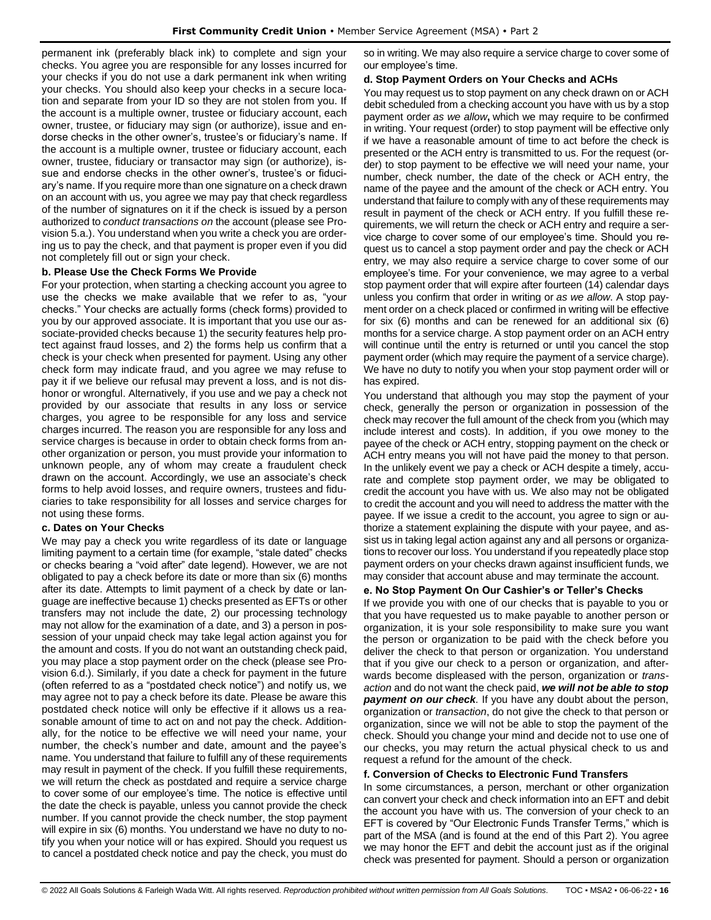permanent ink (preferably black ink) to complete and sign your checks. You agree you are responsible for any losses incurred for your checks if you do not use a dark permanent ink when writing your checks. You should also keep your checks in a secure location and separate from your ID so they are not stolen from you. If the account is a multiple owner, trustee or fiduciary account, each owner, trustee, or fiduciary may sign (or authorize), issue and endorse checks in the other owner's, trustee's or fiduciary's name. If the account is a multiple owner, trustee or fiduciary account, each owner, trustee, fiduciary or transactor may sign (or authorize), issue and endorse checks in the other owner's, trustee's or fiduciary's name. If you require more than one signature on a check drawn on an account with us, you agree we may pay that check regardless of the number of signatures on it if the check is issued by a person authorized to *conduct transactions on* the account (please see Provision 5.a.). You understand when you write a check you are ordering us to pay the check, and that payment is proper even if you did not completely fill out or sign your check.

**b. Please Use the Check Forms We Provide**

For your protection, when starting a checking account you agree to use the checks we make available that we refer to as, "your checks." Your checks are actually forms (check forms) provided to you by our approved associate. It is important that you use our associate-provided checks because 1) the security features help protect against fraud losses, and 2) the forms help us confirm that a check is your check when presented for payment. Using any other check form may indicate fraud, and you agree we may refuse to pay it if we believe our refusal may prevent a loss, and is not dishonor or wrongful. Alternatively, if you use and we pay a check not provided by our associate that results in any loss or service charges, you agree to be responsible for any loss and service charges incurred. The reason you are responsible for any loss and service charges is because in order to obtain check forms from another organization or person, you must provide your information to unknown people, any of whom may create a fraudulent check drawn on the account. Accordingly, we use an associate's check forms to help avoid losses, and require owners, trustees and fiduciaries to take responsibility for all losses and service charges for not using these forms.

**c. Dates on Your Checks**

We may pay a check you write regardless of its date or language limiting payment to a certain time (for example, "stale dated" checks or checks bearing a "void after" date legend). However, we are not obligated to pay a check before its date or more than six (6) months after its date. Attempts to limit payment of a check by date or language are ineffective because 1) checks presented as EFTs or other transfers may not include the date, 2) our processing technology may not allow for the examination of a date, and 3) a person in possession of your unpaid check may take legal action against you for the amount and costs. If you do not want an outstanding check paid, you may place a stop payment order on the check (please see Provision 6.d.). Similarly, if you date a check for payment in the future (often referred to as a "postdated check notice") and notify us, we may agree not to pay a check before its date. Please be aware this postdated check notice will only be effective if it allows us a reasonable amount of time to act on and not pay the check. Additionally, for the notice to be effective we will need your name, your number, the check's number and date, amount and the payee's name. You understand that failure to fulfill any of these requirements may result in payment of the check. If you fulfill these requirements, we will return the check as postdated and require a service charge to cover some of our employee's time. The notice is effective until the date the check is payable, unless you cannot provide the check number. If you cannot provide the check number, the stop payment will expire in six (6) months. You understand we have no duty to notify you when your notice will or has expired. Should you request us to cancel a postdated check notice and pay the check, you must do so in writing. We may also require a service charge to cover some of our employee's time.

**d. Stop Payment Orders on Your Checks and ACHs**

You may request us to stop payment on any check drawn on or ACH debit scheduled from a checking account you have with us by a stop payment order *as we allow***,** which we may require to be confirmed in writing. Your request (order) to stop payment will be effective only if we have a reasonable amount of time to act before the check is presented or the ACH entry is transmitted to us. For the request (order) to stop payment to be effective we will need your name, your number, check number, the date of the check or ACH entry, the name of the payee and the amount of the check or ACH entry. You understand that failure to comply with any of these requirements may result in payment of the check or ACH entry. If you fulfill these requirements, we will return the check or ACH entry and require a service charge to cover some of our employee's time. Should you request us to cancel a stop payment order and pay the check or ACH entry, we may also require a service charge to cover some of our employee's time. For your convenience, we may agree to a verbal stop payment order that will expire after fourteen (14) calendar days unless you confirm that order in writing or *as we allow*. A stop payment order on a check placed or confirmed in writing will be effective for six (6) months and can be renewed for an additional six (6) months for a service charge. A stop payment order on an ACH entry will continue until the entry is returned or until you cancel the stop payment order (which may require the payment of a service charge). We have no duty to notify you when your stop payment order will or has expired.

You understand that although you may stop the payment of your check, generally the person or organization in possession of the check may recover the full amount of the check from you (which may include interest and costs). In addition, if you owe money to the payee of the check or ACH entry, stopping payment on the check or ACH entry means you will not have paid the money to that person. In the unlikely event we pay a check or ACH despite a timely, accurate and complete stop payment order, we may be obligated to credit the account you have with us. We also may not be obligated to credit the account and you will need to address the matter with the payee. If we issue a credit to the account, you agree to sign or authorize a statement explaining the dispute with your payee, and assist us in taking legal action against any and all persons or organizations to recover our loss. You understand if you repeatedly place stop payment orders on your checks drawn against insufficient funds, we may consider that account abuse and may terminate the account.

**e. No Stop Payment On Our Cashier's or Teller's Checks**

If we provide you with one of our checks that is payable to you or that you have requested us to make payable to another person or organization, it is your sole responsibility to make sure you want the person or organization to be paid with the check before you deliver the check to that person or organization. You understand that if you give our check to a person or organization, and afterwards become displeased with the person, organization or *transaction* and do not want the check paid, ***we will not be able to stop payment on our check***. If you have any doubt about the person, organization or *transaction*, do not give the check to that person or organization, since we will not be able to stop the payment of the check. Should you change your mind and decide not to use one of our checks, you may return the actual physical check to us and request a refund for the amount of the check.

**f. Conversion of Checks to Electronic Fund Transfers**

In some circumstances, a person, merchant or other organization can convert your check and check information into an EFT and debit the account you have with us. The conversion of your check to an EFT is covered by "Our Electronic Funds Transfer Terms," which is part of the MSA (and is found at the end of this Part 2). You agree we may honor the EFT and debit the account just as if the original check was presented for payment. Should a person or organization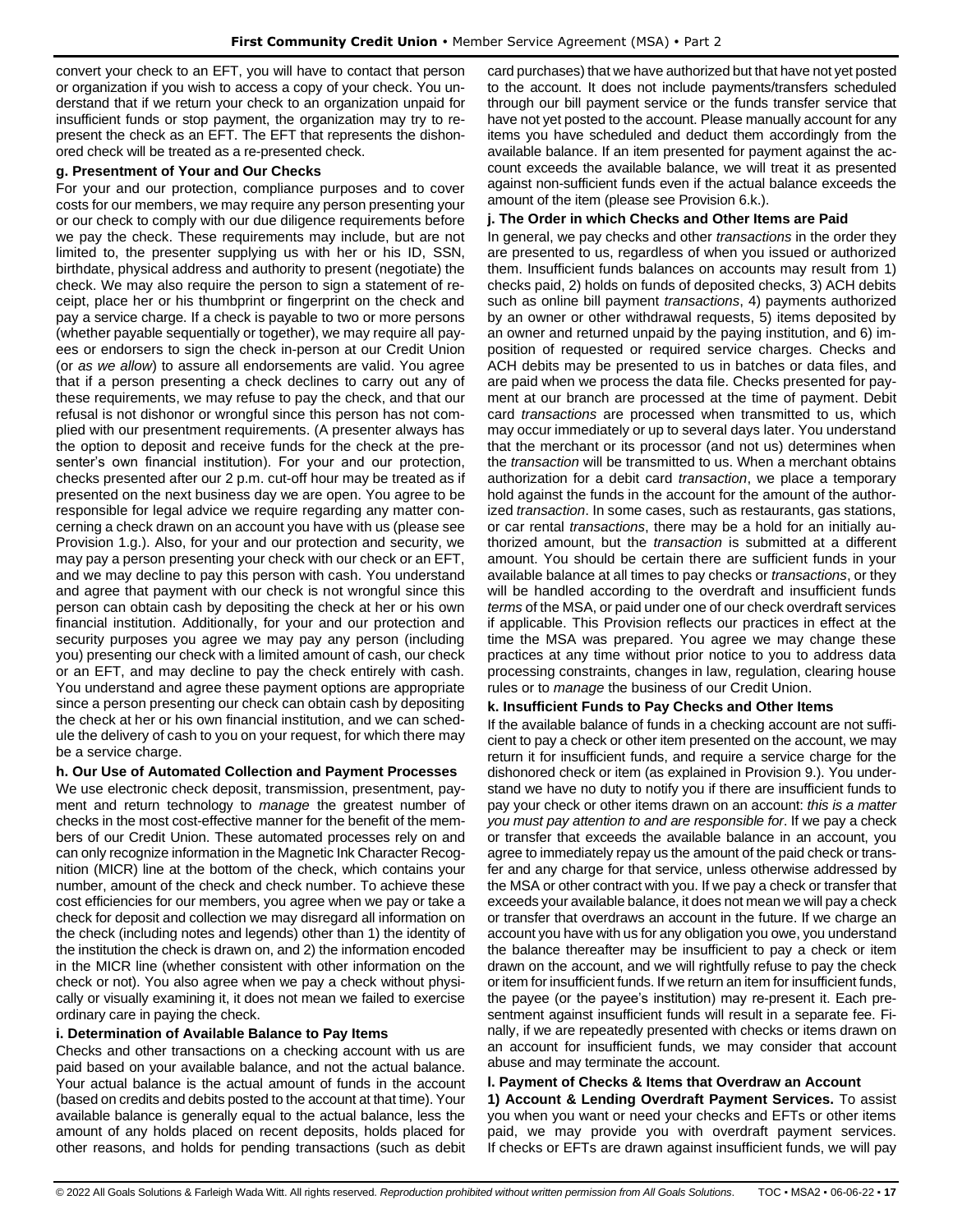convert your check to an EFT, you will have to contact that person or organization if you wish to access a copy of your check. You understand that if we return your check to an organization unpaid for insufficient funds or stop payment, the organization may try to re-present the check as an EFT. The EFT that represents the dishonored check will be treated as a re-presented check.

**g. Presentment of Your and Our Checks**

For your and our protection, compliance purposes and to cover costs for our members, we may require any person presenting your or our check to comply with our due diligence requirements before we pay the check. These requirements may include, but are not limited to, the presenter supplying us with her or his ID, SSN, birthdate, physical address and authority to present (negotiate) the check. We may also require the person to sign a statement of receipt, place her or his thumbprint or fingerprint on the check and pay a service charge. If a check is payable to two or more persons (whether payable sequentially or together), we may require all payees or endorsers to sign the check in-person at our Credit Union (or *as we allow*) to assure all endorsements are valid. You agree that if a person presenting a check declines to carry out any of these requirements, we may refuse to pay the check, and that our refusal is not dishonor or wrongful since this person has not complied with our presentment requirements. (A presenter always has the option to deposit and receive funds for the check at the presenter's own financial institution). For your and our protection, checks presented after our 2 p.m. cut-off hour may be treated as if presented on the next business day we are open. You agree to be responsible for legal advice we require regarding any matter concerning a check drawn on an account you have with us (please see Provision 1.g.). Also, for your and our protection and security, we may pay a person presenting your check with our check or an EFT, and we may decline to pay this person with cash. You understand and agree that payment with our check is not wrongful since this person can obtain cash by depositing the check at her or his own financial institution. Additionally, for your and our protection and security purposes you agree we may pay any person (including you) presenting our check with a limited amount of cash, our check or an EFT, and may decline to pay the check entirely with cash. You understand and agree these payment options are appropriate since a person presenting our check can obtain cash by depositing the check at her or his own financial institution, and we can schedule the delivery of cash to you on your request, for which there may be a service charge.

**h. Our Use of Automated Collection and Payment Processes**

We use electronic check deposit, transmission, presentment, payment and return technology to *manage* the greatest number of checks in the most cost-effective manner for the benefit of the members of our Credit Union. These automated processes rely on and can only recognize information in the Magnetic Ink Character Recognition (MICR) line at the bottom of the check, which contains your number, amount of the check and check number. To achieve these cost efficiencies for our members, you agree when we pay or take a check for deposit and collection we may disregard all information on the check (including notes and legends) other than 1) the identity of the institution the check is drawn on, and 2) the information encoded in the MICR line (whether consistent with other information on the check or not). You also agree when we pay a check without physically or visually examining it, it does not mean we failed to exercise ordinary care in paying the check.

**i. Determination of Available Balance to Pay Items**

Checks and other transactions on a checking account with us are paid based on your available balance, and not the actual balance. Your actual balance is the actual amount of funds in the account (based on credits and debits posted to the account at that time). Your available balance is generally equal to the actual balance, less the amount of any holds placed on recent deposits, holds placed for other reasons, and holds for pending transactions (such as debit card purchases) that we have authorized but that have not yet posted to the account. It does not include payments/transfers scheduled through our bill payment service or the funds transfer service that have not yet posted to the account. Please manually account for any items you have scheduled and deduct them accordingly from the available balance. If an item presented for payment against the account exceeds the available balance, we will treat it as presented against non-sufficient funds even if the actual balance exceeds the amount of the item (please see Provision 6.k.).

**j. The Order in which Checks and Other Items are Paid**

In general, we pay checks and other *transactions* in the order they are presented to us, regardless of when you issued or authorized them. Insufficient funds balances on accounts may result from 1) checks paid, 2) holds on funds of deposited checks, 3) ACH debits such as online bill payment *transactions*, 4) payments authorized by an owner or other withdrawal requests, 5) items deposited by an owner and returned unpaid by the paying institution, and 6) imposition of requested or required service charges. Checks and ACH debits may be presented to us in batches or data files, and are paid when we process the data file. Checks presented for payment at our branch are processed at the time of payment. Debit card *transactions* are processed when transmitted to us, which may occur immediately or up to several days later. You understand that the merchant or its processor (and not us) determines when the *transaction* will be transmitted to us. When a merchant obtains authorization for a debit card *transaction*, we place a temporary hold against the funds in the account for the amount of the authorized *transaction*. In some cases, such as restaurants, gas stations, or car rental *transactions*, there may be a hold for an initially authorized amount, but the *transaction* is submitted at a different amount. You should be certain there are sufficient funds in your available balance at all times to pay checks or *transactions*, or they will be handled according to the overdraft and insufficient funds *terms* of the MSA, or paid under one of our check overdraft services if applicable. This Provision reflects our practices in effect at the time the MSA was prepared. You agree we may change these practices at any time without prior notice to you to address data processing constraints, changes in law, regulation, clearing house rules or to *manage* the business of our Credit Union.

**k. Insufficient Funds to Pay Checks and Other Items**

If the available balance of funds in a checking account are not sufficient to pay a check or other item presented on the account, we may return it for insufficient funds, and require a service charge for the dishonored check or item (as explained in Provision 9.). You understand we have no duty to notify you if there are insufficient funds to pay your check or other items drawn on an account: *this is a matter you must pay attention to and are responsible for*. If we pay a check or transfer that exceeds the available balance in an account, you agree to immediately repay us the amount of the paid check or transfer and any charge for that service, unless otherwise addressed by the MSA or other contract with you. If we pay a check or transfer that exceeds your available balance, it does not mean we will pay a check or transfer that overdraws an account in the future. If we charge an account you have with us for any obligation you owe, you understand the balance thereafter may be insufficient to pay a check or item drawn on the account, and we will rightfully refuse to pay the check or item for insufficient funds. If we return an item for insufficient funds, the payee (or the payee's institution) may re-present it. Each presentment against insufficient funds will result in a separate fee. Finally, if we are repeatedly presented with checks or items drawn on an account for insufficient funds, we may consider that account abuse and may terminate the account.

**l. Payment of Checks & Items that Overdraw an Account**

**1) Account & Lending Overdraft Payment Services.** To assist you when you want or need your checks and EFTs or other items paid, we may provide you with overdraft payment services. If checks or EFTs are drawn against insufficient funds, we will pay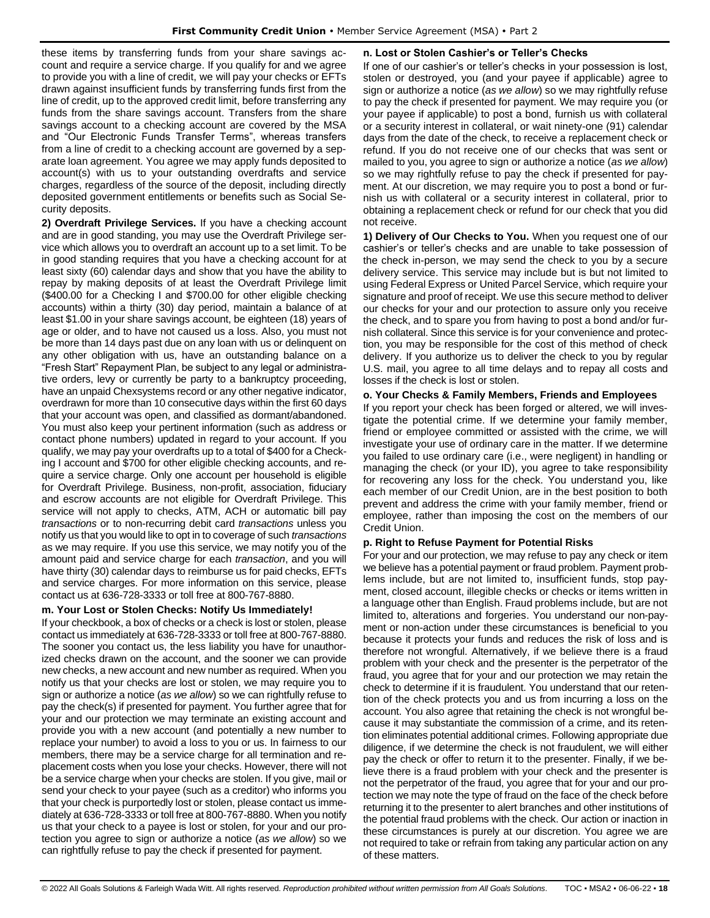these items by transferring funds from your share savings account and require a service charge. If you qualify for and we agree to provide you with a line of credit, we will pay your checks or EFTs drawn against insufficient funds by transferring funds first from the line of credit, up to the approved credit limit, before transferring any funds from the share savings account. Transfers from the share savings account to a checking account are covered by the MSA and "Our Electronic Funds Transfer Terms", whereas transfers from a line of credit to a checking account are governed by a separate loan agreement. You agree we may apply funds deposited to account(s) with us to your outstanding overdrafts and service charges, regardless of the source of the deposit, including directly deposited government entitlements or benefits such as Social Security deposits.

**2) Overdraft Privilege Services.** If you have a checking account and are in good standing, you may use the Overdraft Privilege service which allows you to overdraft an account up to a set limit. To be in good standing requires that you have a checking account for at least sixty (60) calendar days and show that you have the ability to repay by making deposits of at least the Overdraft Privilege limit ($400.00 for a Checking I and $700.00 for other eligible checking accounts) within a thirty (30) day period, maintain a balance of at least $1.00 in your share savings account, be eighteen (18) years of age or older, and to have not caused us a loss. Also, you must not be more than 14 days past due on any loan with us or delinquent on any other obligation with us, have an outstanding balance on a "Fresh Start" Repayment Plan, be subject to any legal or administrative orders, levy or currently be party to a bankruptcy proceeding, have an unpaid Chexsystems record or any other negative indicator, overdrawn for more than 10 consecutive days within the first 60 days that your account was open, and classified as dormant/abandoned. You must also keep your pertinent information (such as address or contact phone numbers) updated in regard to your account. If you qualify, we may pay your overdrafts up to a total of $400 for a Checking I account and $700 for other eligible checking accounts, and require a service charge. Only one account per household is eligible for Overdraft Privilege. Business, non-profit, association, fiduciary and escrow accounts are not eligible for Overdraft Privilege. This service will not apply to checks, ATM, ACH or automatic bill pay *transactions* or to non-recurring debit card *transactions* unless you notify us that you would like to opt in to coverage of such *transactions* as we may require. If you use this service, we may notify you of the amount paid and service charge for each *transaction*, and you will have thirty (30) calendar days to reimburse us for paid checks, EFTs and service charges. For more information on this service, please contact us at 636-728-3333 or toll free at 800-767-8880.

**m. Your Lost or Stolen Checks: Notify Us Immediately!**

If your checkbook, a box of checks or a check is lost or stolen, please contact us immediately at 636-728-3333 or toll free at 800-767-8880. The sooner you contact us, the less liability you have for unauthorized checks drawn on the account, and the sooner we can provide new checks, a new account and new number as required. When you notify us that your checks are lost or stolen, we may require you to sign or authorize a notice (*as we allow*) so we can rightfully refuse to pay the check(s) if presented for payment. You further agree that for your and our protection we may terminate an existing account and provide you with a new account (and potentially a new number to replace your number) to avoid a loss to you or us. In fairness to our members, there may be a service charge for all termination and replacement costs when you lose your checks. However, there will not be a service charge when your checks are stolen. If you give, mail or send your check to your payee (such as a creditor) who informs you that your check is purportedly lost or stolen, please contact us immediately at 636-728-3333 or toll free at 800-767-8880. When you notify us that your check to a payee is lost or stolen, for your and our protection you agree to sign or authorize a notice (*as we allow*) so we can rightfully refuse to pay the check if presented for payment.

**n. Lost or Stolen Cashier's or Teller's Checks**

If one of our cashier's or teller's checks in your possession is lost, stolen or destroyed, you (and your payee if applicable) agree to sign or authorize a notice (*as we allow*) so we may rightfully refuse to pay the check if presented for payment. We may require you (or your payee if applicable) to post a bond, furnish us with collateral or a security interest in collateral, or wait ninety-one (91) calendar days from the date of the check, to receive a replacement check or refund. If you do not receive one of our checks that was sent or mailed to you, you agree to sign or authorize a notice (*as we allow*) so we may rightfully refuse to pay the check if presented for payment. At our discretion, we may require you to post a bond or furnish us with collateral or a security interest in collateral, prior to obtaining a replacement check or refund for our check that you did not receive.

**1) Delivery of Our Checks to You.** When you request one of our cashier's or teller's checks and are unable to take possession of the check in-person, we may send the check to you by a secure delivery service. This service may include but is but not limited to using Federal Express or United Parcel Service, which require your signature and proof of receipt. We use this secure method to deliver our checks for your and our protection to assure only you receive the check, and to spare you from having to post a bond and/or furnish collateral. Since this service is for your convenience and protection, you may be responsible for the cost of this method of check delivery. If you authorize us to deliver the check to you by regular U.S. mail, you agree to all time delays and to repay all costs and losses if the check is lost or stolen.

**o. Your Checks & Family Members, Friends and Employees**

If you report your check has been forged or altered, we will investigate the potential crime. If we determine your family member, friend or employee committed or assisted with the crime, we will investigate your use of ordinary care in the matter. If we determine you failed to use ordinary care (i.e., were negligent) in handling or managing the check (or your ID), you agree to take responsibility for recovering any loss for the check. You understand you, like each member of our Credit Union, are in the best position to both prevent and address the crime with your family member, friend or employee, rather than imposing the cost on the members of our Credit Union.

**p. Right to Refuse Payment for Potential Risks**

For your and our protection, we may refuse to pay any check or item we believe has a potential payment or fraud problem. Payment problems include, but are not limited to, insufficient funds, stop payment, closed account, illegible checks or checks or items written in a language other than English. Fraud problems include, but are not limited to, alterations and forgeries. You understand our non-payment or non-action under these circumstances is beneficial to you because it protects your funds and reduces the risk of loss and is therefore not wrongful. Alternatively, if we believe there is a fraud problem with your check and the presenter is the perpetrator of the fraud, you agree that for your and our protection we may retain the check to determine if it is fraudulent. You understand that our retention of the check protects you and us from incurring a loss on the account. You also agree that retaining the check is not wrongful because it may substantiate the commission of a crime, and its retention eliminates potential additional crimes. Following appropriate due diligence, if we determine the check is not fraudulent, we will either pay the check or offer to return it to the presenter. Finally, if we believe there is a fraud problem with your check and the presenter is not the perpetrator of the fraud, you agree that for your and our protection we may note the type of fraud on the face of the check before returning it to the presenter to alert branches and other institutions of the potential fraud problems with the check. Our action or inaction in these circumstances is purely at our discretion. You agree we are not required to take or refrain from taking any particular action on any of these matters.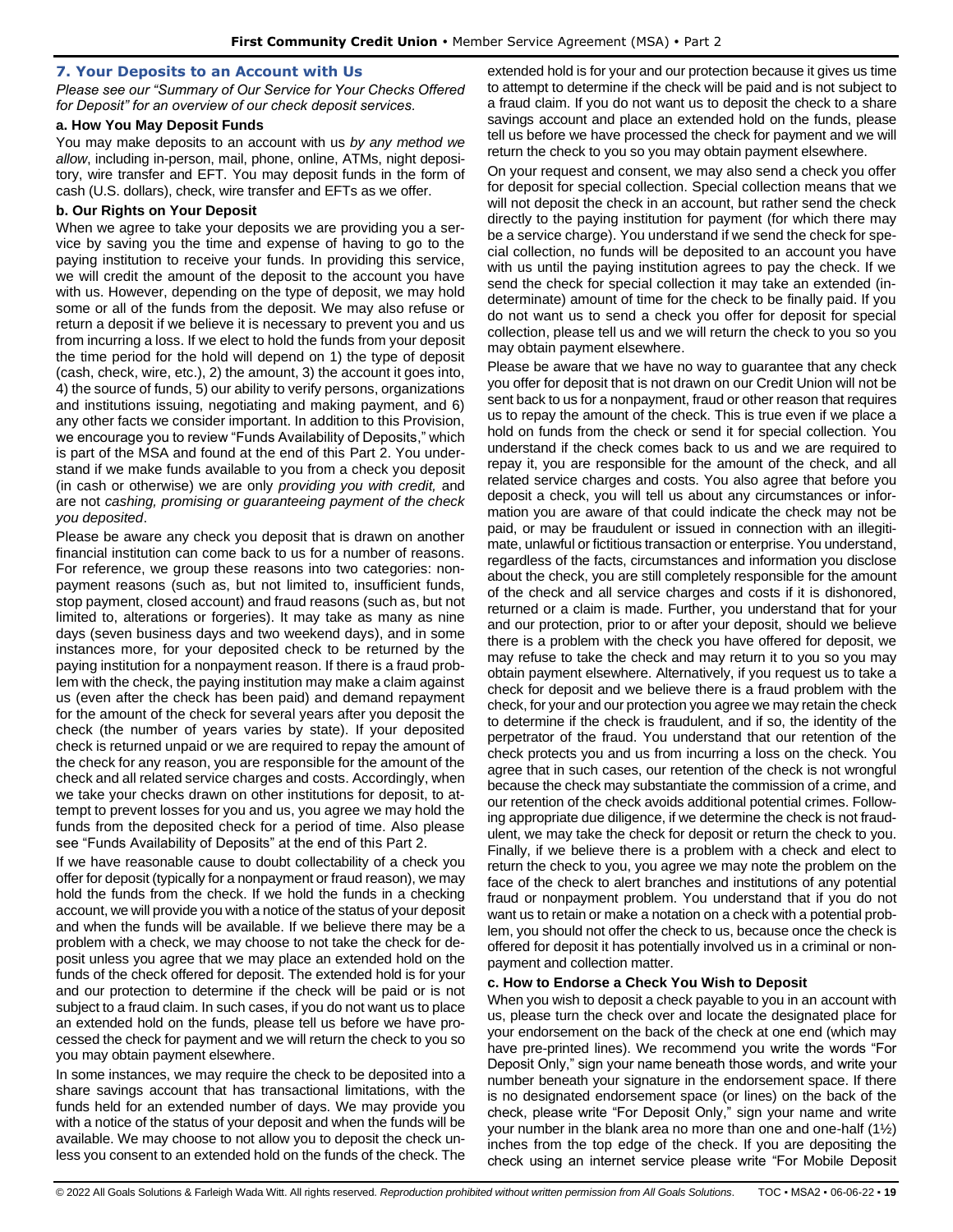## 7. Your Deposits to an Account with Us

*Please see our "Summary of Our Service for Your Checks Offered for Deposit" for an overview of our check deposit services.*

### a. How You May Deposit Funds

You may make deposits to an account with us *by any method we allow*, including in-person, mail, phone, online, ATMs, night depository, wire transfer and EFT. You may deposit funds in the form of cash (U.S. dollars), check, wire transfer and EFTs as we offer.

### b. Our Rights on Your Deposit

When we agree to take your deposits we are providing you a service by saving you the time and expense of having to go to the paying institution to receive your funds. In providing this service, we will credit the amount of the deposit to the account you have with us. However, depending on the type of deposit, we may hold some or all of the funds from the deposit. We may also refuse or return a deposit if we believe it is necessary to prevent you and us from incurring a loss. If we elect to hold the funds from your deposit the time period for the hold will depend on 1) the type of deposit (cash, check, wire, etc.), 2) the amount, 3) the account it goes into, 4) the source of funds, 5) our ability to verify persons, organizations and institutions issuing, negotiating and making payment, and 6) any other facts we consider important. In addition to this Provision, we encourage you to review "Funds Availability of Deposits," which is part of the MSA and found at the end of this Part 2. You understand if we make funds available to you from a check you deposit (in cash or otherwise) we are only *providing you with credit,* and are not *cashing, promising or guaranteeing payment of the check you deposited*.

Please be aware that any check you deposit that is drawn on another financial institution can come back to us for a number of reasons. For reference, we group these reasons into two categories: nonpayment reasons (such as, but not limited to, insufficient funds, stop payment, closed account) and fraud reasons (such as, but not limited to, alterations or forgeries). It may take as many as nine days (seven business days and two weekend days), and in some instances more, for your deposited check to be returned by the paying institution for a nonpayment reason. If there is a fraud problem with the check, the paying institution may make a claim against us (even after the check has been paid) and demand repayment for the amount of the check for several years after you deposit the check (the number of years varies by state). If your deposited check is returned unpaid or we are required to repay the amount of the check for any reason, you are responsible for the amount of the check and all related service charges and costs. Accordingly, when we take your checks drawn on other institutions for deposit, to attempt to prevent losses for you and us, you agree we may hold the funds from the deposited check for a period of time. Also please see "Funds Availability of Deposits" at the end of this Part 2.

If we have reasonable cause to doubt collectability of a check you offer for deposit (typically for a nonpayment or fraud reason), we may hold the funds from the check. If we hold the funds in a checking account, we will provide you with a notice of the status of your deposit and when the funds will be available. If we believe there may be a problem with a check, we may choose to not take the check for deposit unless you agree that we may place an extended hold on the funds of the check offered for deposit. The extended hold is for your and our protection to determine if the check will be paid or is not subject to a fraud claim. In such cases, if you do not want us to place an extended hold on the funds, please tell us before we have processed the check for payment and we will return the check to you so you may obtain payment elsewhere.

In some instances, we may require the check to be deposited into a share savings account that has transactional limitations, with the funds held for an extended number of days. We may provide you with a notice of the status of your deposit and when the funds will be available. We may choose to not allow you to deposit the check unless you consent to an extended hold on the funds of the check. The extended hold is for your and our protection because it gives us time to attempt to determine if the check will be paid and is not subject to a fraud claim. If you do not want us to deposit the check to a share savings account and place an extended hold on the funds, please tell us before we have processed the check for payment and we will return the check to you so you may obtain payment elsewhere.

On your request and consent, we may also send a check you offer for deposit for special collection. Special collection means that we will not deposit the check in an account, but rather send the check directly to the paying institution for payment (for which there may be a service charge). You understand if we send the check for special collection, no funds will be deposited to an account you have with us until the paying institution agrees to pay the check. If we send the check for special collection it may take an extended (indeterminate) amount of time for the check to be finally paid. If you do not want us to send a check you offer for deposit for special collection, please tell us and we will return the check to you so you may obtain payment elsewhere.

Please be aware that we have no way to guarantee that any check you offer for deposit that is not drawn on our Credit Union will not be sent back to us for a nonpayment, fraud or other reason that requires us to repay the amount of the check. This is true even if we place a hold on funds from the check or send it for special collection. You understand if the check comes back to us and we are required to repay it, you are responsible for the amount of the check, and all related service charges and costs. You also agree that before you deposit a check, you will tell us about any circumstances or information you are aware of that could indicate the check may not be paid, or may be fraudulent or issued in connection with an illegitimate, unlawful or fictitious transaction or enterprise. You understand, regardless of the facts, circumstances and information you disclose about the check, you are still completely responsible for the amount of the check and all service charges and costs if it is dishonored, returned or a claim is made. Further, you understand that for your and our protection, prior to or after your deposit, should we believe there is a problem with the check you have offered for deposit, we may refuse to take the check and may return it to you so you may obtain payment elsewhere. Alternatively, if you request us to take a check for deposit and we believe there is a fraud problem with the check, for your and our protection you agree we may retain the check to determine if the check is fraudulent, and if so, the identity of the perpetrator of the fraud. You understand that our retention of the check protects you and us from incurring a loss on the check. You agree that in such cases, our retention of the check is not wrongful because the check may substantiate the commission of a crime, and our retention of the check avoids additional potential crimes. Following appropriate due diligence, if we determine the check is not fraudulent, we may take the check for deposit or return the check to you. Finally, if we believe there is a problem with a check and elect to return the check to you, you agree we may note the problem on the face of the check to alert branches and institutions of any potential fraud or nonpayment problem. You understand that if you do not want us to retain or make a notation on a check with a potential problem, you should not offer the check to us, because once the check is offered for deposit it has potentially involved us in a criminal or nonpayment and collection matter.

### c. How to Endorse a Check You Wish to Deposit

When you wish to deposit a check payable to you in an account with us, please turn the check over and locate the designated place for your endorsement on the back of the check at one end (which may have pre-printed lines). We recommend you write the words "For Deposit Only," sign your name beneath those words, and write your number beneath your signature in the endorsement space. If there is no designated endorsement space (or lines) on the back of the check, please write "For Deposit Only," sign your name and write your number in the blank area no more than one and one-half (1½) inches from the top edge of the check. If you are depositing the check using an internet service please write "For Mobile Deposit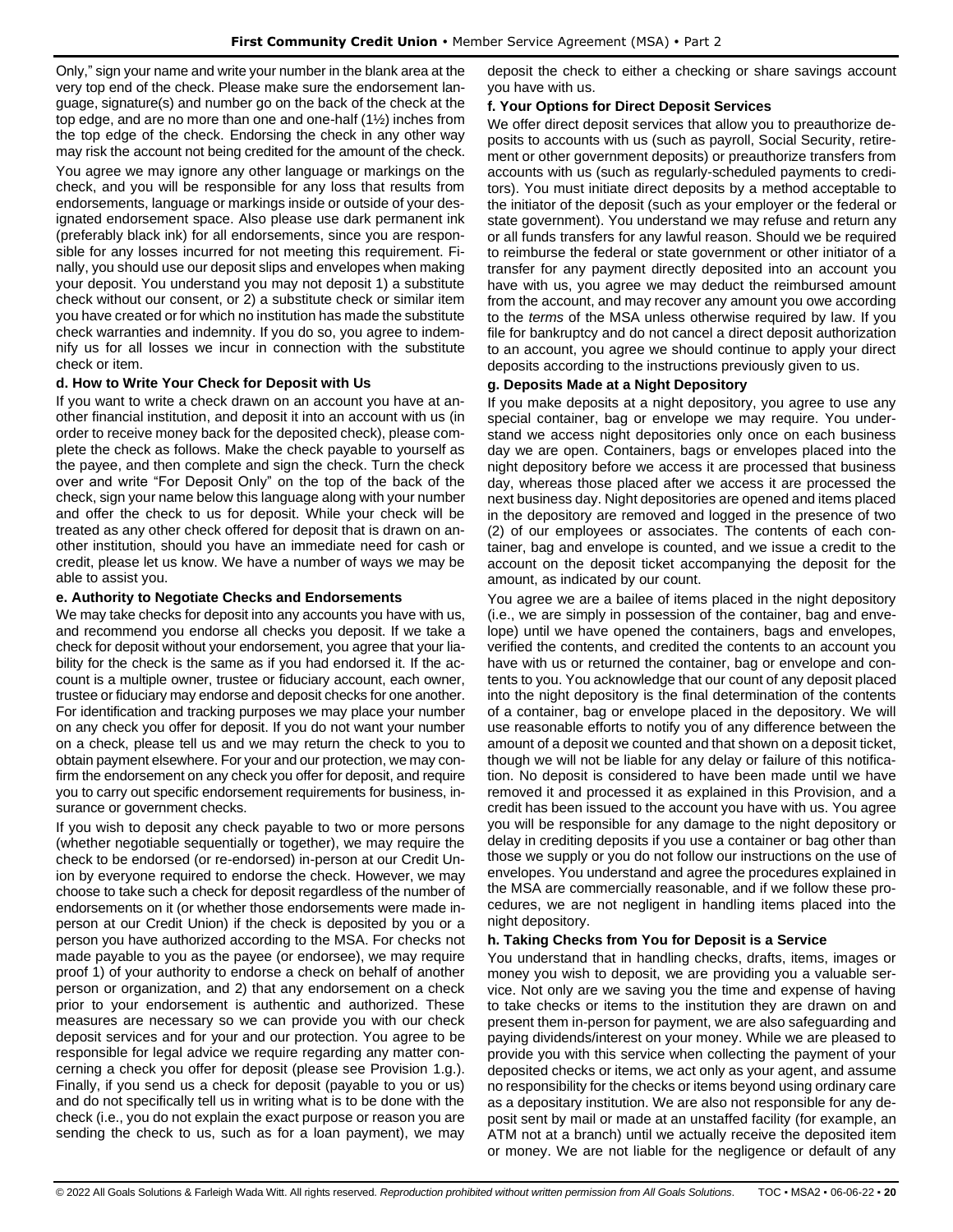Only," sign your name and write your number in the blank area at the very top end of the check. Please make sure the endorsement language, signature(s) and number go on the back of the check at the top edge, and are no more than one and one-half (1½) inches from the top edge of the check. Endorsing the check in any other way may risk the account not being credited for the amount of the check.

You agree we may ignore any other language or markings on the check, and you will be responsible for any loss that results from endorsements, language or markings inside or outside of your designated endorsement space. Also please use dark permanent ink (preferably black ink) for all endorsements, since you are responsible for any losses incurred for not meeting this requirement. Finally, you should use our deposit slips and envelopes when making your deposit. You understand you may not deposit 1) a substitute check without our consent, or 2) a substitute check or similar item you have created or for which no institution has made the substitute check warranties and indemnity. If you do so, you agree to indemnify us for all losses we incur in connection with the substitute check or item.

**d. How to Write Your Check for Deposit with Us**

If you want to write a check drawn on an account you have at another financial institution, and deposit it into an account with us (in order to receive money back for the deposited check), please complete the check as follows. Make the check payable to yourself as the payee, and then complete and sign the check. Turn the check over and write "For Deposit Only" on the top of the back of the check, sign your name below this language along with your number and offer the check to us for deposit. While your check will be treated as any other check offered for deposit that is drawn on another institution, should you have an immediate need for cash or credit, please let us know. We have a number of ways we may be able to assist you.

**e. Authority to Negotiate Checks and Endorsements**

We may take checks for deposit into any accounts you have with us, and recommend you endorse all checks you deposit. If we take a check for deposit without your endorsement, you agree that your liability for the check is the same as if you had endorsed it. If the account is a multiple owner, trustee or fiduciary account, each owner, trustee or fiduciary may endorse and deposit checks for one another. For identification and tracking purposes we may place your number on any check you offer for deposit. If you do not want your number on a check, please tell us and we may return the check to you to obtain payment elsewhere. For your and our protection, we may confirm the endorsement on any check you offer for deposit, and require you to carry out specific endorsement requirements for business, insurance or government checks.

If you wish to deposit any check payable to two or more persons (whether negotiable sequentially or together), we may require the check to be endorsed (or re-endorsed) in-person at our Credit Union by everyone required to endorse the check. However, we may choose to take such a check for deposit regardless of the number of endorsements on it (or whether those endorsements were made in-person at our Credit Union) if the check is deposited by you or a person you have authorized according to the MSA. For checks not made payable to you as the payee (or endorsee), we may require proof 1) of your authority to endorse a check on behalf of another person or organization, and 2) that any endorsement on a check prior to your endorsement is authentic and authorized. These measures are necessary so we can provide you with our check deposit services and for your and our protection. You agree to be responsible for legal advice we require regarding any matter concerning a check you offer for deposit (please see Provision 1.g.). Finally, if you send us a check for deposit (payable to you or us) and do not specifically tell us in writing what is to be done with the check (i.e., you do not explain the exact purpose or reason you are sending the check to us, such as for a loan payment), we may deposit the check to either a checking or share savings account you have with us.

**f. Your Options for Direct Deposit Services**

We offer direct deposit services that allow you to preauthorize deposits to accounts with us (such as payroll, Social Security, retirement or other government deposits) or preauthorize transfers from accounts with us (such as regularly-scheduled payments to creditors). You must initiate direct deposits by a method acceptable to the initiator of the deposit (such as your employer or the federal or state government). You understand we may refuse and return any or all funds transfers for any lawful reason. Should we be required to reimburse the federal or state government or other initiator of a transfer for any payment directly deposited into an account you have with us, you agree we may deduct the reimbursed amount from the account, and may recover any amount you owe according to the *terms* of the MSA unless otherwise required by law. If you file for bankruptcy and do not cancel a direct deposit authorization to an account, you agree we should continue to apply your direct deposits according to the instructions previously given to us.

**g. Deposits Made at a Night Depository**

If you make deposits at a night depository, you agree to use any special container, bag or envelope we may require. You understand we access night depositories only once on each business day we are open. Containers, bags or envelopes placed into the night depository before we access it are processed that business day, whereas those placed after we access it are processed the next business day. Night depositories are opened and items placed in the depository are removed and logged in the presence of two (2) of our employees or associates. The contents of each container, bag and envelope is counted, and we issue a credit to the account on the deposit ticket accompanying the deposit for the amount, as indicated by our count.

You agree we are a bailee of items placed in the night depository (i.e., we are simply in possession of the container, bag and envelope) until we have opened the containers, bags and envelopes, verified the contents, and credited the contents to an account you have with us or returned the container, bag or envelope and contents to you. You acknowledge that our count of any deposit placed into the night depository is the final determination of the contents of a container, bag or envelope placed in the depository. We will use reasonable efforts to notify you of any difference between the amount of a deposit we counted and that shown on a deposit ticket, though we will not be liable for any delay or failure of this notification. No deposit is considered to have been made until we have removed it and processed it as explained in this Provision, and a credit has been issued to the account you have with us. You agree you will be responsible for any damage to the night depository or delay in crediting deposits if you use a container or bag other than those we supply or you do not follow our instructions on the use of envelopes. You understand and agree the procedures explained in the MSA are commercially reasonable, and if we follow these procedures, we are not negligent in handling items placed into the night depository.

**h. Taking Checks from You for Deposit is a Service**

You understand that in handling checks, drafts, items, images or money you wish to deposit, we are providing you a valuable service. Not only are we saving you the time and expense of having to take checks or items to the institution they are drawn on and present them in-person for payment, we are also safeguarding and paying dividends/interest on your money. While we are pleased to provide you with this service when collecting the payment of your deposited checks or items, we act only as your agent, and assume no responsibility for the checks or items beyond using ordinary care as a depositary institution. We are also not responsible for any deposit sent by mail or made at an unstaffed facility (for example, an ATM not at a branch) until we actually receive the deposited item or money. We are not liable for the negligence or default of any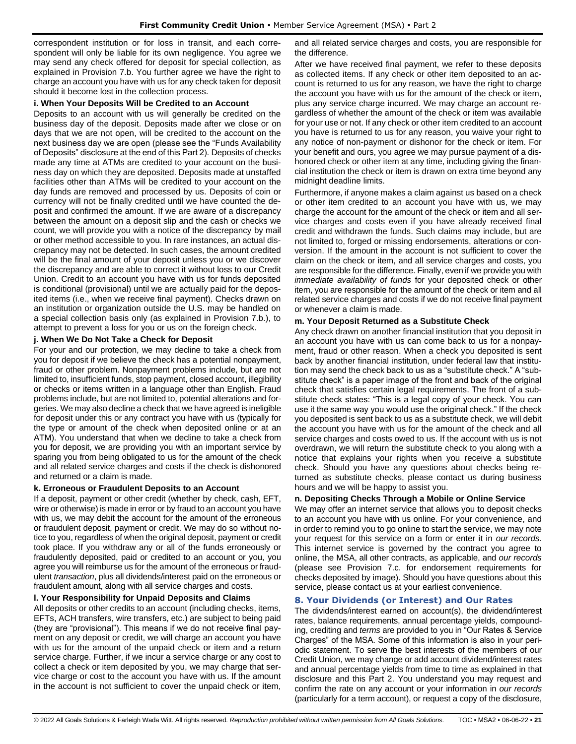correspondent institution or for loss in transit, and each correspondent will only be liable for its own negligence. You agree we may send any check offered for deposit for special collection, as explained in Provision 7.b. You further agree we have the right to charge an account you have with us for any check taken for deposit should it become lost in the collection process.

#### i. When Your Deposits Will be Credited to an Account

Deposits to an account with us will generally be credited on the business day of the deposit. Deposits made after we close or on days that we are not open, will be credited to the account on the next business day we are open (please see the "Funds Availability of Deposits" disclosure at the end of this Part 2). Deposits of checks made any time at ATMs are credited to your account on the business day on which they are deposited. Deposits made at unstaffed facilities other than ATMs will be credited to your account on the day funds are removed and processed by us. Deposits of coin or currency will not be finally credited until we have counted the deposit and confirmed the amount. If we are aware of a discrepancy between the amount on a deposit slip and the cash or checks we count, we will provide you with a notice of the discrepancy by mail or other method accessible to you. In rare instances, an actual discrepancy may not be detected. In such cases, the amount credited will be the final amount of your deposit unless you or we discover the discrepancy and are able to correct it without loss to our Credit Union. Credit to an account you have with us for funds deposited is conditional (provisional) until we are actually paid for the deposited items (i.e., when we receive final payment). Checks drawn on an institution or organization outside the U.S. may be handled on a special collection basis only (as explained in Provision 7.b.), to attempt to prevent a loss for you or us on the foreign check.

#### j. When We Do Not Take a Check for Deposit

For your and our protection, we may decline to take a check from you for deposit if we believe the check has a potential nonpayment, fraud or other problem. Nonpayment problems include, but are not limited to, insufficient funds, stop payment, closed account, illegibility or checks or items written in a language other than English. Fraud problems include, but are not limited to, potential alterations and forgeries. We may also decline a check that we have agreed is ineligible for deposit under this or any contract you have with us (typically for the type or amount of the check when deposited online or at an ATM). You understand that when we decline to take a check from you for deposit, we are providing you with an important service by sparing you from being obligated to us for the amount of the check and all related service charges and costs if the check is dishonored and returned or a claim is made.

#### k. Erroneous or Fraudulent Deposits to an Account

If a deposit, payment or other credit (whether by check, cash, EFT, wire or otherwise) is made in error or by fraud to an account you have with us, we may debit the account for the amount of the erroneous or fraudulent deposit, payment or credit. We may do so without notice to you, regardless of when the original deposit, payment or credit took place. If you withdraw any or all of the funds erroneously or fraudulently deposited, paid or credited to an account or you, you agree you will reimburse us for the amount of the erroneous or fraudulent *transaction*, plus all dividends/interest paid on the erroneous or fraudulent amount, along with all service charges and costs.

#### l. Your Responsibility for Unpaid Deposits and Claims

All deposits or other credits to an account (including checks, items, EFTs, ACH transfers, wire transfers, etc.) are subject to being paid (they are "provisional"). This means if we do not receive final payment on any deposit or credit, we will charge an account you have with us for the amount of the unpaid check or item and a return service charge. Further, if we incur a service charge or any cost to collect a check or item deposited by you, we may charge that service charge or cost to the account you have with us. If the amount in the account is not sufficient to cover the unpaid check or item, and all related service charges and costs, you are responsible for the difference.

After we have received final payment, we refer to these deposits as collected items. If any check or other item deposited to an account is returned to us for any reason, we have the right to charge the account you have with us for the amount of the check or item, plus any service charge incurred. We may charge an account regardless of whether the amount of the check or item was available for your use or not. If any check or other item credited to an account you have is returned to us for any reason, you waive your right to any notice of non-payment or dishonor for the check or item. For your benefit and ours, you agree we may pursue payment of a dishonored check or other item at any time, including giving the financial institution the check or item is drawn on extra time beyond any midnight deadline limits.

Furthermore, if anyone makes a claim against us based on a check or other item credited to an account you have with us, we may charge the account for the amount of the check or item and all service charges and costs even if you have already received final credit and withdrawn the funds. Such claims may include, but are not limited to, forged or missing endorsements, alterations or conversion. If the amount in the account is not sufficient to cover the claim on the check or item, and all service charges and costs, you are responsible for the difference. Finally, even if we provide you with *immediate availability of funds* for your deposited check or other item, you are responsible for the amount of the check or item and all related service charges and costs if we do not receive final payment or whenever a claim is made.

#### m. Your Deposit Returned as a Substitute Check

Any check drawn on another financial institution that you deposit in an account you have with us can come back to us for a nonpayment, fraud or other reason. When a check you deposited is sent back by another financial institution, under federal law that institution may send the check back to us as a "substitute check." A "substitute check" is a paper image of the front and back of the original check that satisfies certain legal requirements. The front of a substitute check states: "This is a legal copy of your check. You can use it the same way you would use the original check." If the check you deposited is sent back to us as a substitute check, we will debit the account you have with us for the amount of the check and all service charges and costs owed to us. If the account with us is not overdrawn, we will return the substitute check to you along with a notice that explains your rights when you receive a substitute check. Should you have any questions about checks being returned as substitute checks, please contact us during business hours and we will be happy to assist you.

#### n. Depositing Checks Through a Mobile or Online Service

We may offer an internet service that allows you to deposit checks to an account you have with us online. For your convenience, and in order to remind you to go online to start the service, we may note your request for this service on a form or enter it in *our records*. This internet service is governed by the contract you agree to online, the MSA, all other contracts, as applicable, and *our records* (please see Provision 7.c. for endorsement requirements for checks deposited by image). Should you have questions about this service, please contact us at your earliest convenience.

### 8. Your Dividends (or Interest) and Our Rates

The dividends/interest earned on account(s), the dividend/interest rates, balance requirements, annual percentage yields, compounding, crediting and *terms* are provided to you in "Our Rates & Service Charges" of the MSA. Some of this information is also in your periodic statement. To serve the best interests of the members of our Credit Union, we may change or add account dividend/interest rates and annual percentage yields from time to time as explained in that disclosure and this Part 2. You understand you may request and confirm the rate on any account or your information in *our records* (particularly for a term account), or request a copy of the disclosure,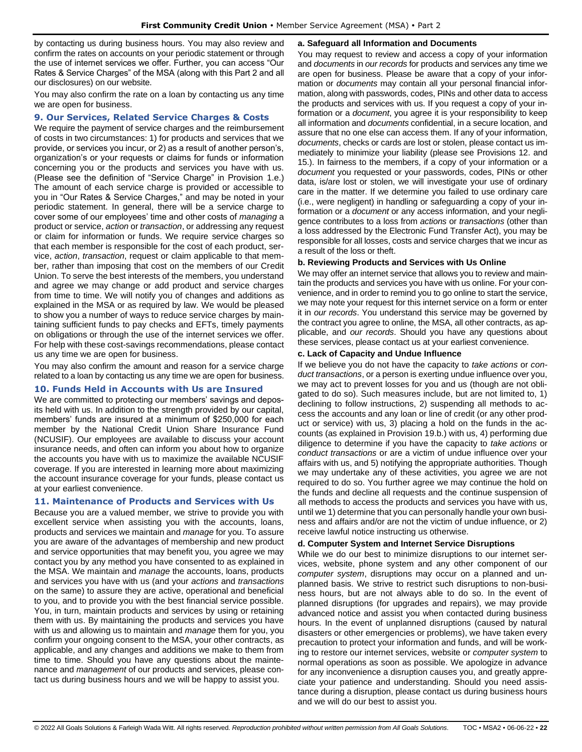by contacting us during business hours. You may also review and confirm the rates on accounts on your periodic statement or through the use of internet services we offer. Further, you can access "Our Rates & Service Charges" of the MSA (along with this Part 2 and all our disclosures) on our website.

You may also confirm the rate on a loan by contacting us any time we are open for business.

## 9. Our Services, Related Service Charges & Costs

We require the payment of service charges and the reimbursement of costs in two circumstances: 1) for products and services that we provide, or services you incur, or 2) as a result of another person's, organization's or your requests or claims for funds or information concerning you or the products and services you have with us. (Please see the definition of "Service Charge" in Provision 1.e.) The amount of each service charge is provided or accessible to you in "Our Rates & Service Charges," and may be noted in your periodic statement. In general, there will be a service charge to cover some of our employees' time and other costs of *managing* a product or service, *action* or *transaction*, or addressing any request or claim for information or funds. We require service charges so that each member is responsible for the cost of each product, service, *action*, *transaction*, request or claim applicable to that member, rather than imposing that cost on the members of our Credit Union. To serve the best interests of the members, you understand and agree we may change or add product and service charges from time to time. We will notify you of changes and additions as explained in the MSA or as required by law. We would be pleased to show you a number of ways to reduce service charges by maintaining sufficient funds to pay checks and EFTs, timely payments on obligations or through the use of the internet services we offer. For help with these cost-savings recommendations, please contact us any time we are open for business.

You may also confirm the amount and reason for a service charge related to a loan by contacting us any time we are open for business.

## 10. Funds Held in Accounts with Us are Insured

We are committed to protecting our members' savings and deposits held with us. In addition to the strength provided by our capital, members' funds are insured at a minimum of $250,000 for each member by the National Credit Union Share Insurance Fund (NCUSIF). Our employees are available to discuss your account insurance needs, and often can inform you about how to organize the accounts you have with us to maximize the available NCUSIF coverage. If you are interested in learning more about maximizing the account insurance coverage for your funds, please contact us at your earliest convenience.

## 11. Maintenance of Products and Services with Us

Because you are a valued member, we strive to provide you with excellent service when assisting you with the accounts, loans, products and services we maintain and *manage* for you. To assure you are aware of the advantages of membership and new product and service opportunities that may benefit you, you agree we may contact you by any method you have consented to as explained in the MSA. We maintain and *manage* the accounts, loans, products and services you have with us (and your *actions* and *transactions* on the same) to assure they are active, operational and beneficial to you, and to provide you with the best financial service possible. You, in turn, maintain products and services by using or retaining them with us. By maintaining the products and services you have with us and allowing us to maintain and *manage* them for you, you confirm your ongoing consent to the MSA, your other contracts, as applicable, and any changes and additions we make to them from time to time. Should you have any questions about the maintenance and *management* of our products and services, please contact us during business hours and we will be happy to assist you.

### a. Safeguard all Information and Documents

You may request to review and access a copy of your information and *documents* in *our records* for products and services any time we are open for business. Please be aware that a copy of your information or *documents* may contain all your personal financial information, along with passwords, codes, PINs and other data to access the products and services with us. If you request a copy of your information or a *document*, you agree it is your responsibility to keep all information and *documents* confidential, in a secure location, and assure that no one else can access them. If any of your information, *documents*, checks or cards are lost or stolen, please contact us immediately to minimize your liability (please see Provisions 12. and 15.). In fairness to the members, if a copy of your information or a *document* you requested or your passwords, codes, PINs or other data, is/are lost or stolen, we will investigate your use of ordinary care in the matter. If we determine you failed to use ordinary care (i.e., were negligent) in handling or safeguarding a copy of your information or a *document* or any access information, and your negligence contributes to a loss from *actions* or *transactions* (other than a loss addressed by the Electronic Fund Transfer Act), you may be responsible for all losses, costs and service charges that we incur as a result of the loss or theft.

### b. Reviewing Products and Services with Us Online

We may offer an internet service that allows you to review and maintain the products and services you have with us online. For your convenience, and in order to remind you to go online to start the service, we may note your request for this internet service on a form or enter it in *our records*. You understand this service may be governed by the contract you agree to online, the MSA, all other contracts, as applicable, and *our records*. Should you have any questions about these services, please contact us at your earliest convenience.

### c. Lack of Capacity and Undue Influence

If we believe you do not have the capacity to *take actions* or *conduct transactions*, or a person is exerting undue influence over you, we may act to prevent losses for you and us (though are not obligated to do so). Such measures include, but are not limited to, 1) declining to follow instructions, 2) suspending all methods to access the accounts and any loan or line of credit (or any other product or service) with us, 3) placing a hold on the funds in the accounts (as explained in Provision 19.b.) with us, 4) performing due diligence to determine if you have the capacity to *take actions* or *conduct transactions* or are a victim of undue influence over your affairs with us, and 5) notifying the appropriate authorities. Though we may undertake any of these activities, you agree we are not required to do so. You further agree we may continue the hold on the funds and decline all requests and the continue suspension of all methods to access the products and services you have with us, until we 1) determine that you can personally handle your own business and affairs and/or are not the victim of undue influence, or 2) receive lawful notice instructing us otherwise.

### d. Computer System and Internet Service Disruptions

While we do our best to minimize disruptions to our internet services, website, phone system and any other component of our *computer system*, disruptions may occur on a planned and unplanned basis. We strive to restrict such disruptions to non-business hours, but are not always able to do so. In the event of planned disruptions (for upgrades and repairs), we may provide advanced notice and assist you when contacted during business hours. In the event of unplanned disruptions (caused by natural disasters or other emergencies or problems), we have taken every precaution to protect your information and funds, and will be working to restore our internet services, website or *computer system* to normal operations as soon as possible. We apologize in advance for any inconvenience a disruption causes you, and greatly appreciate your patience and understanding. Should you need assistance during a disruption, please contact us during business hours and we will do our best to assist you.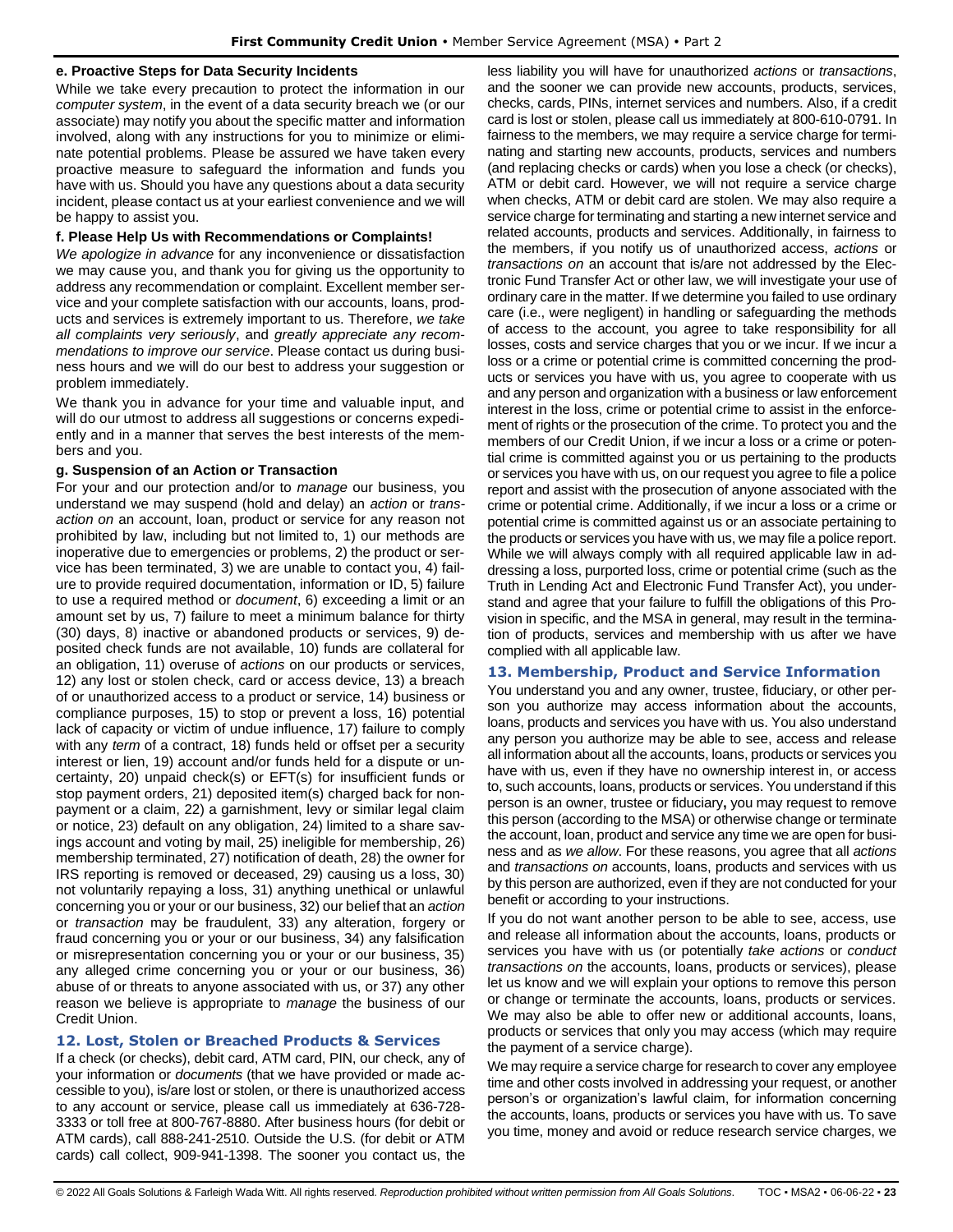#### e. Proactive Steps for Data Security Incidents

While we take every precaution to protect the information in our *computer system*, in the event of a data security breach we (or our associate) may notify you about the specific matter and information involved, along with any instructions for you to minimize or eliminate potential problems. Please be assured we have taken every proactive measure to safeguard the information and funds you have with us. Should you have any questions about a data security incident, please contact us at your earliest convenience and we will be happy to assist you.

#### f. Please Help Us with Recommendations or Complaints!

*We apologize in advance* for any inconvenience or dissatisfaction we may cause you, and thank you for giving us the opportunity to address any recommendation or complaint. Excellent member service and your complete satisfaction with our accounts, loans, products and services is extremely important to us. Therefore, *we take all complaints very seriously*, and *greatly appreciate any recommendations to improve our service*. Please contact us during business hours and we will do our best to address your suggestion or problem immediately.

We thank you in advance for your time and valuable input, and will do our utmost to address all suggestions or concerns expediently and in a manner that serves the best interests of the members and you.

#### g. Suspension of an Action or Transaction

For your and our protection and/or to *manage* our business, you understand we may suspend (hold and delay) an *action* or *transaction on* an account, loan, product or service for any reason not prohibited by law, including but not limited to, 1) our methods are inoperative due to emergencies or problems, 2) the product or service has been terminated, 3) we are unable to contact you, 4) failure to provide required documentation, information or ID, 5) failure to use a required method or *document*, 6) exceeding a limit or an amount set by us, 7) failure to meet a minimum balance for thirty (30) days, 8) inactive or abandoned products or services, 9) deposited check funds are not available, 10) funds are collateral for an obligation, 11) overuse of *actions* on our products or services, 12) any lost or stolen check, card or access device, 13) a breach of or unauthorized access to a product or service, 14) business or compliance purposes, 15) to stop or prevent a loss, 16) potential lack of capacity or victim of undue influence, 17) failure to comply with any *term* of a contract, 18) funds held or offset per a security interest or lien, 19) account and/or funds held for a dispute or uncertainty, 20) unpaid check(s) or EFT(s) for insufficient funds or stop payment orders, 21) deposited item(s) charged back for nonpayment or a claim, 22) a garnishment, levy or similar legal claim or notice, 23) default on any obligation, 24) limited to a share savings account and voting by mail, 25) ineligible for membership, 26) membership terminated, 27) notification of death, 28) the owner for IRS reporting is removed or deceased, 29) causing us a loss, 30) not voluntarily repaying a loss, 31) anything unethical or unlawful concerning you or your or our business, 32) our belief that an *action* or *transaction* may be fraudulent, 33) any alteration, forgery or fraud concerning you or your or our business, 34) any falsification or misrepresentation concerning you or your or our business, 35) any alleged crime concerning you or your or our business, 36) abuse of or threats to anyone associated with us, or 37) any other reason we believe is appropriate to *manage* the business of our Credit Union.

## 12. Lost, Stolen or Breached Products & Services

If a check (or checks), debit card, ATM card, PIN, our check, any of your information or *documents* (that we have provided or made accessible to you), is/are lost or stolen, or there is unauthorized access to any account or service, please call us immediately at 636-728-3333 or toll free at 800-767-8880. After business hours (for debit or ATM cards), call 888-241-2510. Outside the U.S. (for debit or ATM cards) call collect, 909-941-1398. The sooner you contact us, the less liability you will have for unauthorized *actions* or *transactions*, and the sooner we can provide new accounts, products, services, checks, cards, PINs, internet services and numbers. Also, if a credit card is lost or stolen, please call us immediately at 800-610-0791. In fairness to the members, we may require a service charge for terminating and starting new accounts, products, services and numbers (and replacing checks or cards) when you lose a check (or checks), ATM or debit card. However, we will not require a service charge when checks, ATM or debit card are stolen. We may also require a service charge for terminating and starting a new internet service and related accounts, products and services. Additionally, in fairness to the members, if you notify us of unauthorized access, *actions* or *transactions on* an account that is/are not addressed by the Electronic Fund Transfer Act or other law, we will investigate your use of ordinary care in the matter. If we determine you failed to use ordinary care (i.e., were negligent) in handling or safeguarding the methods of access to the account, you agree to take responsibility for all losses, costs and service charges that you or we incur. If we incur a loss or a crime or potential crime is committed concerning the products or services you have with us, you agree to cooperate with us and any person and organization with a business or law enforcement interest in the loss, crime or potential crime to assist in the enforcement of rights or the prosecution of the crime. To protect you and the members of our Credit Union, if we incur a loss or a crime or potential crime is committed against you or us pertaining to the products or services you have with us, on our request you agree to file a police report and assist with the prosecution of anyone associated with the crime or potential crime. Additionally, if we incur a loss or a crime or potential crime is committed against us or an associate pertaining to the products or services you have with us, we may file a police report. While we will always comply with all required applicable law in addressing a loss, purported loss, crime or potential crime (such as the Truth in Lending Act and Electronic Fund Transfer Act), you understand and agree that your failure to fulfill the obligations of this Provision in specific, and the MSA in general, may result in the termination of products, services and membership with us after we have complied with all applicable law.

## 13. Membership, Product and Service Information

You understand you and any owner, trustee, fiduciary, or other person you authorize may access information about the accounts, loans, products and services you have with us. You also understand any person you authorize may be able to see, access and release all information about all the accounts, loans, products or services you have with us, even if they have no ownership interest in, or access to, such accounts, loans, products or services. You understand if this person is an owner, trustee or fiduciary**,** you may request to remove this person (according to the MSA) or otherwise change or terminate the account, loan, product and service any time we are open for business and as *we allow*. For these reasons, you agree that all *actions* and *transactions on* accounts, loans, products and services with us by this person are authorized, even if they are not conducted for your benefit or according to your instructions.

If you do not want another person to be able to see, access, use and release all information about the accounts, loans, products or services you have with us (or potentially *take actions* or *conduct transactions on* the accounts, loans, products or services), please let us know and we will explain your options to remove this person or change or terminate the accounts, loans, products or services. We may also be able to offer new or additional accounts, loans, products or services that only you may access (which may require the payment of a service charge).

We may require a service charge for research to cover any employee time and other costs involved in addressing your request, or another person's or organization's lawful claim, for information concerning the accounts, loans, products or services you have with us. To save you time, money and avoid or reduce research service charges, we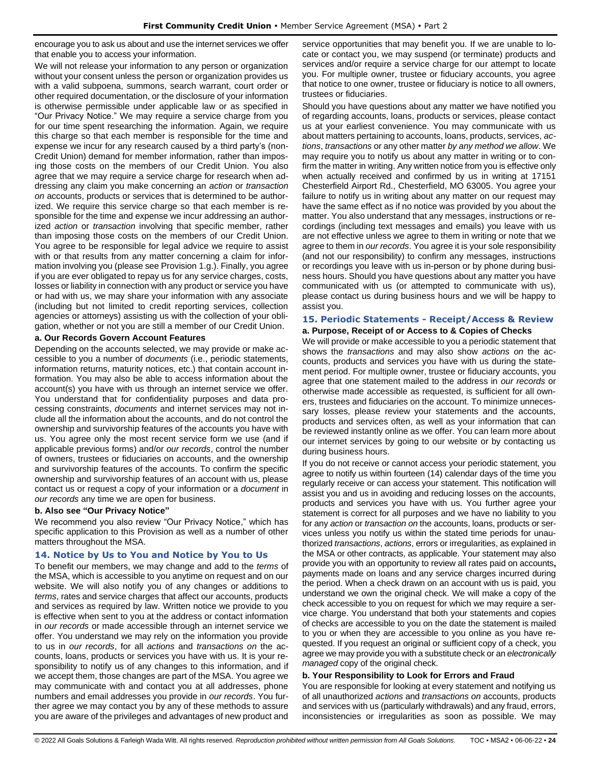encourage you to ask us about and use the internet services we offer that enable you to access your information.

We will not release your information to any person or organization without your consent unless the person or organization provides us with a valid subpoena, summons, search warrant, court order or other required documentation, or the disclosure of your information is otherwise permissible under applicable law or as specified in "Our Privacy Notice." We may require a service charge from you for our time spent researching the information. Again, we require this charge so that each member is responsible for the time and expense we incur for any research caused by a third party's (non-Credit Union) demand for member information, rather than imposing those costs on the members of our Credit Union. You also agree that we may require a service charge for research when addressing any claim you make concerning an *action* or *transaction on* accounts, products or services that is determined to be authorized. We require this service charge so that each member is responsible for the time and expense we incur addressing an authorized *action* or *transaction* involving that specific member, rather than imposing those costs on the members of our Credit Union. You agree to be responsible for legal advice we require to assist with or that results from any matter concerning a claim for information involving you (please see Provision 1.g.). Finally, you agree if you are ever obligated to repay us for any service charges, costs, losses or liability in connection with any product or service you have or had with us, we may share your information with any associate (including but not limited to credit reporting services, collection agencies or attorneys) assisting us with the collection of your obligation, whether or not you are still a member of our Credit Union.

**a. Our Records Govern Account Features**

Depending on the accounts selected, we may provide or make accessible to you a number of *documents* (i.e., periodic statements, information returns, maturity notices, etc.) that contain account information. You may also be able to access information about the account(s) you have with us through an internet service we offer. You understand that for confidentiality purposes and data processing constraints, *documents* and internet services may not include all the information about the accounts, and do not control the ownership and survivorship features of the accounts you have with us. You agree only the most recent service form we use (and if applicable previous forms) and/or *our records*, control the number of owners, trustees or fiduciaries on accounts, and the ownership and survivorship features of the accounts. To confirm the specific ownership and survivorship features of an account with us, please contact us or request a copy of your information or a *document* in *our records* any time we are open for business.

**b. Also see "Our Privacy Notice"**

We recommend you also review "Our Privacy Notice," which has specific application to this Provision as well as a number of other matters throughout the MSA.

## 14. Notice by Us to You and Notice by You to Us

To benefit our members, we may change and add to the *terms* of the MSA, which is accessible to you anytime on request and on our website. We will also notify you of any changes or additions to *terms*, rates and service charges that affect our accounts, products and services as required by law. Written notice we provide to you is effective when sent to you at the address or contact information in *our records* or made accessible through an internet service we offer. You understand we may rely on the information you provide to us in *our records*, for all *actions* and *transactions on* the accounts, loans, products or services you have with us. It is your responsibility to notify us of any changes to this information, and if we accept them, those changes are part of the MSA. You agree we may communicate with and contact you at all addresses, phone numbers and email addresses you provide in *our records*. You further agree we may contact you by any of these methods to assure you are aware of the privileges and advantages of new product and service opportunities that may benefit you. If we are unable to locate or contact you, we may suspend (or terminate) products and services and/or require a service charge for our attempt to locate you. For multiple owner, trustee or fiduciary accounts, you agree that notice to one owner, trustee or fiduciary is notice to all owners, trustees or fiduciaries.

Should you have questions about any matter we have notified you of regarding accounts, loans, products or services, please contact us at your earliest convenience. You may communicate with us about matters pertaining to accounts, loans, products, services, *actions*, *transactions* or any other matter *by any method we allow*. We may require you to notify us about any matter in writing or to confirm the matter in writing. Any written notice from you is effective only when actually received and confirmed by us in writing at 17151 Chesterfield Airport Rd., Chesterfield, MO 63005. You agree your failure to notify us in writing about any matter on our request may have the same effect as if no notice was provided by you about the matter. You also understand that any messages, instructions or recordings (including text messages and emails) you leave with us are not effective unless we agree to them in writing or note that we agree to them in *our records*. You agree it is your sole responsibility (and not our responsibility) to confirm any messages, instructions or recordings you leave with us in-person or by phone during business hours. Should you have questions about any matter you have communicated with us (or attempted to communicate with us), please contact us during business hours and we will be happy to assist you.

## 15. Periodic Statements - Receipt/Access & Review

**a. Purpose, Receipt of or Access to & Copies of Checks**

We will provide or make accessible to you a periodic statement that shows the *transactions* and may also show *actions on* the accounts, products and services you have with us during the statement period. For multiple owner, trustee or fiduciary accounts, you agree that one statement mailed to the address in *our records* or otherwise made accessible as requested, is sufficient for all owners, trustees and fiduciaries on the account. To minimize unnecessary losses, please review your statements and the accounts, products and services often, as well as your information that can be reviewed instantly online as we offer. You can learn more about our internet services by going to our website or by contacting us during business hours.

If you do not receive or cannot access your periodic statement, you agree to notify us within fourteen (14) calendar days of the time you regularly receive or can access your statement. This notification will assist you and us in avoiding and reducing losses on the accounts, products and services you have with us. You further agree your statement is correct for all purposes and we have no liability to you for any *action* or *transaction on* the accounts, loans, products or services unless you notify us within the stated time periods for unauthorized *transactions*, *actions*, errors or irregularities, as explained in the MSA or other contracts, as applicable. Your statement may also provide you with an opportunity to review all rates paid on accounts**,** payments made on loans and any service charges incurred during the period. When a check drawn on an account with us is paid, you understand we own the original check. We will make a copy of the check accessible to you on request for which we may require a service charge. You understand that both your statements and copies of checks are accessible to you on the date the statement is mailed to you or when they are accessible to you online as you have requested. If you request an original or sufficient copy of a check, you agree we may provide you with a substitute check or an *electronically managed* copy of the original check.

**b. Your Responsibility to Look for Errors and Fraud**

You are responsible for looking at every statement and notifying us of all unauthorized *actions* and *transactions on* accounts, products and services with us (particularly withdrawals) and any fraud, errors, inconsistencies or irregularities as soon as possible. We may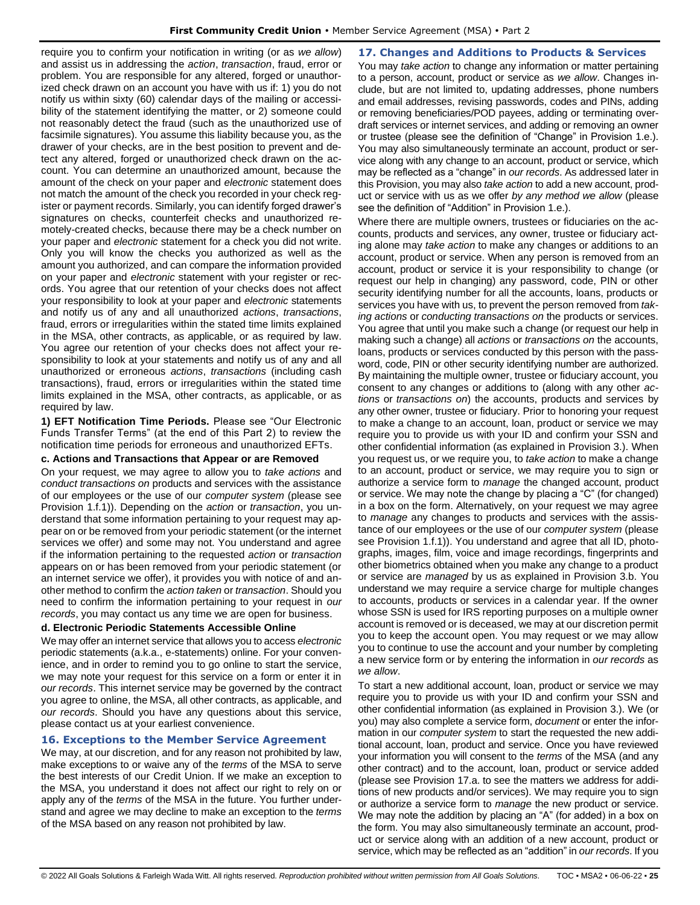require you to confirm your notification in writing (or as *we allow*) and assist us in addressing the *action*, *transaction*, fraud, error or problem. You are responsible for any altered, forged or unauthorized check drawn on an account you have with us if: 1) you do not notify us within sixty (60) calendar days of the mailing or accessibility of the statement identifying the matter, or 2) someone could not reasonably detect the fraud (such as the unauthorized use of facsimile signatures). You assume this liability because you, as the drawer of your checks, are in the best position to prevent and detect any altered, forged or unauthorized check drawn on the account. You can determine an unauthorized amount, because the amount of the check on your paper and *electronic* statement does not match the amount of the check you recorded in your check register or payment records. Similarly, you can identify forged drawer's signatures on checks, counterfeit checks and unauthorized remotely-created checks, because there may be a check number on your paper and *electronic* statement for a check you did not write. Only you will know the checks you authorized as well as the amount you authorized, and can compare the information provided on your paper and *electronic* statement with your register or records. You agree that our retention of your checks does not affect your responsibility to look at your paper and *electronic* statements and notify us of any and all unauthorized *actions*, *transactions*, fraud, errors or irregularities within the stated time limits explained in the MSA, other contracts, as applicable, or as required by law. You agree our retention of your checks does not affect your responsibility to look at your statements and notify us of any and all unauthorized or erroneous *actions*, *transactions* (including cash transactions), fraud, errors or irregularities within the stated time limits explained in the MSA, other contracts, as applicable, or as required by law.

**1) EFT Notification Time Periods.** Please see "Our Electronic Funds Transfer Terms" (at the end of this Part 2) to review the notification time periods for erroneous and unauthorized EFTs.

#### c. Actions and Transactions that Appear or are Removed

On your request, we may agree to allow you to *take actions* and *conduct transactions on* products and services with the assistance of our employees or the use of our *computer system* (please see Provision 1.f.1)). Depending on the *action* or *transaction*, you understand that some information pertaining to your request may appear on or be removed from your periodic statement (or the internet services we offer) and some may not. You understand and agree if the information pertaining to the requested *action* or *transaction* appears on or has been removed from your periodic statement (or an internet service we offer), it provides you with notice of and another method to confirm the *action taken* or *transaction*. Should you need to confirm the information pertaining to your request in *our records*, you may contact us any time we are open for business.

#### d. Electronic Periodic Statements Accessible Online

We may offer an internet service that allows you to access *electronic* periodic statements (a.k.a., e-statements) online. For your convenience, and in order to remind you to go online to start the service, we may note your request for this service on a form or enter it in *our records*. This internet service may be governed by the contract you agree to online, the MSA, all other contracts, as applicable, and *our records*. Should you have any questions about this service, please contact us at your earliest convenience.

## 16. Exceptions to the Member Service Agreement

We may, at our discretion, and for any reason not prohibited by law, make exceptions to or waive any of the *terms* of the MSA to serve the best interests of our Credit Union. If we make an exception to the MSA, you understand it does not affect our right to rely on or apply any of the *terms* of the MSA in the future. You further understand and agree we may decline to make an exception to the *terms* of the MSA based on any reason not prohibited by law.

## 17. Changes and Additions to Products & Services

You may *take action* to change any information or matter pertaining to a person, account, product or service as *we allow*. Changes include, but are not limited to, updating addresses, phone numbers and email addresses, revising passwords, codes and PINs, adding or removing beneficiaries/POD payees, adding or terminating overdraft services or internet services, and adding or removing an owner or trustee (please see the definition of "Change" in Provision 1.e.). You may also simultaneously terminate an account, product or service along with any change to an account, product or service, which may be reflected as a "change" in *our records*. As addressed later in this Provision, you may also *take action* to add a new account, product or service with us as we offer *by any method we allow* (please see the definition of "Addition" in Provision 1.e.).

Where there are multiple owners, trustees or fiduciaries on the accounts, products and services, any owner, trustee or fiduciary acting alone may *take action* to make any changes or additions to an account, product or service. When any person is removed from an account, product or service it is your responsibility to change (or request our help in changing) any password, code, PIN or other security identifying number for all the accounts, loans, products or services you have with us, to prevent the person removed from *taking actions* or *conducting transactions on* the products or services. You agree that until you make such a change (or request our help in making such a change) all *actions* or *transactions on* the accounts, loans, products or services conducted by this person with the password, code, PIN or other security identifying number are authorized. By maintaining the multiple owner, trustee or fiduciary account, you consent to any changes or additions to (along with any other *actions* or *transactions on*) the accounts, products and services by any other owner, trustee or fiduciary. Prior to honoring your request to make a change to an account, loan, product or service we may require you to provide us with your ID and confirm your SSN and other confidential information (as explained in Provision 3.). When you request us, or we require you, to *take action* to make a change to an account, product or service, we may require you to sign or authorize a service form to *manage* the changed account, product or service. We may note the change by placing a "C" (for changed) in a box on the form. Alternatively, on your request we may agree to *manage* any changes to products and services with the assistance of our employees or the use of our *computer system* (please see Provision 1.f.1)). You understand and agree that all ID, photographs, images, film, voice and image recordings, fingerprints and other biometrics obtained when you make any change to a product or service are *managed* by us as explained in Provision 3.b. You understand we may require a service charge for multiple changes to accounts, products or services in a calendar year. If the owner whose SSN is used for IRS reporting purposes on a multiple owner account is removed or is deceased, we may at our discretion permit you to keep the account open. You may request or we may allow you to continue to use the account and your number by completing a new service form or by entering the information in *our records* as *we allow*.

To start a new additional account, loan, product or service we may require you to provide us with your ID and confirm your SSN and other confidential information (as explained in Provision 3.). We (or you) may also complete a service form, *document* or enter the information in our *computer system* to start the requested the new additional account, loan, product and service. Once you have reviewed your information you will consent to the *terms* of the MSA (and any other contract) and to the account, loan, product or service added (please see Provision 17.a. to see the matters we address for additions of new products and/or services). We may require you to sign or authorize a service form to *manage* the new product or service. We may note the addition by placing an "A" (for added) in a box on the form. You may also simultaneously terminate an account, product or service along with an addition of a new account, product or service, which may be reflected as an "addition" in *our records*. If you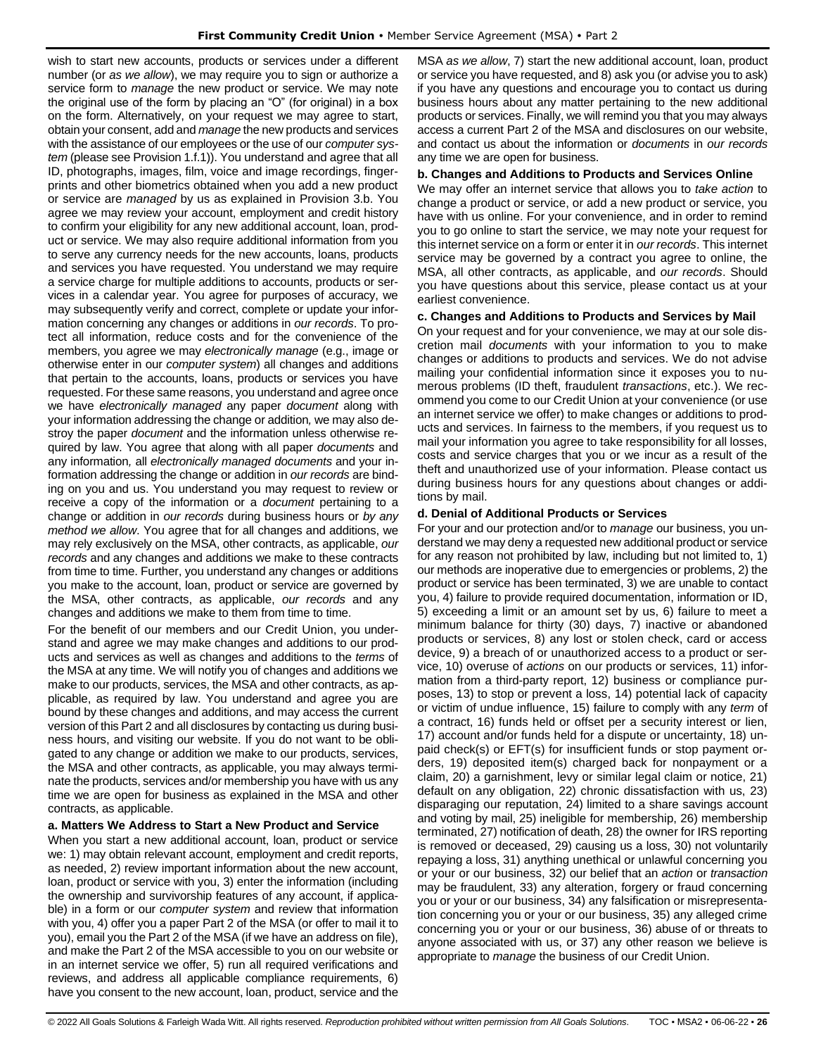wish to start new accounts, products or services under a different number (or *as we allow*), we may require you to sign or authorize a service form to *manage* the new product or service. We may note the original use of the form by placing an "O" (for original) in a box on the form. Alternatively, on your request we may agree to start, obtain your consent, add and *manage* the new products and services with the assistance of our employees or the use of our *computer system* (please see Provision 1.f.1)). You understand and agree that all ID, photographs, images, film, voice and image recordings, fingerprints and other biometrics obtained when you add a new product or service are *managed* by us as explained in Provision 3.b. You agree we may review your account, employment and credit history to confirm your eligibility for any new additional account, loan, product or service. We may also require additional information from you to serve any currency needs for the new accounts, loans, products and services you have requested. You understand we may require a service charge for multiple additions to accounts, products or services in a calendar year. You agree for purposes of accuracy, we may subsequently verify and correct, complete or update your information concerning any changes or additions in *our records*. To protect all information, reduce costs and for the convenience of the members, you agree we may *electronically manage* (e.g., image or otherwise enter in our *computer system*) all changes and additions that pertain to the accounts, loans, products or services you have requested. For these same reasons, you understand and agree once we have *electronically managed* any paper *document* along with your information addressing the change or addition*,* we may also destroy the paper *document* and the information unless otherwise required by law. You agree that along with all paper *documents* and any information*,* all *electronically managed documents* and your information addressing the change or addition in *our records* are binding on you and us. You understand you may request to review or receive a copy of the information or a *document* pertaining to a change or addition in *our records* during business hours or *by any method we allow*. You agree that for all changes and additions, we may rely exclusively on the MSA, other contracts, as applicable, *our records* and any changes and additions we make to these contracts from time to time. Further, you understand any changes or additions you make to the account, loan, product or service are governed by the MSA, other contracts, as applicable, *our records* and any changes and additions we make to them from time to time.

For the benefit of our members and our Credit Union, you understand and agree we may make changes and additions to our products and services as well as changes and additions to the *terms* of the MSA at any time. We will notify you of changes and additions we make to our products, services, the MSA and other contracts, as applicable, as required by law. You understand and agree you are bound by these changes and additions, and may access the current version of this Part 2 and all disclosures by contacting us during business hours, and visiting our website. If you do not want to be obligated to any change or addition we make to our products, services, the MSA and other contracts, as applicable, you may always terminate the products, services and/or membership you have with us any time we are open for business as explained in the MSA and other contracts, as applicable.

**a. Matters We Address to Start a New Product and Service**

When you start a new additional account, loan, product or service we: 1) may obtain relevant account, employment and credit reports, as needed, 2) review important information about the new account, loan, product or service with you, 3) enter the information (including the ownership and survivorship features of any account, if applicable) in a form or our *computer system* and review that information with you, 4) offer you a paper Part 2 of the MSA (or offer to mail it to you), email you the Part 2 of the MSA (if we have an address on file), and make the Part 2 of the MSA accessible to you on our website or in an internet service we offer, 5) run all required verifications and reviews, and address all applicable compliance requirements, 6) have you consent to the new account, loan, product, service and the MSA *as we allow*, 7) start the new additional account, loan, product or service you have requested, and 8) ask you (or advise you to ask) if you have any questions and encourage you to contact us during business hours about any matter pertaining to the new additional products or services. Finally, we will remind you that you may always access a current Part 2 of the MSA and disclosures on our website, and contact us about the information or *documents* in *our records* any time we are open for business.

**b. Changes and Additions to Products and Services Online**

We may offer an internet service that allows you to *take action* to change a product or service, or add a new product or service, you have with us online. For your convenience, and in order to remind you to go online to start the service, we may note your request for this internet service on a form or enter it in *our records*. This internet service may be governed by a contract you agree to online, the MSA, all other contracts, as applicable, and *our records*. Should you have questions about this service, please contact us at your earliest convenience.

**c. Changes and Additions to Products and Services by Mail**

On your request and for your convenience, we may at our sole discretion mail *documents* with your information to you to make changes or additions to products and services. We do not advise mailing your confidential information since it exposes you to numerous problems (ID theft, fraudulent *transactions*, etc.). We recommend you come to our Credit Union at your convenience (or use an internet service we offer) to make changes or additions to products and services. In fairness to the members, if you request us to mail your information you agree to take responsibility for all losses, costs and service charges that you or we incur as a result of the theft and unauthorized use of your information. Please contact us during business hours for any questions about changes or additions by mail.

**d. Denial of Additional Products or Services**

For your and our protection and/or to *manage* our business, you understand we may deny a requested new additional product or service for any reason not prohibited by law, including but not limited to, 1) our methods are inoperative due to emergencies or problems, 2) the product or service has been terminated, 3) we are unable to contact you, 4) failure to provide required documentation, information or ID, 5) exceeding a limit or an amount set by us, 6) failure to meet a minimum balance for thirty (30) days, 7) inactive or abandoned products or services, 8) any lost or stolen check, card or access device, 9) a breach of or unauthorized access to a product or service, 10) overuse of *actions* on our products or services, 11) information from a third-party report, 12) business or compliance purposes, 13) to stop or prevent a loss, 14) potential lack of capacity or victim of undue influence, 15) failure to comply with any *term* of a contract, 16) funds held or offset per a security interest or lien, 17) account and/or funds held for a dispute or uncertainty, 18) unpaid check(s) or EFT(s) for insufficient funds or stop payment orders, 19) deposited item(s) charged back for nonpayment or a claim, 20) a garnishment, levy or similar legal claim or notice, 21) default on any obligation, 22) chronic dissatisfaction with us, 23) disparaging our reputation, 24) limited to a share savings account and voting by mail, 25) ineligible for membership, 26) membership terminated, 27) notification of death, 28) the owner for IRS reporting is removed or deceased, 29) causing us a loss, 30) not voluntarily repaying a loss, 31) anything unethical or unlawful concerning you or your or our business, 32) our belief that an *action* or *transaction* may be fraudulent, 33) any alteration, forgery or fraud concerning you or your or our business, 34) any falsification or misrepresentation concerning you or your or our business, 35) any alleged crime concerning you or your or our business, 36) abuse of or threats to anyone associated with us, or 37) any other reason we believe is appropriate to *manage* the business of our Credit Union.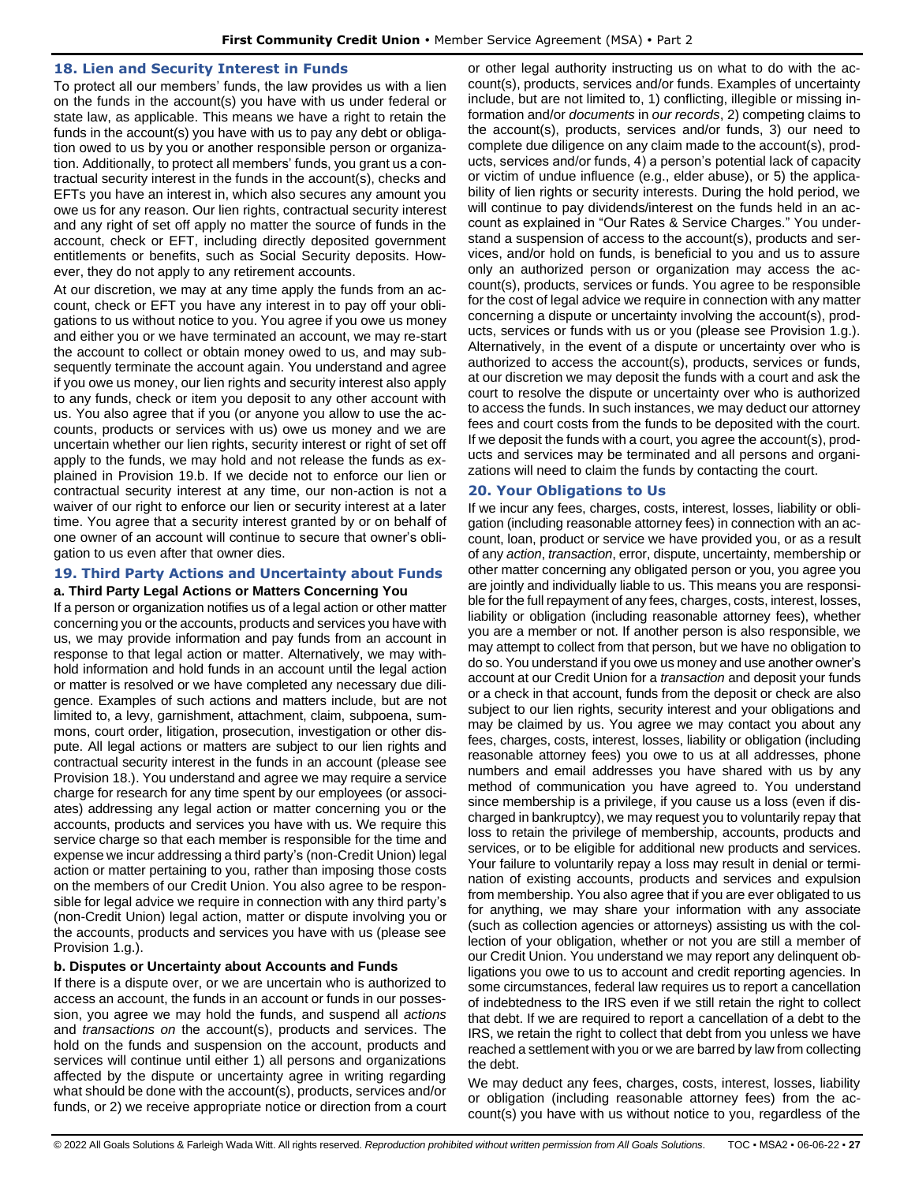## 18. Lien and Security Interest in Funds

To protect all our members' funds, the law provides us with a lien on the funds in the account(s) you have with us under federal or state law, as applicable. This means we have a right to retain the funds in the account(s) you have with us to pay any debt or obligation owed to us by you or another responsible person or organization. Additionally, to protect all members' funds, you grant us a contractual security interest in the funds in the account(s), checks and EFTs you have an interest in, which also secures any amount you owe us for any reason. Our lien rights, contractual security interest and any right of set off apply no matter the source of funds in the account, check or EFT, including directly deposited government entitlements or benefits, such as Social Security deposits. However, they do not apply to any retirement accounts.

At our discretion, we may at any time apply the funds from an account, check or EFT you have any interest in to pay off your obligations to us without notice to you. You agree if you owe us money and either you or we have terminated an account, we may re-start the account to collect or obtain money owed to us, and may subsequently terminate the account again. You understand and agree if you owe us money, our lien rights and security interest also apply to any funds, check or item you deposit to any other account with us. You also agree that if you (or anyone you allow to use the accounts, products or services with us) owe us money and we are uncertain whether our lien rights, security interest or right of set off apply to the funds, we may hold and not release the funds as explained in Provision 19.b. If we decide not to enforce our lien or contractual security interest at any time, our non-action is not a waiver of our right to enforce our lien or security interest at a later time. You agree that a security interest granted by or on behalf of one owner of an account will continue to secure that owner's obligation to us even after that owner dies.

## 19. Third Party Actions and Uncertainty about Funds

### a. Third Party Legal Actions or Matters Concerning You

If a person or organization notifies us of a legal action or other matter concerning you or the accounts, products and services you have with us, we may provide information and pay funds from an account in response to that legal action or matter. Alternatively, we may withhold information and hold funds in an account until the legal action or matter is resolved or we have completed any necessary due diligence. Examples of such actions and matters include, but are not limited to, a levy, garnishment, attachment, claim, subpoena, summons, court order, litigation, prosecution, investigation or other dispute. All legal actions or matters are subject to our lien rights and contractual security interest in the funds in an account (please see Provision 18.). You understand and agree we may require a service charge for research for any time spent by our employees (or associates) addressing any legal action or matter concerning you or the accounts, products and services you have with us. We require this service charge so that each member is responsible for the time and expense we incur addressing a third party's (non-Credit Union) legal action or matter pertaining to you, rather than imposing those costs on the members of our Credit Union. You also agree to be responsible for legal advice we require in connection with any third party's (non-Credit Union) legal action, matter or dispute involving you or the accounts, products and services you have with us (please see Provision 1.g.).

### b. Disputes or Uncertainty about Accounts and Funds

If there is a dispute over, or we are uncertain who is authorized to access an account, the funds in an account or funds in our possession, you agree we may hold the funds, and suspend all *actions* and *transactions on* the account(s), products and services. The hold on the funds and suspension on the account, products and services will continue until either 1) all persons and organizations affected by the dispute or uncertainty agree in writing regarding what should be done with the account(s), products, services and/or funds, or 2) we receive appropriate notice or direction from a court or other legal authority instructing us on what to do with the account(s), products, services and/or funds. Examples of uncertainty include, but are not limited to, 1) conflicting, illegible or missing information and/or *documents* in *our records*, 2) competing claims to the account(s), products, services and/or funds, 3) our need to complete due diligence on any claim made to the account(s), products, services and/or funds, 4) a person's potential lack of capacity or victim of undue influence (e.g., elder abuse), or 5) the applicability of lien rights or security interests. During the hold period, we will continue to pay dividends/interest on the funds held in an account as explained in "Our Rates & Service Charges." You understand a suspension of access to the account(s), products and services, and/or hold on funds, is beneficial to you and us to assure only an authorized person or organization may access the account(s), products, services or funds. You agree to be responsible for the cost of legal advice we require in connection with any matter concerning a dispute or uncertainty involving the account(s), products, services or funds with us or you (please see Provision 1.g.). Alternatively, in the event of a dispute or uncertainty over who is authorized to access the account(s), products, services or funds, at our discretion we may deposit the funds with a court and ask the court to resolve the dispute or uncertainty over who is authorized to access the funds. In such instances, we may deduct our attorney fees and court costs from the funds to be deposited with the court. If we deposit the funds with a court, you agree the account(s), products and services may be terminated and all persons and organizations will need to claim the funds by contacting the court.

## 20. Your Obligations to Us

If we incur any fees, charges, costs, interest, losses, liability or obligation (including reasonable attorney fees) in connection with an account, loan, product or service we have provided you, or as a result of any *action*, *transaction*, error, dispute, uncertainty, membership or other matter concerning any obligated person or you, you agree you are jointly and individually liable to us. This means you are responsible for the full repayment of any fees, charges, costs, interest, losses, liability or obligation (including reasonable attorney fees), whether you are a member or not. If another person is also responsible, we may attempt to collect from that person, but we have no obligation to do so. You understand if you owe us money and use another owner's account at our Credit Union for a *transaction* and deposit your funds or a check in that account, funds from the deposit or check are also subject to our lien rights, security interest and your obligations and may be claimed by us. You agree we may contact you about any fees, charges, costs, interest, losses, liability or obligation (including reasonable attorney fees) you owe to us at all addresses, phone numbers and email addresses you have shared with us by any method of communication you have agreed to. You understand since membership is a privilege, if you cause us a loss (even if discharged in bankruptcy), we may request you to voluntarily repay that loss to retain the privilege of membership, accounts, products and services, or to be eligible for additional new products and services. Your failure to voluntarily repay a loss may result in denial or termination of existing accounts, products and services and expulsion from membership. You also agree that if you are ever obligated to us for anything, we may share your information with any associate (such as collection agencies or attorneys) assisting us with the collection of your obligation, whether or not you are still a member of our Credit Union. You understand we may report any delinquent obligations you owe to us to account and credit reporting agencies. In some circumstances, federal law requires us to report a cancellation of indebtedness to the IRS even if we still retain the right to collect that debt. If we are required to report a cancellation of a debt to the IRS, we retain the right to collect that debt from you unless we have reached a settlement with you or we are barred by law from collecting the debt.

We may deduct any fees, charges, costs, interest, losses, liability or obligation (including reasonable attorney fees) from the account(s) you have with us without notice to you, regardless of the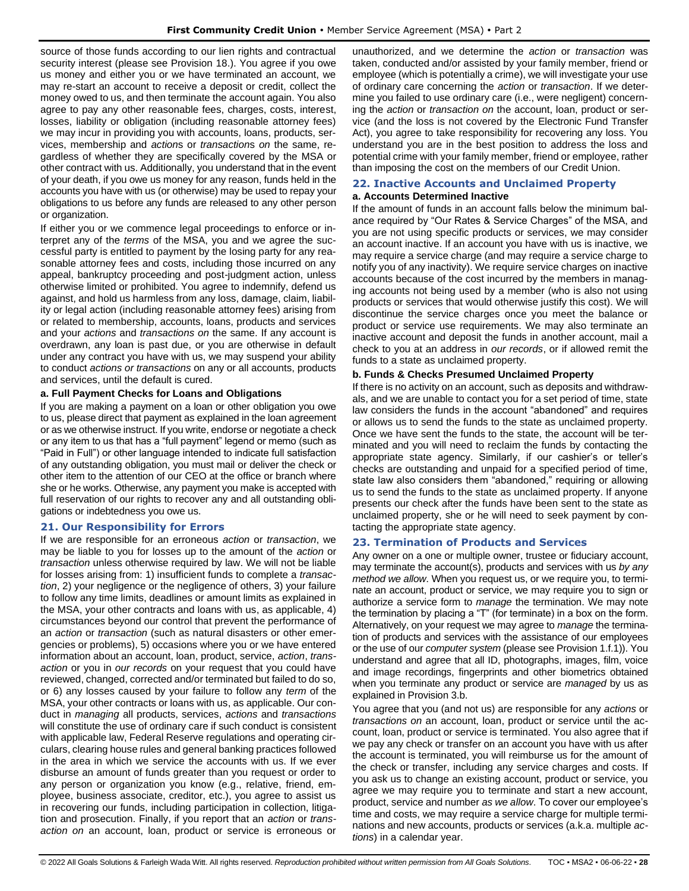source of those funds according to our lien rights and contractual security interest (please see Provision 18.). You agree if you owe us money and either you or we have terminated an account, we may re-start an account to receive a deposit or credit, collect the money owed to us, and then terminate the account again. You also agree to pay any other reasonable fees, charges, costs, interest, losses, liability or obligation (including reasonable attorney fees) we may incur in providing you with accounts, loans, products, services, membership and *action*s or *transaction*s *on* the same, regardless of whether they are specifically covered by the MSA or other contract with us. Additionally, you understand that in the event of your death, if you owe us money for any reason, funds held in the accounts you have with us (or otherwise) may be used to repay your obligations to us before any funds are released to any other person or organization.

If either you or we commence legal proceedings to enforce or interpret any of the *terms* of the MSA, you and we agree the successful party is entitled to payment by the losing party for any reasonable attorney fees and costs, including those incurred on any appeal, bankruptcy proceeding and post-judgment action, unless otherwise limited or prohibited. You agree to indemnify, defend us against, and hold us harmless from any loss, damage, claim, liability or legal action (including reasonable attorney fees) arising from or related to membership, accounts, loans, products and services and your *actions* and *transactions on* the same. If any account is overdrawn, any loan is past due, or you are otherwise in default under any contract you have with us, we may suspend your ability to conduct *actions or transactions* on any or all accounts, products and services, until the default is cured.

#### a. Full Payment Checks for Loans and Obligations

If you are making a payment on a loan or other obligation you owe to us, please direct that payment as explained in the loan agreement or as we otherwise instruct. If you write, endorse or negotiate a check or any item to us that has a "full payment" legend or memo (such as "Paid in Full") or other language intended to indicate full satisfaction of any outstanding obligation, you must mail or deliver the check or other item to the attention of our CEO at the office or branch where she or he works. Otherwise, any payment you make is accepted with full reservation of our rights to recover any and all outstanding obligations or indebtedness you owe us.

### 21. Our Responsibility for Errors

If we are responsible for an erroneous *action* or *transaction*, we may be liable to you for losses up to the amount of the *action* or *transaction* unless otherwise required by law. We will not be liable for losses arising from: 1) insufficient funds to complete a *transaction*, 2) your negligence or the negligence of others, 3) your failure to follow any time limits, deadlines or amount limits as explained in the MSA, your other contracts and loans with us, as applicable, 4) circumstances beyond our control that prevent the performance of an *action* or *transaction* (such as natural disasters or other emergencies or problems), 5) occasions where you or we have entered information about an account, loan, product, service, *action*, *transaction* or you in *our records* on your request that you could have reviewed, changed, corrected and/or terminated but failed to do so, or 6) any losses caused by your failure to follow any *term* of the MSA, your other contracts or loans with us, as applicable. Our conduct in *managing* all products, services, *actions* and *transactions* will constitute the use of ordinary care if such conduct is consistent with applicable law, Federal Reserve regulations and operating circulars, clearing house rules and general banking practices followed in the area in which we service the accounts with us. If we ever disburse an amount of funds greater than you request or order to any person or organization you know (e.g., relative, friend, employee, business associate, creditor, etc.), you agree to assist us in recovering our funds, including participation in collection, litigation and prosecution. Finally, if you report that an *action* or *transaction on* an account, loan, product or service is erroneous or unauthorized, and we determine the *action* or *transaction* was taken, conducted and/or assisted by your family member, friend or employee (which is potentially a crime), we will investigate your use of ordinary care concerning the *action* or *transaction*. If we determine you failed to use ordinary care (i.e., were negligent) concerning the *action* or *transaction on* the account, loan, product or service (and the loss is not covered by the Electronic Fund Transfer Act), you agree to take responsibility for recovering any loss. You understand you are in the best position to address the loss and potential crime with your family member, friend or employee, rather than imposing the cost on the members of our Credit Union.

### 22. Inactive Accounts and Unclaimed Property

#### a. Accounts Determined Inactive

If the amount of funds in an account falls below the minimum balance required by "Our Rates & Service Charges" of the MSA, and you are not using specific products or services, we may consider an account inactive. If an account you have with us is inactive, we may require a service charge (and may require a service charge to notify you of any inactivity). We require service charges on inactive accounts because of the cost incurred by the members in managing accounts not being used by a member (who is also not using products or services that would otherwise justify this cost). We will discontinue the service charges once you meet the balance or product or service use requirements. We may also terminate an inactive account and deposit the funds in another account, mail a check to you at an address in *our records*, or if allowed remit the funds to a state as unclaimed property.

#### b. Funds & Checks Presumed Unclaimed Property

If there is no activity on an account, such as deposits and withdrawals, and we are unable to contact you for a set period of time, state law considers the funds in the account "abandoned" and requires or allows us to send the funds to the state as unclaimed property. Once we have sent the funds to the state, the account will be terminated and you will need to reclaim the funds by contacting the appropriate state agency. Similarly, if our cashier's or teller's checks are outstanding and unpaid for a specified period of time, state law also considers them "abandoned," requiring or allowing us to send the funds to the state as unclaimed property. If anyone presents our check after the funds have been sent to the state as unclaimed property, she or he will need to seek payment by contacting the appropriate state agency.

### 23. Termination of Products and Services

Any owner on a one or multiple owner, trustee or fiduciary account, may terminate the account(s), products and services with us *by any method we allow*. When you request us, or we require you, to terminate an account, product or service, we may require you to sign or authorize a service form to *manage* the termination. We may note the termination by placing a "T" (for terminate) in a box on the form. Alternatively, on your request we may agree to *manage* the termination of products and services with the assistance of our employees or the use of our *computer system* (please see Provision 1.f.1)). You understand and agree that all ID, photographs, images, film, voice and image recordings, fingerprints and other biometrics obtained when you terminate any product or service are *managed* by us as explained in Provision 3.b.

You agree that you (and not us) are responsible for any *actions* or *transactions on* an account, loan, product or service until the account, loan, product or service is terminated. You also agree that if we pay any check or transfer on an account you have with us after the account is terminated, you will reimburse us for the amount of the check or transfer, including any service charges and costs. If you ask us to change an existing account, product or service, you agree we may require you to terminate and start a new account, product, service and number *as we allow*. To cover our employee's time and costs, we may require a service charge for multiple terminations and new accounts, products or services (a.k.a. multiple *actions*) in a calendar year.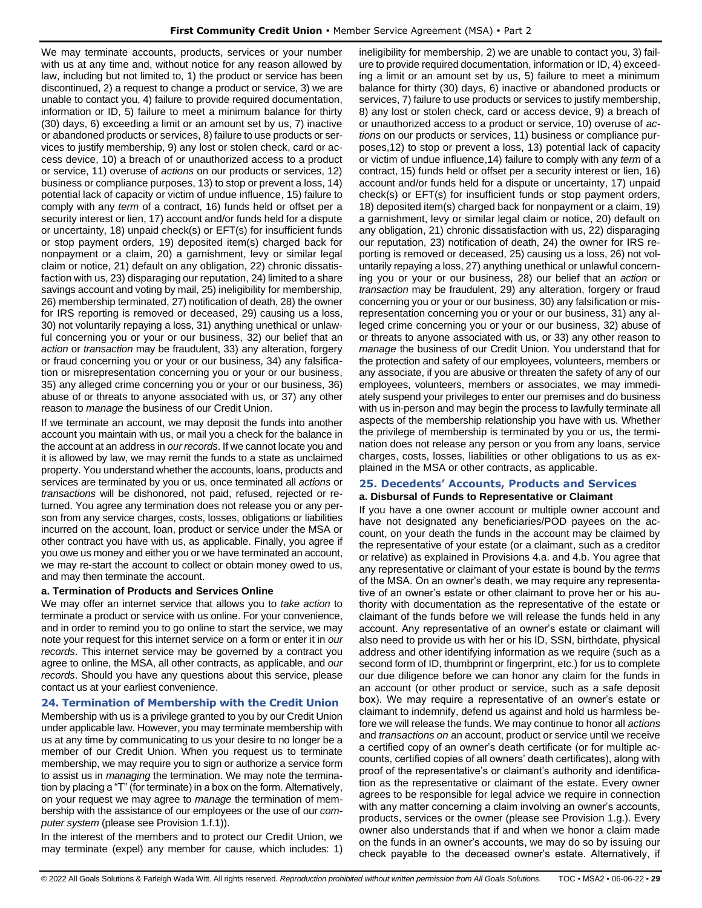We may terminate accounts, products, services or your number with us at any time and, without notice for any reason allowed by law, including but not limited to, 1) the product or service has been discontinued, 2) a request to change a product or service, 3) we are unable to contact you, 4) failure to provide required documentation, information or ID, 5) failure to meet a minimum balance for thirty (30) days, 6) exceeding a limit or an amount set by us, 7) inactive or abandoned products or services, 8) failure to use products or services to justify membership, 9) any lost or stolen check, card or access device, 10) a breach of or unauthorized access to a product or service, 11) overuse of *actions* on our products or services, 12) business or compliance purposes, 13) to stop or prevent a loss, 14) potential lack of capacity or victim of undue influence, 15) failure to comply with any *term* of a contract, 16) funds held or offset per a security interest or lien, 17) account and/or funds held for a dispute or uncertainty, 18) unpaid check(s) or EFT(s) for insufficient funds or stop payment orders, 19) deposited item(s) charged back for nonpayment or a claim, 20) a garnishment, levy or similar legal claim or notice, 21) default on any obligation, 22) chronic dissatisfaction with us, 23) disparaging our reputation, 24) limited to a share savings account and voting by mail, 25) ineligibility for membership, 26) membership terminated, 27) notification of death, 28) the owner for IRS reporting is removed or deceased, 29) causing us a loss, 30) not voluntarily repaying a loss, 31) anything unethical or unlawful concerning you or your or our business, 32) our belief that an *action* or *transaction* may be fraudulent, 33) any alteration, forgery or fraud concerning you or your or our business, 34) any falsification or misrepresentation concerning you or your or our business, 35) any alleged crime concerning you or your or our business, 36) abuse of or threats to anyone associated with us, or 37) any other reason to *manage* the business of our Credit Union.

If we terminate an account, we may deposit the funds into another account you maintain with us, or mail you a check for the balance in the account at an address in *our records*. If we cannot locate you and it is allowed by law, we may remit the funds to a state as unclaimed property. You understand whether the accounts, loans, products and services are terminated by you or us, once terminated all *actions* or *transactions* will be dishonored, not paid, refused, rejected or returned. You agree any termination does not release you or any person from any service charges, costs, losses, obligations or liabilities incurred on the account, loan, product or service under the MSA or other contract you have with us, as applicable. Finally, you agree if you owe us money and either you or we have terminated an account, we may re-start the account to collect or obtain money owed to us, and may then terminate the account.

#### a. Termination of Products and Services Online

We may offer an internet service that allows you to *take action* to terminate a product or service with us online. For your convenience, and in order to remind you to go online to start the service, we may note your request for this internet service on a form or enter it in *our records*. This internet service may be governed by a contract you agree to online, the MSA, all other contracts, as applicable, and *our records*. Should you have any questions about this service, please contact us at your earliest convenience.

### 24. Termination of Membership with the Credit Union

Membership with us is a privilege granted to you by our Credit Union under applicable law. However, you may terminate membership with us at any time by communicating to us your desire to no longer be a member of our Credit Union. When you request us to terminate membership, we may require you to sign or authorize a service form to assist us in *managing* the termination. We may note the termination by placing a "T" (for terminate) in a box on the form. Alternatively, on your request we may agree to *manage* the termination of membership with the assistance of our employees or the use of our *computer system* (please see Provision 1.f.1)).

In the interest of the members and to protect our Credit Union, we may terminate (expel) any member for cause, which includes: 1) ineligibility for membership, 2) we are unable to contact you, 3) failure to provide required documentation, information or ID, 4) exceeding a limit or an amount set by us, 5) failure to meet a minimum balance for thirty (30) days, 6) inactive or abandoned products or services, 7) failure to use products or services to justify membership, 8) any lost or stolen check, card or access device, 9) a breach of or unauthorized access to a product or service, 10) overuse of *actions* on our products or services, 11) business or compliance purposes,12) to stop or prevent a loss, 13) potential lack of capacity or victim of undue influence,14) failure to comply with any *term* of a contract, 15) funds held or offset per a security interest or lien, 16) account and/or funds held for a dispute or uncertainty, 17) unpaid check(s) or EFT(s) for insufficient funds or stop payment orders, 18) deposited item(s) charged back for nonpayment or a claim, 19) a garnishment, levy or similar legal claim or notice, 20) default on any obligation, 21) chronic dissatisfaction with us, 22) disparaging our reputation, 23) notification of death, 24) the owner for IRS reporting is removed or deceased, 25) causing us a loss, 26) not voluntarily repaying a loss, 27) anything unethical or unlawful concerning you or your or our business, 28) our belief that an *action* or *transaction* may be fraudulent, 29) any alteration, forgery or fraud concerning you or your or our business, 30) any falsification or misrepresentation concerning you or your or our business, 31) any alleged crime concerning you or your or our business, 32) abuse of or threats to anyone associated with us, or 33) any other reason to *manage* the business of our Credit Union. You understand that for the protection and safety of our employees, volunteers, members or any associate, if you are abusive or threaten the safety of any of our employees, volunteers, members or associates, we may immediately suspend your privileges to enter our premises and do business with us in-person and may begin the process to lawfully terminate all aspects of the membership relationship you have with us. Whether the privilege of membership is terminated by you or us, the termination does not release any person or you from any loans, service charges, costs, losses, liabilities or other obligations to us as explained in the MSA or other contracts, as applicable.

### 25. Decedents' Accounts, Products and Services

#### a. Disbursal of Funds to Representative or Claimant

If you have a one owner account or multiple owner account and have not designated any beneficiaries/POD payees on the account, on your death the funds in the account may be claimed by the representative of your estate (or a claimant, such as a creditor or relative) as explained in Provisions 4.a. and 4.b. You agree that any representative or claimant of your estate is bound by the *terms* of the MSA. On an owner's death, we may require any representative of an owner's estate or other claimant to prove her or his authority with documentation as the representative of the estate or claimant of the funds before we will release the funds held in any account. Any representative of an owner's estate or claimant will also need to provide us with her or his ID, SSN, birthdate, physical address and other identifying information as we require (such as a second form of ID, thumbprint or fingerprint, etc.) for us to complete our due diligence before we can honor any claim for the funds in an account (or other product or service, such as a safe deposit box). We may require a representative of an owner's estate or claimant to indemnify, defend us against and hold us harmless before we will release the funds. We may continue to honor all *actions* and *transactions on* an account, product or service until we receive a certified copy of an owner's death certificate (or for multiple accounts, certified copies of all owners' death certificates), along with proof of the representative's or claimant's authority and identification as the representative or claimant of the estate. Every owner agrees to be responsible for legal advice we require in connection with any matter concerning a claim involving an owner's accounts, products, services or the owner (please see Provision 1.g.). Every owner also understands that if and when we honor a claim made on the funds in an owner's accounts, we may do so by issuing our check payable to the deceased owner's estate. Alternatively, if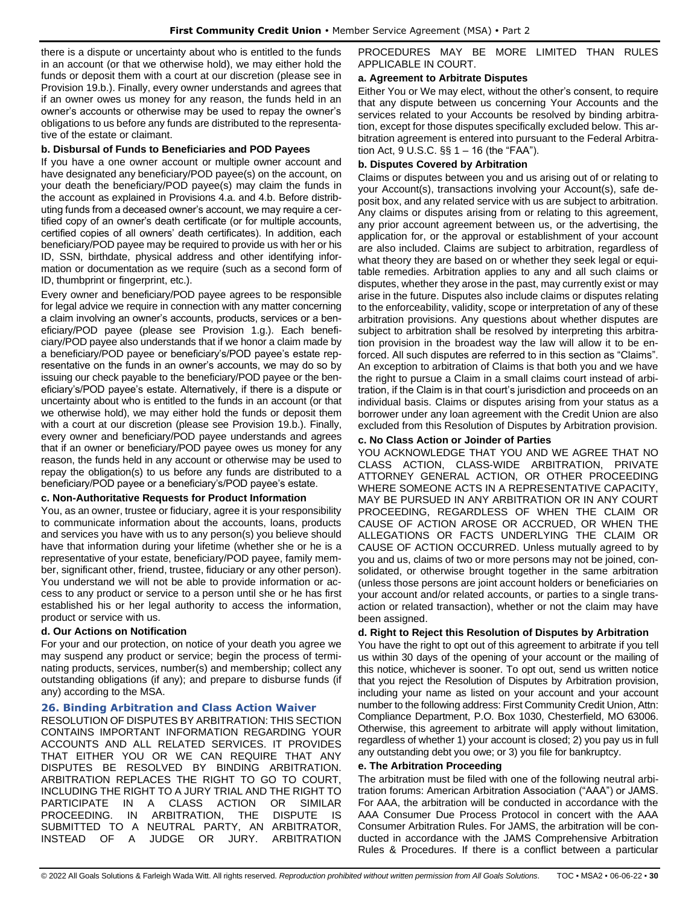there is a dispute or uncertainty about who is entitled to the funds in an account (or that we otherwise hold), we may either hold the funds or deposit them with a court at our discretion (please see in Provision 19.b.). Finally, every owner understands and agrees that if an owner owes us money for any reason, the funds held in an owner's accounts or otherwise may be used to repay the owner's obligations to us before any funds are distributed to the representative of the estate or claimant.

**b. Disbursal of Funds to Beneficiaries and POD Payees**

If you have a one owner account or multiple owner account and have designated any beneficiary/POD payee(s) on the account, on your death the beneficiary/POD payee(s) may claim the funds in the account as explained in Provisions 4.a. and 4.b. Before distributing funds from a deceased owner's account, we may require a certified copy of an owner's death certificate (or for multiple accounts, certified copies of all owners' death certificates). In addition, each beneficiary/POD payee may be required to provide us with her or his ID, SSN, birthdate, physical address and other identifying information or documentation as we require (such as a second form of ID, thumbprint or fingerprint, etc.).

Every owner and beneficiary/POD payee agrees to be responsible for legal advice we require in connection with any matter concerning a claim involving an owner's accounts, products, services or a beneficiary/POD payee (please see Provision 1.g.). Each beneficiary/POD payee also understands that if we honor a claim made by a beneficiary/POD payee or beneficiary's/POD payee's estate representative on the funds in an owner's accounts, we may do so by issuing our check payable to the beneficiary/POD payee or the beneficiary's/POD payee's estate. Alternatively, if there is a dispute or uncertainty about who is entitled to the funds in an account (or that we otherwise hold), we may either hold the funds or deposit them with a court at our discretion (please see Provision 19.b.). Finally, every owner and beneficiary/POD payee understands and agrees that if an owner or beneficiary/POD payee owes us money for any reason, the funds held in any account or otherwise may be used to repay the obligation(s) to us before any funds are distributed to a beneficiary/POD payee or a beneficiary's/POD payee's estate.

**c. Non-Authoritative Requests for Product Information**

You, as an owner, trustee or fiduciary, agree it is your responsibility to communicate information about the accounts, loans, products and services you have with us to any person(s) you believe should have that information during your lifetime (whether she or he is a representative of your estate, beneficiary/POD payee, family member, significant other, friend, trustee, fiduciary or any other person). You understand we will not be able to provide information or access to any product or service to a person until she or he has first established his or her legal authority to access the information, product or service with us.

**d. Our Actions on Notification**

For your and our protection, on notice of your death you agree we may suspend any product or service; begin the process of terminating products, services, number(s) and membership; collect any outstanding obligations (if any); and prepare to disburse funds (if any) according to the MSA.

## 26. Binding Arbitration and Class Action Waiver

RESOLUTION OF DISPUTES BY ARBITRATION: THIS SECTION CONTAINS IMPORTANT INFORMATION REGARDING YOUR ACCOUNTS AND ALL RELATED SERVICES. IT PROVIDES THAT EITHER YOU OR WE CAN REQUIRE THAT ANY DISPUTES BE RESOLVED BY BINDING ARBITRATION. ARBITRATION REPLACES THE RIGHT TO GO TO COURT, INCLUDING THE RIGHT TO A JURY TRIAL AND THE RIGHT TO PARTICIPATE IN A CLASS ACTION OR SIMILAR PROCEEDING. IN ARBITRATION, THE DISPUTE IS SUBMITTED TO A NEUTRAL PARTY, AN ARBITRATOR, INSTEAD OF A JUDGE OR JURY. ARBITRATION PROCEDURES MAY BE MORE LIMITED THAN RULES APPLICABLE IN COURT.

**a. Agreement to Arbitrate Disputes**

Either You or We may elect, without the other's consent, to require that any dispute between us concerning Your Accounts and the services related to your Accounts be resolved by binding arbitration, except for those disputes specifically excluded below. This arbitration agreement is entered into pursuant to the Federal Arbitration Act, 9 U.S.C. §§ 1 – 16 (the "FAA").

**b. Disputes Covered by Arbitration**

Claims or disputes between you and us arising out of or relating to your Account(s), transactions involving your Account(s), safe deposit box, and any related service with us are subject to arbitration. Any claims or disputes arising from or relating to this agreement, any prior account agreement between us, or the advertising, the application for, or the approval or establishment of your account are also included. Claims are subject to arbitration, regardless of what theory they are based on or whether they seek legal or equitable remedies. Arbitration applies to any and all such claims or disputes, whether they arose in the past, may currently exist or may arise in the future. Disputes also include claims or disputes relating to the enforceability, validity, scope or interpretation of any of these arbitration provisions. Any questions about whether disputes are subject to arbitration shall be resolved by interpreting this arbitration provision in the broadest way the law will allow it to be enforced. All such disputes are referred to in this section as "Claims". An exception to arbitration of Claims is that both you and we have the right to pursue a Claim in a small claims court instead of arbitration, if the Claim is in that court's jurisdiction and proceeds on an individual basis. Claims or disputes arising from your status as a borrower under any loan agreement with the Credit Union are also excluded from this Resolution of Disputes by Arbitration provision.

**c. No Class Action or Joinder of Parties**

YOU ACKNOWLEDGE THAT YOU AND WE AGREE THAT NO CLASS ACTION, CLASS-WIDE ARBITRATION, PRIVATE ATTORNEY GENERAL ACTION, OR OTHER PROCEEDING WHERE SOMEONE ACTS IN A REPRESENTATIVE CAPACITY, MAY BE PURSUED IN ANY ARBITRATION OR IN ANY COURT PROCEEDING, REGARDLESS OF WHEN THE CLAIM OR CAUSE OF ACTION AROSE OR ACCRUED, OR WHEN THE ALLEGATIONS OR FACTS UNDERLYING THE CLAIM OR CAUSE OF ACTION OCCURRED. Unless mutually agreed to by you and us, claims of two or more persons may not be joined, consolidated, or otherwise brought together in the same arbitration (unless those persons are joint account holders or beneficiaries on your account and/or related accounts, or parties to a single transaction or related transaction), whether or not the claim may have been assigned.

**d. Right to Reject this Resolution of Disputes by Arbitration**

You have the right to opt out of this agreement to arbitrate if you tell us within 30 days of the opening of your account or the mailing of this notice, whichever is sooner. To opt out, send us written notice that you reject the Resolution of Disputes by Arbitration provision, including your name as listed on your account and your account number to the following address: First Community Credit Union, Attn: Compliance Department, P.O. Box 1030, Chesterfield, MO 63006. Otherwise, this agreement to arbitrate will apply without limitation, regardless of whether 1) your account is closed; 2) you pay us in full any outstanding debt you owe; or 3) you file for bankruptcy.

**e. The Arbitration Proceeding**

The arbitration must be filed with one of the following neutral arbitration forums: American Arbitration Association ("AAA") or JAMS. For AAA, the arbitration will be conducted in accordance with the AAA Consumer Due Process Protocol in concert with the AAA Consumer Arbitration Rules. For JAMS, the arbitration will be conducted in accordance with the JAMS Comprehensive Arbitration Rules & Procedures. If there is a conflict between a particular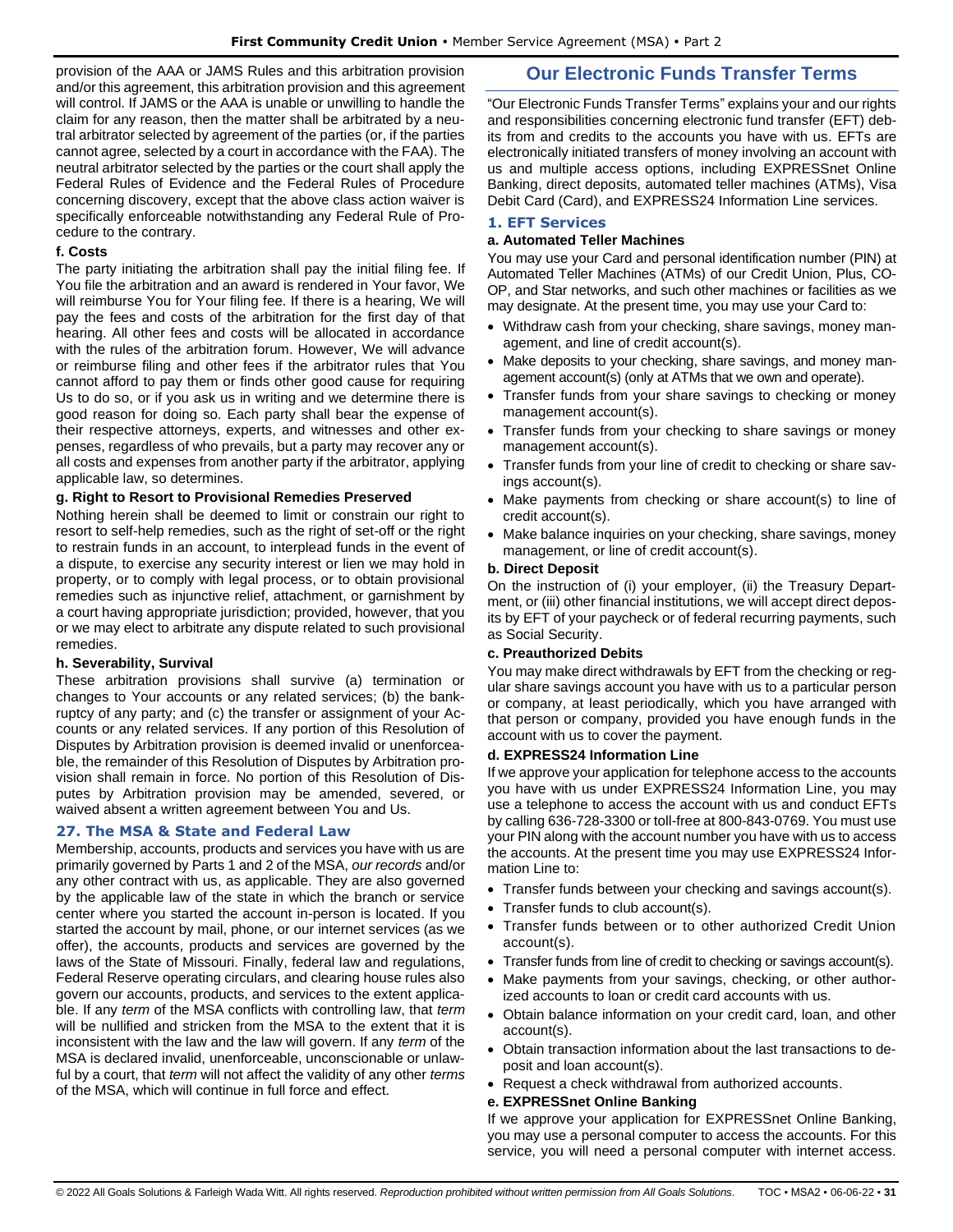provision of the AAA or JAMS Rules and this arbitration provision and/or this agreement, this arbitration provision and this agreement will control. If JAMS or the AAA is unable or unwilling to handle the claim for any reason, then the matter shall be arbitrated by a neutral arbitrator selected by agreement of the parties (or, if the parties cannot agree, selected by a court in accordance with the FAA). The neutral arbitrator selected by the parties or the court shall apply the Federal Rules of Evidence and the Federal Rules of Procedure concerning discovery, except that the above class action waiver is specifically enforceable notwithstanding any Federal Rule of Procedure to the contrary.

#### f. Costs

The party initiating the arbitration shall pay the initial filing fee. If You file the arbitration and an award is rendered in Your favor, We will reimburse You for Your filing fee. If there is a hearing, We will pay the fees and costs of the arbitration for the first day of that hearing. All other fees and costs will be allocated in accordance with the rules of the arbitration forum. However, We will advance or reimburse filing and other fees if the arbitrator rules that You cannot afford to pay them or finds other good cause for requiring Us to do so, or if you ask us in writing and we determine there is good reason for doing so. Each party shall bear the expense of their respective attorneys, experts, and witnesses and other expenses, regardless of who prevails, but a party may recover any or all costs and expenses from another party if the arbitrator, applying applicable law, so determines.

#### g. Right to Resort to Provisional Remedies Preserved

Nothing herein shall be deemed to limit or constrain our right to resort to self-help remedies, such as the right of set-off or the right to restrain funds in an account, to interplead funds in the event of a dispute, to exercise any security interest or lien we may hold in property, or to comply with legal process, or to obtain provisional remedies such as injunctive relief, attachment, or garnishment by a court having appropriate jurisdiction; provided, however, that you or we may elect to arbitrate any dispute related to such provisional remedies.

#### h. Severability, Survival

These arbitration provisions shall survive (a) termination or changes to Your accounts or any related services; (b) the bankruptcy of any party; and (c) the transfer or assignment of your Accounts or any related services. If any portion of this Resolution of Disputes by Arbitration provision is deemed invalid or unenforceable, the remainder of this Resolution of Disputes by Arbitration provision shall remain in force. No portion of this Resolution of Disputes by Arbitration provision may be amended, severed, or waived absent a written agreement between You and Us.

### 27. The MSA & State and Federal Law

Membership, accounts, products and services you have with us are primarily governed by Parts 1 and 2 of the MSA, *our records* and/or any other contract with us, as applicable. They are also governed by the applicable law of the state in which the branch or service center where you started the account in-person is located. If you started the account by mail, phone, or our internet services (as we offer), the accounts, products and services are governed by the laws of the State of Missouri. Finally, federal law and regulations, Federal Reserve operating circulars, and clearing house rules also govern our accounts, products, and services to the extent applicable. If any *term* of the MSA conflicts with controlling law, that *term* will be nullified and stricken from the MSA to the extent that it is inconsistent with the law and the law will govern. If any *term* of the MSA is declared invalid, unenforceable, unconscionable or unlawful by a court, that *term* will not affect the validity of any other *terms* of the MSA, which will continue in full force and effect.

## Our Electronic Funds Transfer Terms

"Our Electronic Funds Transfer Terms" explains your and our rights and responsibilities concerning electronic fund transfer (EFT) debits from and credits to the accounts you have with us. EFTs are electronically initiated transfers of money involving an account with us and multiple access options, including EXPRESSnet Online Banking, direct deposits, automated teller machines (ATMs), Visa Debit Card (Card), and EXPRESS24 Information Line services.

### 1. EFT Services

#### a. Automated Teller Machines

You may use your Card and personal identification number (PIN) at Automated Teller Machines (ATMs) of our Credit Union, Plus, CO-OP, and Star networks, and such other machines or facilities as we may designate. At the present time, you may use your Card to:

- Withdraw cash from your checking, share savings, money management, and line of credit account(s).
- Make deposits to your checking, share savings, and money management account(s) (only at ATMs that we own and operate).
- Transfer funds from your share savings to checking or money management account(s).
- Transfer funds from your checking to share savings or money management account(s).
- Transfer funds from your line of credit to checking or share savings account(s).
- Make payments from checking or share account(s) to line of credit account(s).
- Make balance inquiries on your checking, share savings, money management, or line of credit account(s).

#### b. Direct Deposit

On the instruction of (i) your employer, (ii) the Treasury Department, or (iii) other financial institutions, we will accept direct deposits by EFT of your paycheck or of federal recurring payments, such as Social Security.

#### c. Preauthorized Debits

You may make direct withdrawals by EFT from the checking or regular share savings account you have with us to a particular person or company, at least periodically, which you have arranged with that person or company, provided you have enough funds in the account with us to cover the payment.

#### d. EXPRESS24 Information Line

If we approve your application for telephone access to the accounts you have with us under EXPRESS24 Information Line, you may use a telephone to access the account with us and conduct EFTs by calling 636-728-3300 or toll-free at 800-843-0769. You must use your PIN along with the account number you have with us to access the accounts. At the present time you may use EXPRESS24 Information Line to:

- Transfer funds between your checking and savings account(s).
- Transfer funds to club account(s).
- Transfer funds between or to other authorized Credit Union account(s).
- Transfer funds from line of credit to checking or savings account(s).
- Make payments from your savings, checking, or other authorized accounts to loan or credit card accounts with us.
- Obtain balance information on your credit card, loan, and other account(s).
- Obtain transaction information about the last transactions to deposit and loan account(s).
- Request a check withdrawal from authorized accounts.

#### e. EXPRESSnet Online Banking

If we approve your application for EXPRESSnet Online Banking, you may use a personal computer to access the accounts. For this service, you will need a personal computer with internet access.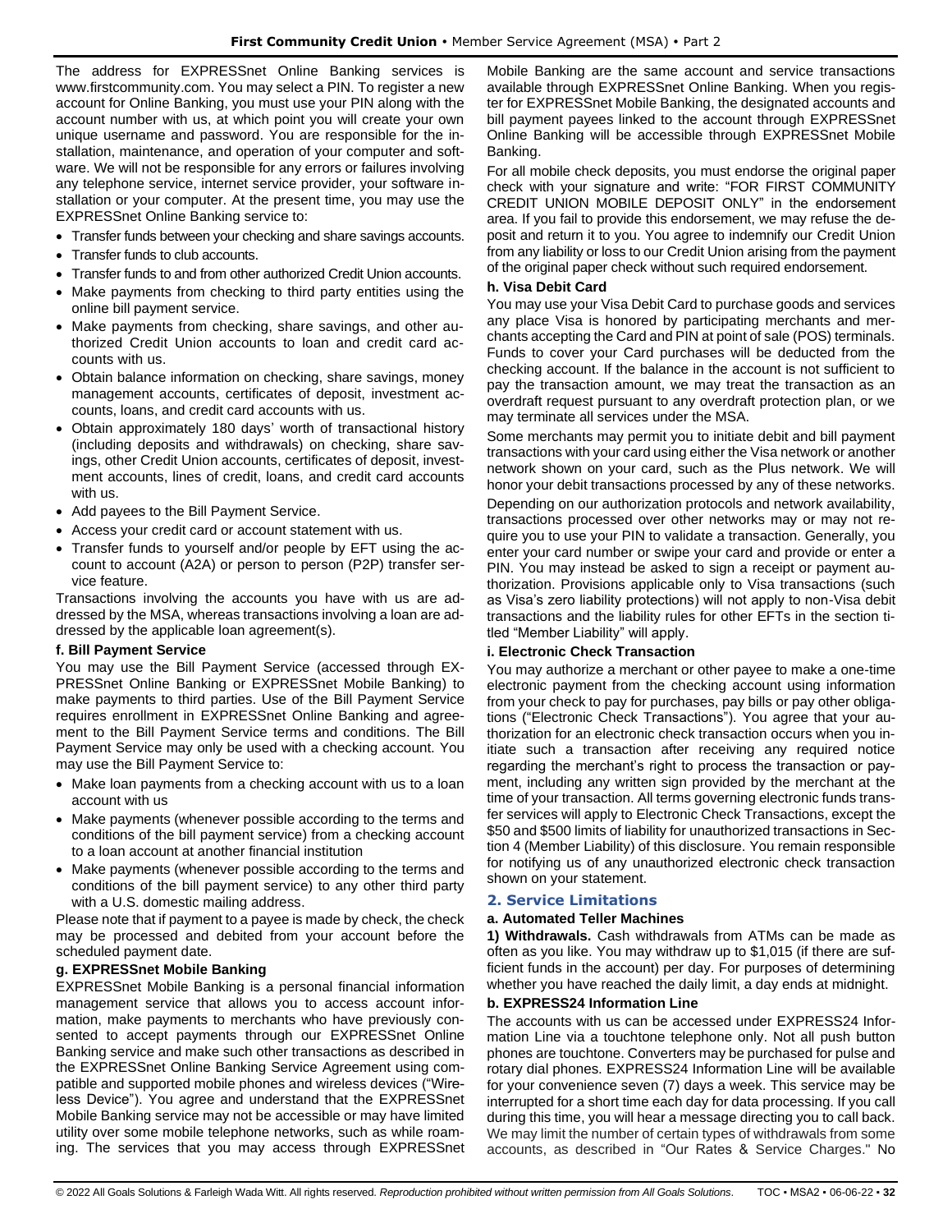The address for EXPRESSnet Online Banking services is www.firstcommunity.com. You may select a PIN. To register a new account for Online Banking, you must use your PIN along with the account number with us, at which point you will create your own unique username and password. You are responsible for the installation, maintenance, and operation of your computer and software. We will not be responsible for any errors or failures involving any telephone service, internet service provider, your software installation or your computer. At the present time, you may use the EXPRESSnet Online Banking service to:

- Transfer funds between your checking and share savings accounts.
- Transfer funds to club accounts.
- Transfer funds to and from other authorized Credit Union accounts.
- Make payments from checking to third party entities using the online bill payment service.
- Make payments from checking, share savings, and other authorized Credit Union accounts to loan and credit card accounts with us.
- Obtain balance information on checking, share savings, money management accounts, certificates of deposit, investment accounts, loans, and credit card accounts with us.
- Obtain approximately 180 days' worth of transactional history (including deposits and withdrawals) on checking, share savings, other Credit Union accounts, certificates of deposit, investment accounts, lines of credit, loans, and credit card accounts with us.
- Add payees to the Bill Payment Service.
- Access your credit card or account statement with us.
- Transfer funds to yourself and/or people by EFT using the account to account (A2A) or person to person (P2P) transfer service feature.

Transactions involving the accounts you have with us are addressed by the MSA, whereas transactions involving a loan are addressed by the applicable loan agreement(s).

**f. Bill Payment Service**

You may use the Bill Payment Service (accessed through EXPRESSnet Online Banking or EXPRESSnet Mobile Banking) to make payments to third parties. Use of the Bill Payment Service requires enrollment in EXPRESSnet Online Banking and agreement to the Bill Payment Service terms and conditions. The Bill Payment Service may only be used with a checking account. You may use the Bill Payment Service to:

- Make loan payments from a checking account with us to a loan account with us
- Make payments (whenever possible according to the terms and conditions of the bill payment service) from a checking account to a loan account at another financial institution
- Make payments (whenever possible according to the terms and conditions of the bill payment service) to any other third party with a U.S. domestic mailing address.

Please note that if payment to a payee is made by check, the check may be processed and debited from your account before the scheduled payment date.

**g. EXPRESSnet Mobile Banking**

EXPRESSnet Mobile Banking is a personal financial information management service that allows you to access account information, make payments to merchants who have previously consented to accept payments through our EXPRESSnet Online Banking service and make such other transactions as described in the EXPRESSnet Online Banking Service Agreement using compatible and supported mobile phones and wireless devices ("Wireless Device"). You agree and understand that the EXPRESSnet Mobile Banking service may not be accessible or may have limited utility over some mobile telephone networks, such as while roaming. The services that you may access through EXPRESSnet Mobile Banking are the same account and service transactions available through EXPRESSnet Online Banking. When you register for EXPRESSnet Mobile Banking, the designated accounts and bill payment payees linked to the account through EXPRESSnet Online Banking will be accessible through EXPRESSnet Mobile Banking.

For all mobile check deposits, you must endorse the original paper check with your signature and write: "FOR FIRST COMMUNITY CREDIT UNION MOBILE DEPOSIT ONLY" in the endorsement area. If you fail to provide this endorsement, we may refuse the deposit and return it to you. You agree to indemnify our Credit Union from any liability or loss to our Credit Union arising from the payment of the original paper check without such required endorsement.

**h. Visa Debit Card**

You may use your Visa Debit Card to purchase goods and services any place Visa is honored by participating merchants and merchants accepting the Card and PIN at point of sale (POS) terminals. Funds to cover your Card purchases will be deducted from the checking account. If the balance in the account is not sufficient to pay the transaction amount, we may treat the transaction as an overdraft request pursuant to any overdraft protection plan, or we may terminate all services under the MSA.

Some merchants may permit you to initiate debit and bill payment transactions with your card using either the Visa network or another network shown on your card, such as the Plus network. We will honor your debit transactions processed by any of these networks. Depending on our authorization protocols and network availability, transactions processed over other networks may or may not require you to use your PIN to validate a transaction. Generally, you enter your card number or swipe your card and provide or enter a PIN. You may instead be asked to sign a receipt or payment authorization. Provisions applicable only to Visa transactions (such as Visa's zero liability protections) will not apply to non-Visa debit transactions and the liability rules for other EFTs in the section titled "Member Liability" will apply.

**i. Electronic Check Transaction**

You may authorize a merchant or other payee to make a one-time electronic payment from the checking account using information from your check to pay for purchases, pay bills or pay other obligations ("Electronic Check Transactions"). You agree that your authorization for an electronic check transaction occurs when you initiate such a transaction after receiving any required notice regarding the merchant's right to process the transaction or payment, including any written sign provided by the merchant at the time of your transaction. All terms governing electronic funds transfer services will apply to Electronic Check Transactions, except the $50 and $500 limits of liability for unauthorized transactions in Section 4 (Member Liability) of this disclosure. You remain responsible for notifying us of any unauthorized electronic check transaction shown on your statement.

## 2. Service Limitations

**a. Automated Teller Machines**

**1) Withdrawals.** Cash withdrawals from ATMs can be made as often as you like. You may withdraw up to $1,015 (if there are sufficient funds in the account) per day. For purposes of determining whether you have reached the daily limit, a day ends at midnight.

**b. EXPRESS24 Information Line**

The accounts with us can be accessed under EXPRESS24 Information Line via a touchtone telephone only. Not all push button phones are touchtone. Converters may be purchased for pulse and rotary dial phones. EXPRESS24 Information Line will be available for your convenience seven (7) days a week. This service may be interrupted for a short time each day for data processing. If you call during this time, you will hear a message directing you to call back. We may limit the number of certain types of withdrawals from some accounts, as described in "Our Rates & Service Charges." No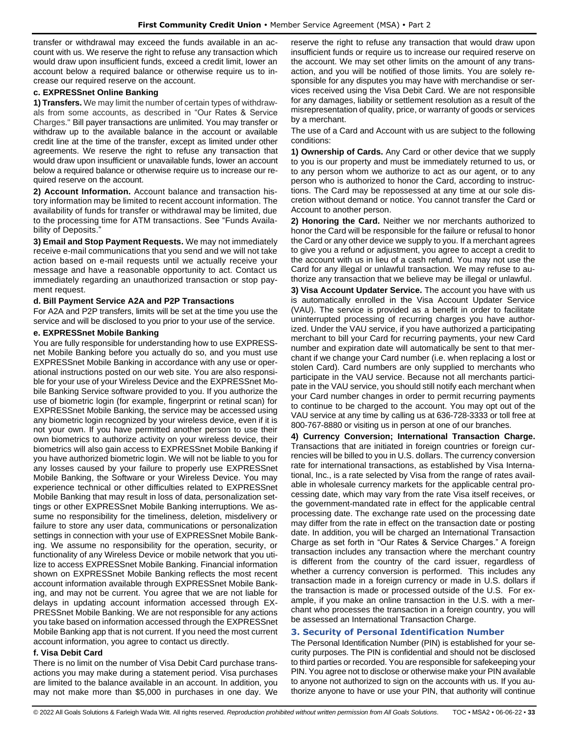transfer or withdrawal may exceed the funds available in an account with us. We reserve the right to refuse any transaction which would draw upon insufficient funds, exceed a credit limit, lower an account below a required balance or otherwise require us to increase our required reserve on the account.

**c. EXPRESSnet Online Banking**

**1) Transfers.** We may limit the number of certain types of withdrawals from some accounts, as described in "Our Rates & Service Charges." Bill payer transactions are unlimited. You may transfer or withdraw up to the available balance in the account or available credit line at the time of the transfer, except as limited under other agreements. We reserve the right to refuse any transaction that would draw upon insufficient or unavailable funds, lower an account below a required balance or otherwise require us to increase our required reserve on the account.

**2) Account Information.** Account balance and transaction history information may be limited to recent account information. The availability of funds for transfer or withdrawal may be limited, due to the processing time for ATM transactions. See "Funds Availability of Deposits."

**3) Email and Stop Payment Requests.** We may not immediately receive e-mail communications that you send and we will not take action based on e-mail requests until we actually receive your message and have a reasonable opportunity to act. Contact us immediately regarding an unauthorized transaction or stop payment request.

**d. Bill Payment Service A2A and P2P Transactions**

For A2A and P2P transfers, limits will be set at the time you use the service and will be disclosed to you prior to your use of the service.

**e. EXPRESSnet Mobile Banking**

You are fully responsible for understanding how to use EXPRESSnet Mobile Banking before you actually do so, and you must use EXPRESSnet Mobile Banking in accordance with any use or operational instructions posted on our web site. You are also responsible for your use of your Wireless Device and the EXPRESSnet Mobile Banking Service software provided to you. If you authorize the use of biometric login (for example, fingerprint or retinal scan) for EXPRESSnet Mobile Banking, the service may be accessed using any biometric login recognized by your wireless device, even if it is not your own. If you have permitted another person to use their own biometrics to authorize activity on your wireless device, their biometrics will also gain access to EXPRESSnet Mobile Banking if you have authorized biometric login. We will not be liable to you for any losses caused by your failure to properly use EXPRESSnet Mobile Banking, the Software or your Wireless Device. You may experience technical or other difficulties related to EXPRESSnet Mobile Banking that may result in loss of data, personalization settings or other EXPRESSnet Mobile Banking interruptions. We assume no responsibility for the timeliness, deletion, misdelivery or failure to store any user data, communications or personalization settings in connection with your use of EXPRESSnet Mobile Banking. We assume no responsibility for the operation, security, or functionality of any Wireless Device or mobile network that you utilize to access EXPRESSnet Mobile Banking. Financial information shown on EXPRESSnet Mobile Banking reflects the most recent account information available through EXPRESSnet Mobile Banking, and may not be current. You agree that we are not liable for delays in updating account information accessed through EXPRESSnet Mobile Banking. We are not responsible for any actions you take based on information accessed through the EXPRESSnet Mobile Banking app that is not current. If you need the most current account information, you agree to contact us directly.

**f. Visa Debit Card**

There is no limit on the number of Visa Debit Card purchase transactions you may make during a statement period. Visa purchases are limited to the balance available in an account. In addition, you may not make more than $5,000 in purchases in one day. We reserve the right to refuse any transaction that would draw upon insufficient funds or require us to increase our required reserve on the account. We may set other limits on the amount of any transaction, and you will be notified of those limits. You are solely responsible for any disputes you may have with merchandise or services received using the Visa Debit Card. We are not responsible for any damages, liability or settlement resolution as a result of the misrepresentation of quality, price, or warranty of goods or services by a merchant.

The use of a Card and Account with us are subject to the following conditions:

**1) Ownership of Cards.** Any Card or other device that we supply to you is our property and must be immediately returned to us, or to any person whom we authorize to act as our agent, or to any person who is authorized to honor the Card, according to instructions. The Card may be repossessed at any time at our sole discretion without demand or notice. You cannot transfer the Card or Account to another person.

**2) Honoring the Card.** Neither we nor merchants authorized to honor the Card will be responsible for the failure or refusal to honor the Card or any other device we supply to you. If a merchant agrees to give you a refund or adjustment, you agree to accept a credit to the account with us in lieu of a cash refund. You may not use the Card for any illegal or unlawful transaction. We may refuse to authorize any transaction that we believe may be illegal or unlawful.

**3) Visa Account Updater Service.** The account you have with us is automatically enrolled in the Visa Account Updater Service (VAU). The service is provided as a benefit in order to facilitate uninterrupted processing of recurring charges you have authorized. Under the VAU service, if you have authorized a participating merchant to bill your Card for recurring payments, your new Card number and expiration date will automatically be sent to that merchant if we change your Card number (i.e. when replacing a lost or stolen Card). Card numbers are only supplied to merchants who participate in the VAU service. Because not all merchants participate in the VAU service, you should still notify each merchant when your Card number changes in order to permit recurring payments to continue to be charged to the account. You may opt out of the VAU service at any time by calling us at 636-728-3333 or toll free at 800-767-8880 or visiting us in person at one of our branches.

**4) Currency Conversion; International Transaction Charge.** Transactions that are initiated in foreign countries or foreign currencies will be billed to you in U.S. dollars. The currency conversion rate for international transactions, as established by Visa International, Inc., is a rate selected by Visa from the range of rates available in wholesale currency markets for the applicable central processing date, which may vary from the rate Visa itself receives, or the government-mandated rate in effect for the applicable central processing date. The exchange rate used on the processing date may differ from the rate in effect on the transaction date or posting date. In addition, you will be charged an International Transaction Charge as set forth in "Our Rates & Service Charges." A foreign transaction includes any transaction where the merchant country is different from the country of the card issuer, regardless of whether a currency conversion is performed. This includes any transaction made in a foreign currency or made in U.S. dollars if the transaction is made or processed outside of the U.S. For example, if you make an online transaction in the U.S. with a merchant who processes the transaction in a foreign country, you will be assessed an International Transaction Charge.

## 3. Security of Personal Identification Number

The Personal Identification Number (PIN) is established for your security purposes. The PIN is confidential and should not be disclosed to third parties or recorded. You are responsible for safekeeping your PIN. You agree not to disclose or otherwise make your PIN available to anyone not authorized to sign on the accounts with us. If you authorize anyone to have or use your PIN, that authority will continue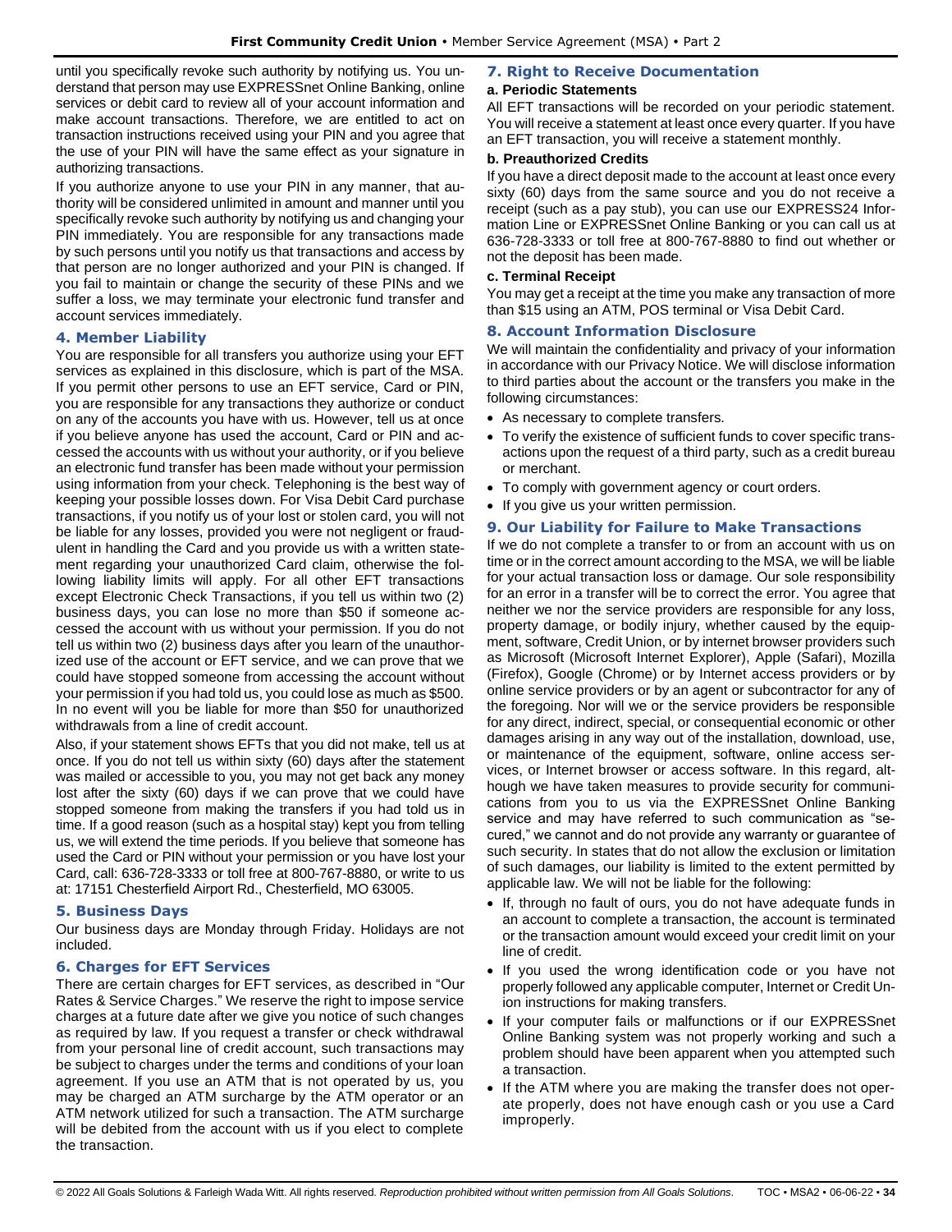until you specifically revoke such authority by notifying us. You understand that person may use EXPRESSnet Online Banking, online services or debit card to review all of your account information and make account transactions. Therefore, we are entitled to act on transaction instructions received using your PIN and you agree that the use of your PIN will have the same effect as your signature in authorizing transactions.

If you authorize anyone to use your PIN in any manner, that authority will be considered unlimited in amount and manner until you specifically revoke such authority by notifying us and changing your PIN immediately. You are responsible for any transactions made by such persons until you notify us that transactions and access by that person are no longer authorized and your PIN is changed. If you fail to maintain or change the security of these PINs and we suffer a loss, we may terminate your electronic fund transfer and account services immediately.

### 4. Member Liability

You are responsible for all transfers you authorize using your EFT services as explained in this disclosure, which is part of the MSA. If you permit other persons to use an EFT service, Card or PIN, you are responsible for any transactions they authorize or conduct on any of the accounts you have with us. However, tell us at once if you believe anyone has used the account, Card or PIN and accessed the accounts with us without your authority, or if you believe an electronic fund transfer has been made without your permission using information from your check. Telephoning is the best way of keeping your possible losses down. For Visa Debit Card purchase transactions, if you notify us of your lost or stolen card, you will not be liable for any losses, provided you were not negligent or fraudulent in handling the Card and you provide us with a written statement regarding your unauthorized Card claim, otherwise the following liability limits will apply. For all other EFT transactions except Electronic Check Transactions, if you tell us within two (2) business days, you can lose no more than $50 if someone accessed the account with us without your permission. If you do not tell us within two (2) business days after you learn of the unauthorized use of the account or EFT service, and we can prove that we could have stopped someone from accessing the account without your permission if you had told us, you could lose as much as $500. In no event will you be liable for more than $50 for unauthorized withdrawals from a line of credit account.

Also, if your statement shows EFTs that you did not make, tell us at once. If you do not tell us within sixty (60) days after the statement was mailed or accessible to you, you may not get back any money lost after the sixty (60) days if we can prove that we could have stopped someone from making the transfers if you had told us in time. If a good reason (such as a hospital stay) kept you from telling us, we will extend the time periods. If you believe that someone has used the Card or PIN without your permission or you have lost your Card, call: 636-728-3333 or toll free at 800-767-8880, or write to us at: 17151 Chesterfield Airport Rd., Chesterfield, MO 63005.

### 5. Business Days

Our business days are Monday through Friday. Holidays are not included.

### 6. Charges for EFT Services

There are certain charges for EFT services, as described in "Our Rates & Service Charges." We reserve the right to impose service charges at a future date after we give you notice of such changes as required by law. If you request a transfer or check withdrawal from your personal line of credit account, such transactions may be subject to charges under the terms and conditions of your loan agreement. If you use an ATM that is not operated by us, you may be charged an ATM surcharge by the ATM operator or an ATM network utilized for such a transaction. The ATM surcharge will be debited from the account with us if you elect to complete the transaction.

### 7. Right to Receive Documentation

**a. Periodic Statements**

All EFT transactions will be recorded on your periodic statement. You will receive a statement at least once every quarter. If you have an EFT transaction, you will receive a statement monthly.

**b. Preauthorized Credits**

If you have a direct deposit made to the account at least once every sixty (60) days from the same source and you do not receive a receipt (such as a pay stub), you can use our EXPRESS24 Information Line or EXPRESSnet Online Banking or you can call us at 636-728-3333 or toll free at 800-767-8880 to find out whether or not the deposit has been made.

**c. Terminal Receipt**

You may get a receipt at the time you make any transaction of more than $15 using an ATM, POS terminal or Visa Debit Card.

### 8. Account Information Disclosure

We will maintain the confidentiality and privacy of your information in accordance with our Privacy Notice. We will disclose information to third parties about the account or the transfers you make in the following circumstances:

- As necessary to complete transfers.
- To verify the existence of sufficient funds to cover specific transactions upon the request of a third party, such as a credit bureau or merchant.
- To comply with government agency or court orders.
- If you give us your written permission.

### 9. Our Liability for Failure to Make Transactions

If we do not complete a transfer to or from an account with us on time or in the correct amount according to the MSA, we will be liable for your actual transaction loss or damage. Our sole responsibility for an error in a transfer will be to correct the error. You agree that neither we nor the service providers are responsible for any loss, property damage, or bodily injury, whether caused by the equipment, software, Credit Union, or by internet browser providers such as Microsoft (Microsoft Internet Explorer), Apple (Safari), Mozilla (Firefox), Google (Chrome) or by Internet access providers or by online service providers or by an agent or subcontractor for any of the foregoing. Nor will we or the service providers be responsible for any direct, indirect, special, or consequential economic or other damages arising in any way out of the installation, download, use, or maintenance of the equipment, software, online access services, or Internet browser or access software. In this regard, although we have taken measures to provide security for communications from you to us via the EXPRESSnet Online Banking service and may have referred to such communication as "secured," we cannot and do not provide any warranty or guarantee of such security. In states that do not allow the exclusion or limitation of such damages, our liability is limited to the extent permitted by applicable law. We will not be liable for the following:

- If, through no fault of ours, you do not have adequate funds in an account to complete a transaction, the account is terminated or the transaction amount would exceed your credit limit on your line of credit.
- If you used the wrong identification code or you have not properly followed any applicable computer, Internet or Credit Union instructions for making transfers.
- If your computer fails or malfunctions or if our EXPRESSnet Online Banking system was not properly working and such a problem should have been apparent when you attempted such a transaction.
- If the ATM where you are making the transfer does not operate properly, does not have enough cash or you use a Card improperly.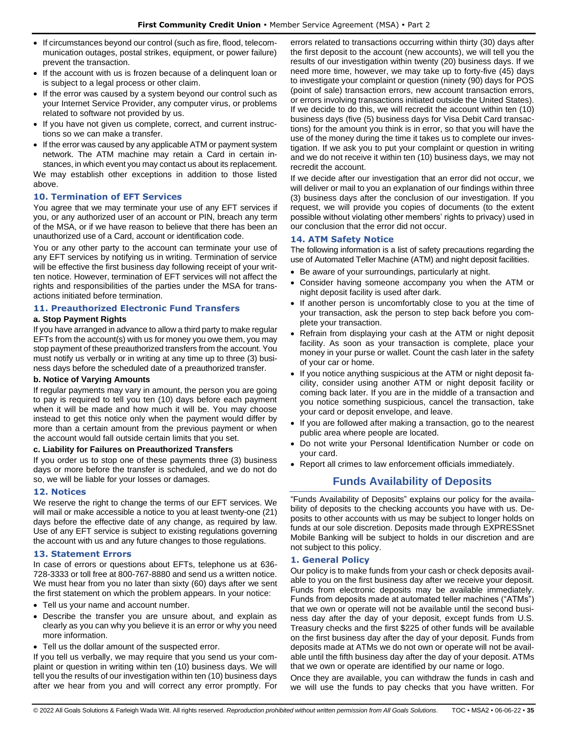- If circumstances beyond our control (such as fire, flood, telecommunication outages, postal strikes, equipment, or power failure) prevent the transaction.
- If the account with us is frozen because of a delinquent loan or is subject to a legal process or other claim.
- If the error was caused by a system beyond our control such as your Internet Service Provider, any computer virus, or problems related to software not provided by us.
- If you have not given us complete, correct, and current instructions so we can make a transfer.
- If the error was caused by any applicable ATM or payment system network. The ATM machine may retain a Card in certain instances, in which event you may contact us about its replacement.

We may establish other exceptions in addition to those listed above.

### 10. Termination of EFT Services

You agree that we may terminate your use of any EFT services if you, or any authorized user of an account or PIN, breach any term of the MSA, or if we have reason to believe that there has been an unauthorized use of a Card, account or identification code.

You or any other party to the account can terminate your use of any EFT services by notifying us in writing. Termination of service will be effective the first business day following receipt of your written notice. However, termination of EFT services will not affect the rights and responsibilities of the parties under the MSA for transactions initiated before termination.

### 11. Preauthorized Electronic Fund Transfers

**a. Stop Payment Rights**

If you have arranged in advance to allow a third party to make regular EFTs from the account(s) with us for money you owe them, you may stop payment of these preauthorized transfers from the account. You must notify us verbally or in writing at any time up to three (3) business days before the scheduled date of a preauthorized transfer.

**b. Notice of Varying Amounts**

If regular payments may vary in amount, the person you are going to pay is required to tell you ten (10) days before each payment when it will be made and how much it will be. You may choose instead to get this notice only when the payment would differ by more than a certain amount from the previous payment or when the account would fall outside certain limits that you set.

**c. Liability for Failures on Preauthorized Transfers**

If you order us to stop one of these payments three (3) business days or more before the transfer is scheduled, and we do not do so, we will be liable for your losses or damages.

### 12. Notices

We reserve the right to change the terms of our EFT services. We will mail or make accessible a notice to you at least twenty-one (21) days before the effective date of any change, as required by law. Use of any EFT service is subject to existing regulations governing the account with us and any future changes to those regulations.

### 13. Statement Errors

In case of errors or questions about EFTs, telephone us at 636-728-3333 or toll free at 800-767-8880 and send us a written notice. We must hear from you no later than sixty (60) days after we sent the first statement on which the problem appears. In your notice:

- Tell us your name and account number.
- Describe the transfer you are unsure about, and explain as clearly as you can why you believe it is an error or why you need more information.
- Tell us the dollar amount of the suspected error.

If you tell us verbally, we may require that you send us your complaint or question in writing within ten (10) business days. We will tell you the results of our investigation within ten (10) business days after we hear from you and will correct any error promptly. For errors related to transactions occurring within thirty (30) days after the first deposit to the account (new accounts), we will tell you the results of our investigation within twenty (20) business days. If we need more time, however, we may take up to forty-five (45) days to investigate your complaint or question (ninety (90) days for POS (point of sale) transaction errors, new account transaction errors, or errors involving transactions initiated outside the United States). If we decide to do this, we will recredit the account within ten (10) business days (five (5) business days for Visa Debit Card transactions) for the amount you think is in error, so that you will have the use of the money during the time it takes us to complete our investigation. If we ask you to put your complaint or question in writing and we do not receive it within ten (10) business days, we may not recredit the account.

If we decide after our investigation that an error did not occur, we will deliver or mail to you an explanation of our findings within three (3) business days after the conclusion of our investigation. If you request, we will provide you copies of documents (to the extent possible without violating other members' rights to privacy) used in our conclusion that the error did not occur.

### 14. ATM Safety Notice

The following information is a list of safety precautions regarding the use of Automated Teller Machine (ATM) and night deposit facilities.

- Be aware of your surroundings, particularly at night.
- Consider having someone accompany you when the ATM or night deposit facility is used after dark.
- If another person is uncomfortably close to you at the time of your transaction, ask the person to step back before you complete your transaction.
- Refrain from displaying your cash at the ATM or night deposit facility. As soon as your transaction is complete, place your money in your purse or wallet. Count the cash later in the safety of your car or home.
- If you notice anything suspicious at the ATM or night deposit facility, consider using another ATM or night deposit facility or coming back later. If you are in the middle of a transaction and you notice something suspicious, cancel the transaction, take your card or deposit envelope, and leave.
- If you are followed after making a transaction, go to the nearest public area where people are located.
- Do not write your Personal Identification Number or code on your card.
- Report all crimes to law enforcement officials immediately.

## Funds Availability of Deposits

"Funds Availability of Deposits" explains our policy for the availability of deposits to the checking accounts you have with us. Deposits to other accounts with us may be subject to longer holds on funds at our sole discretion. Deposits made through EXPRESSnet Mobile Banking will be subject to holds in our discretion and are not subject to this policy.

### 1. General Policy

Our policy is to make funds from your cash or check deposits available to you on the first business day after we receive your deposit. Funds from electronic deposits may be available immediately. Funds from deposits made at automated teller machines ("ATMs") that we own or operate will not be available until the second business day after the day of your deposit, except funds from U.S. Treasury checks and the first $225 of other funds will be available on the first business day after the day of your deposit. Funds from deposits made at ATMs we do not own or operate will not be available until the fifth business day after the day of your deposit. ATMs that we own or operate are identified by our name or logo.

Once they are available, you can withdraw the funds in cash and we will use the funds to pay checks that you have written. For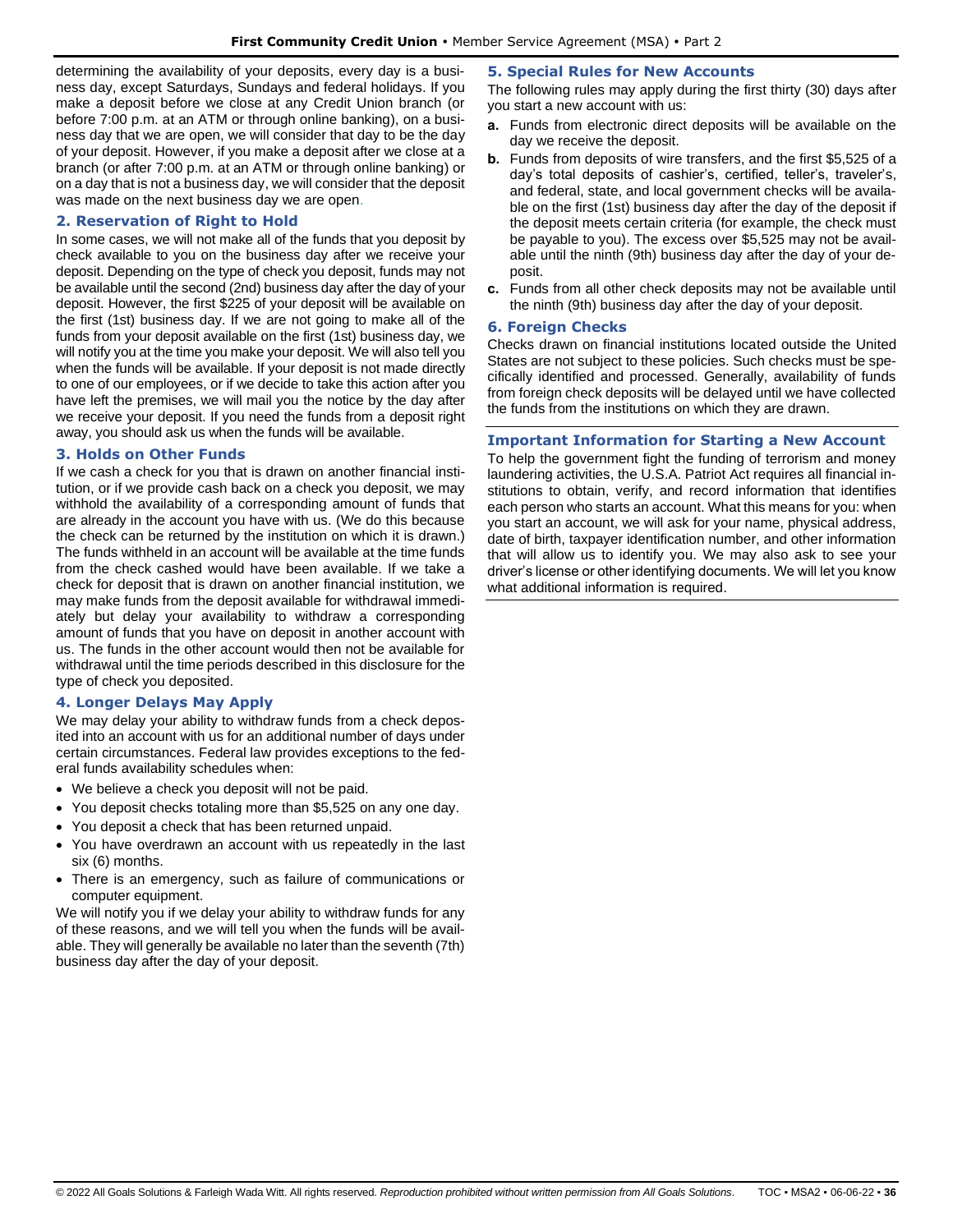determining the availability of your deposits, every day is a business day, except Saturdays, Sundays and federal holidays. If you make a deposit before we close at any Credit Union branch (or before 7:00 p.m. at an ATM or through online banking), on a business day that we are open, we will consider that day to be the day of your deposit. However, if you make a deposit after we close at a branch (or after 7:00 p.m. at an ATM or through online banking) or on a day that is not a business day, we will consider that the deposit was made on the next business day we are open.

### 2. Reservation of Right to Hold

In some cases, we will not make all of the funds that you deposit by check available to you on the business day after we receive your deposit. Depending on the type of check you deposit, funds may not be available until the second (2nd) business day after the day of your deposit. However, the first $225 of your deposit will be available on the first (1st) business day. If we are not going to make all of the funds from your deposit available on the first (1st) business day, we will notify you at the time you make your deposit. We will also tell you when the funds will be available. If your deposit is not made directly to one of our employees, or if we decide to take this action after you have left the premises, we will mail you the notice by the day after we receive your deposit. If you need the funds from a deposit right away, you should ask us when the funds will be available.

### 3. Holds on Other Funds

If we cash a check for you that is drawn on another financial institution, or if we provide cash back on a check you deposit, we may withhold the availability of a corresponding amount of funds that are already in the account you have with us. (We do this because the check can be returned by the institution on which it is drawn.) The funds withheld in an account will be available at the time funds from the check cashed would have been available. If we take a check for deposit that is drawn on another financial institution, we may make funds from the deposit available for withdrawal immediately but delay your availability to withdraw a corresponding amount of funds that you have on deposit in another account with us. The funds in the other account would then not be available for withdrawal until the time periods described in this disclosure for the type of check you deposited.

### 4. Longer Delays May Apply

We may delay your ability to withdraw funds from a check deposited into an account with us for an additional number of days under certain circumstances. Federal law provides exceptions to the federal funds availability schedules when:

- We believe a check you deposit will not be paid.
- You deposit checks totaling more than $5,525 on any one day.
- You deposit a check that has been returned unpaid.
- You have overdrawn an account with us repeatedly in the last six (6) months.
- There is an emergency, such as failure of communications or computer equipment.

We will notify you if we delay your ability to withdraw funds for any of these reasons, and we will tell you when the funds will be available. They will generally be available no later than the seventh (7th) business day after the day of your deposit.

### 5. Special Rules for New Accounts

The following rules may apply during the first thirty (30) days after you start a new account with us:

**a.** Funds from electronic direct deposits will be available on the day we receive the deposit.

**b.** Funds from deposits of wire transfers, and the first $5,525 of a day's total deposits of cashier's, certified, teller's, traveler's, and federal, state, and local government checks will be available on the first (1st) business day after the day of the deposit if the deposit meets certain criteria (for example, the check must be payable to you). The excess over $5,525 may not be available until the ninth (9th) business day after the day of your deposit.

**c.** Funds from all other check deposits may not be available until the ninth (9th) business day after the day of your deposit.

### 6. Foreign Checks

Checks drawn on financial institutions located outside the United States are not subject to these policies. Such checks must be specifically identified and processed. Generally, availability of funds from foreign check deposits will be delayed until we have collected the funds from the institutions on which they are drawn.

## Important Information for Starting a New Account

To help the government fight the funding of terrorism and money laundering activities, the U.S.A. Patriot Act requires all financial institutions to obtain, verify, and record information that identifies each person who starts an account. What this means for you: when you start an account, we will ask for your name, physical address, date of birth, taxpayer identification number, and other information that will allow us to identify you. We may also ask to see your driver's license or other identifying documents. We will let you know what additional information is required.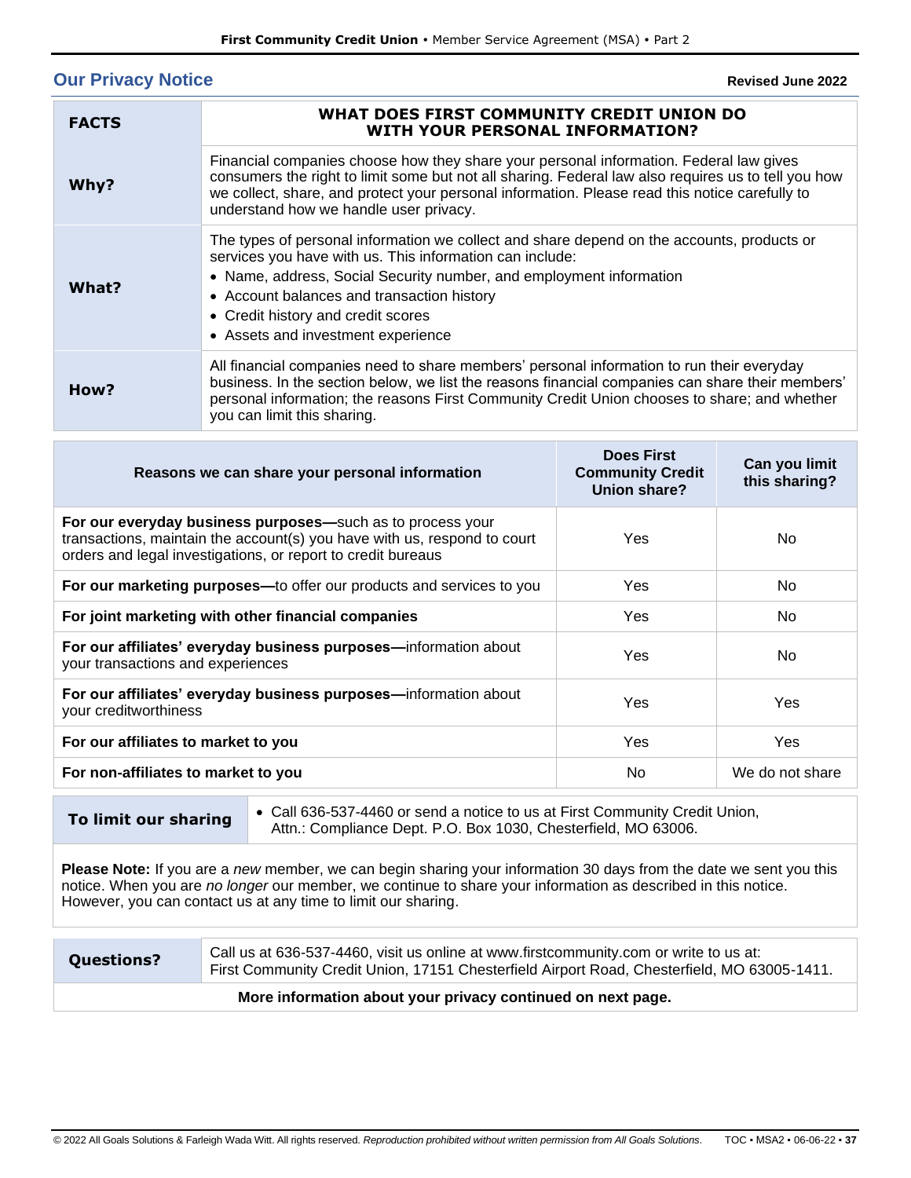## Our Privacy Notice

**Revised June 2022**

| **FACTS** | **WHAT DOES FIRST COMMUNITY CREDIT UNION DO WITH YOUR PERSONAL INFORMATION?** |
|---|---|
| **Why?** | Financial companies choose how they share your personal information. Federal law gives consumers the right to limit some but not all sharing. Federal law also requires us to tell you how we collect, share, and protect your personal information. Please read this notice carefully to understand how we handle user privacy. |
| **What?** | The types of personal information we collect and share depend on the accounts, products or services you have with us. This information can include: • Name, address, Social Security number, and employment information • Account balances and transaction history • Credit history and credit scores • Assets and investment experience |
| **How?** | All financial companies need to share members' personal information to run their everyday business. In the section below, we list the reasons financial companies can share their members' personal information; the reasons First Community Credit Union chooses to share; and whether you can limit this sharing. |

| Reasons we can share your personal information | Does First Community Credit Union share? | Can you limit this sharing? |
|---|---|---|
| **For our everyday business purposes—**such as to process your transactions, maintain the account(s) you have with us, respond to court orders and legal investigations, or report to credit bureaus | Yes | No |
| **For our marketing purposes—**to offer our products and services to you | Yes | No |
| **For joint marketing with other financial companies** | Yes | No |
| **For our affiliates' everyday business purposes—**information about your transactions and experiences | Yes | No |
| **For our affiliates' everyday business purposes—**information about your creditworthiness | Yes | Yes |
| **For our affiliates to market to you** | Yes | Yes |
| **For non-affiliates to market to you** | No | We do not share |

| **To limit our sharing** | • Call 636-537-4460 or send a notice to us at First Community Credit Union, Attn.: Compliance Dept. P.O. Box 1030, Chesterfield, MO 63006. |
|---|---|

**Please Note:** If you are a *new* member, we can begin sharing your information 30 days from the date we sent you this notice. When you are *no longer* our member, we continue to share your information as described in this notice. However, you can contact us at any time to limit our sharing.

| **Questions?** | Call us at 636-537-4460, visit us online at www.firstcommunity.com or write to us at: First Community Credit Union, 17151 Chesterfield Airport Road, Chesterfield, MO 63005-1411. |
|---|---|

**More information about your privacy continued on next page.**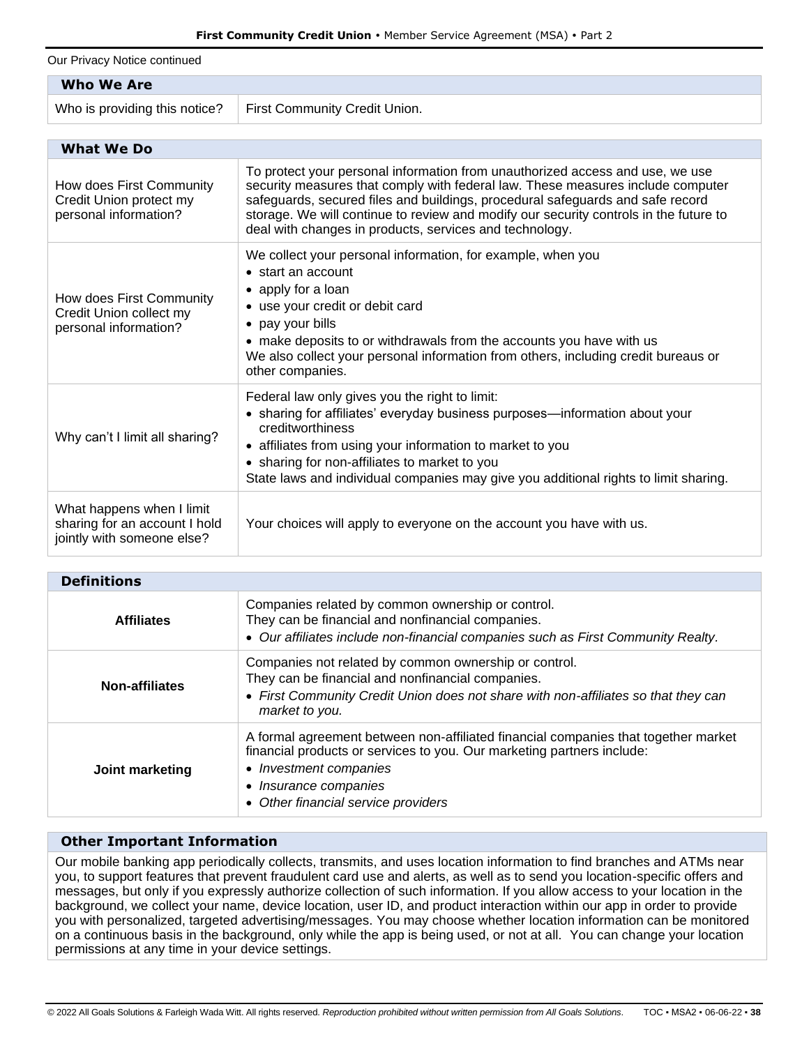Our Privacy Notice continued

| Who We Are | |
|---|---|
| Who is providing this notice? | First Community Credit Union. |

| What We Do | |
|---|---|
| How does First Community Credit Union protect my personal information? | To protect your personal information from unauthorized access and use, we use security measures that comply with federal law. These measures include computer safeguards, secured files and buildings, procedural safeguards and safe record storage. We will continue to review and modify our security controls in the future to deal with changes in products, services and technology. |
| How does First Community Credit Union collect my personal information? | We collect your personal information, for example, when you<br>• start an account<br>• apply for a loan<br>• use your credit or debit card<br>• pay your bills<br>• make deposits to or withdrawals from the accounts you have with us<br>We also collect your personal information from others, including credit bureaus or other companies. |
| Why can't I limit all sharing? | Federal law only gives you the right to limit:<br>• sharing for affiliates' everyday business purposes—information about your creditworthiness<br>• affiliates from using your information to market to you<br>• sharing for non-affiliates to market to you<br>State laws and individual companies may give you additional rights to limit sharing. |
| What happens when I limit sharing for an account I hold jointly with someone else? | Your choices will apply to everyone on the account you have with us. |

| Definitions | |
|---|---|
| **Affiliates** | Companies related by common ownership or control.<br>They can be financial and nonfinancial companies.<br>• *Our affiliates include non-financial companies such as First Community Realty*. |
| **Non-affiliates** | Companies not related by common ownership or control.<br>They can be financial and nonfinancial companies.<br>• *First Community Credit Union does not share with non-affiliates so that they can market to you.* |
| **Joint marketing** | A formal agreement between non-affiliated financial companies that together market financial products or services to you. Our marketing partners include:<br>• *Investment companies*<br>• *Insurance companies*<br>• *Other financial service providers* |

## Other Important Information

Our mobile banking app periodically collects, transmits, and uses location information to find branches and ATMs near you, to support features that prevent fraudulent card use and alerts, as well as to send you location-specific offers and messages, but only if you expressly authorize collection of such information. If you allow access to your location in the background, we collect your name, device location, user ID, and product interaction within our app in order to provide you with personalized, targeted advertising/messages. You may choose whether location information can be monitored on a continuous basis in the background, only while the app is being used, or not at all. You can change your location permissions at any time in your device settings.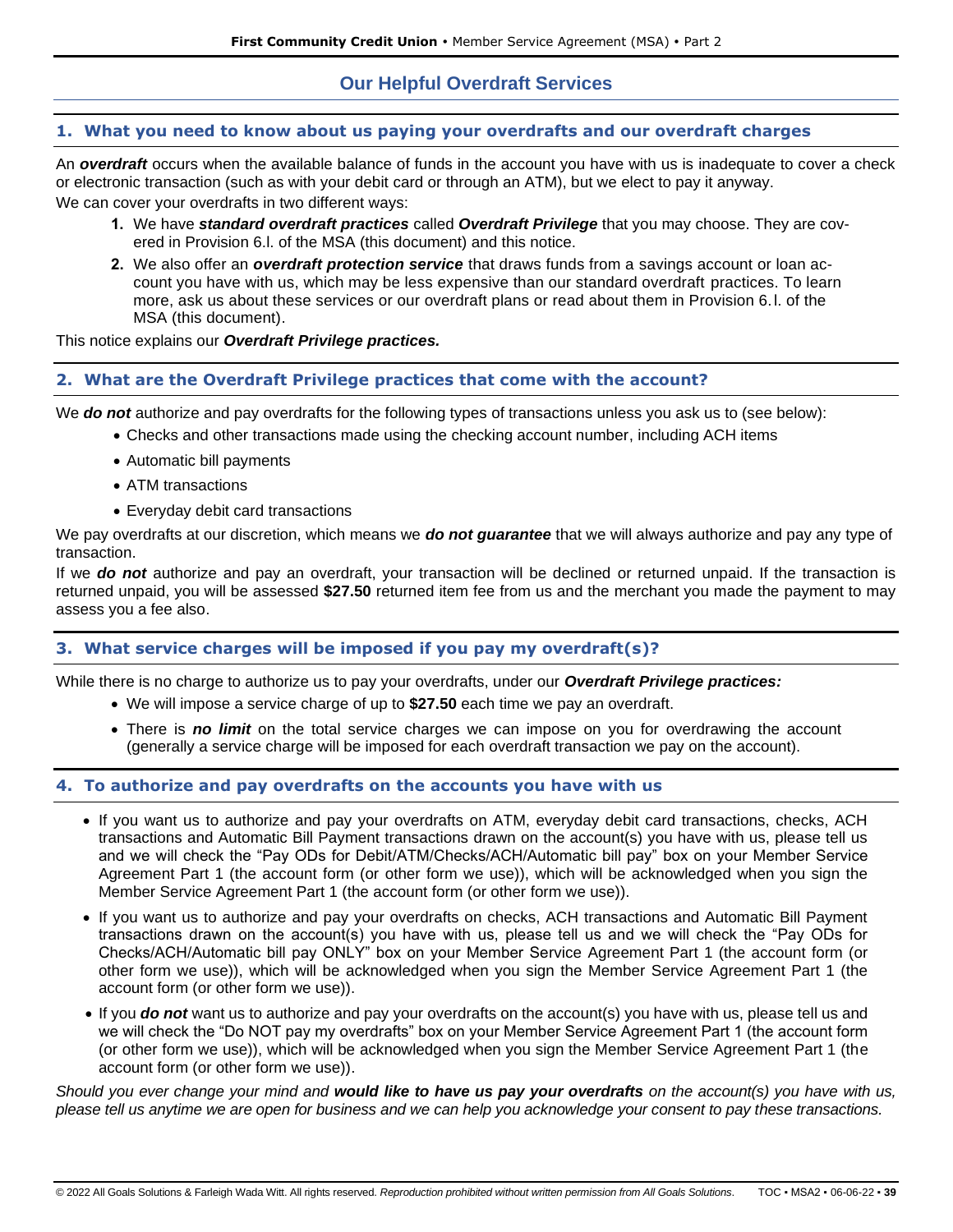# Our Helpful Overdraft Services

## 1. What you need to know about us paying your overdrafts and our overdraft charges

An ***overdraft*** occurs when the available balance of funds in the account you have with us is inadequate to cover a check or electronic transaction (such as with your debit card or through an ATM), but we elect to pay it anyway.

We can cover your overdrafts in two different ways:

1. We have ***standard overdraft practices*** called ***Overdraft Privilege*** that you may choose. They are covered in Provision 6.l. of the MSA (this document) and this notice.
2. We also offer an ***overdraft protection service*** that draws funds from a savings account or loan account you have with us, which may be less expensive than our standard overdraft practices. To learn more, ask us about these services or our overdraft plans or read about them in Provision 6.l. of the MSA (this document).

This notice explains our ***Overdraft Privilege practices.***

## 2. What are the Overdraft Privilege practices that come with the account?

We ***do not*** authorize and pay overdrafts for the following types of transactions unless you ask us to (see below):

- Checks and other transactions made using the checking account number, including ACH items
- Automatic bill payments
- ATM transactions
- Everyday debit card transactions

We pay overdrafts at our discretion, which means we ***do not guarantee*** that we will always authorize and pay any type of transaction.

If we ***do not*** authorize and pay an overdraft, your transaction will be declined or returned unpaid. If the transaction is returned unpaid, you will be assessed **$27.50** returned item fee from us and the merchant you made the payment to may assess you a fee also.

## 3. What service charges will be imposed if you pay my overdraft(s)?

While there is no charge to authorize us to pay your overdrafts, under our ***Overdraft Privilege practices:***

- We will impose a service charge of up to **$27.50** each time we pay an overdraft.
- There is ***no limit*** on the total service charges we can impose on you for overdrawing the account (generally a service charge will be imposed for each overdraft transaction we pay on the account).

## 4. To authorize and pay overdrafts on the accounts you have with us

- If you want us to authorize and pay your overdrafts on ATM, everyday debit card transactions, checks, ACH transactions and Automatic Bill Payment transactions drawn on the account(s) you have with us, please tell us and we will check the "Pay ODs for Debit/ATM/Checks/ACH/Automatic bill pay" box on your Member Service Agreement Part 1 (the account form (or other form we use)), which will be acknowledged when you sign the Member Service Agreement Part 1 (the account form (or other form we use)).
- If you want us to authorize and pay your overdrafts on checks, ACH transactions and Automatic Bill Payment transactions drawn on the account(s) you have with us, please tell us and we will check the "Pay ODs for Checks/ACH/Automatic bill pay ONLY" box on your Member Service Agreement Part 1 (the account form (or other form we use)), which will be acknowledged when you sign the Member Service Agreement Part 1 (the account form (or other form we use)).
- If you ***do not*** want us to authorize and pay your overdrafts on the account(s) you have with us, please tell us and we will check the "Do NOT pay my overdrafts" box on your Member Service Agreement Part 1 (the account form (or other form we use)), which will be acknowledged when you sign the Member Service Agreement Part 1 (the account form (or other form we use)).

*Should you ever change your mind and **would like to have us pay your overdrafts** on the account(s) you have with us, please tell us anytime we are open for business and we can help you acknowledge your consent to pay these transactions.*

© 2022 All Goals Solutions & Farleigh Wada Witt. All rights reserved. *Reproduction prohibited without written permission from All Goals Solutions.*